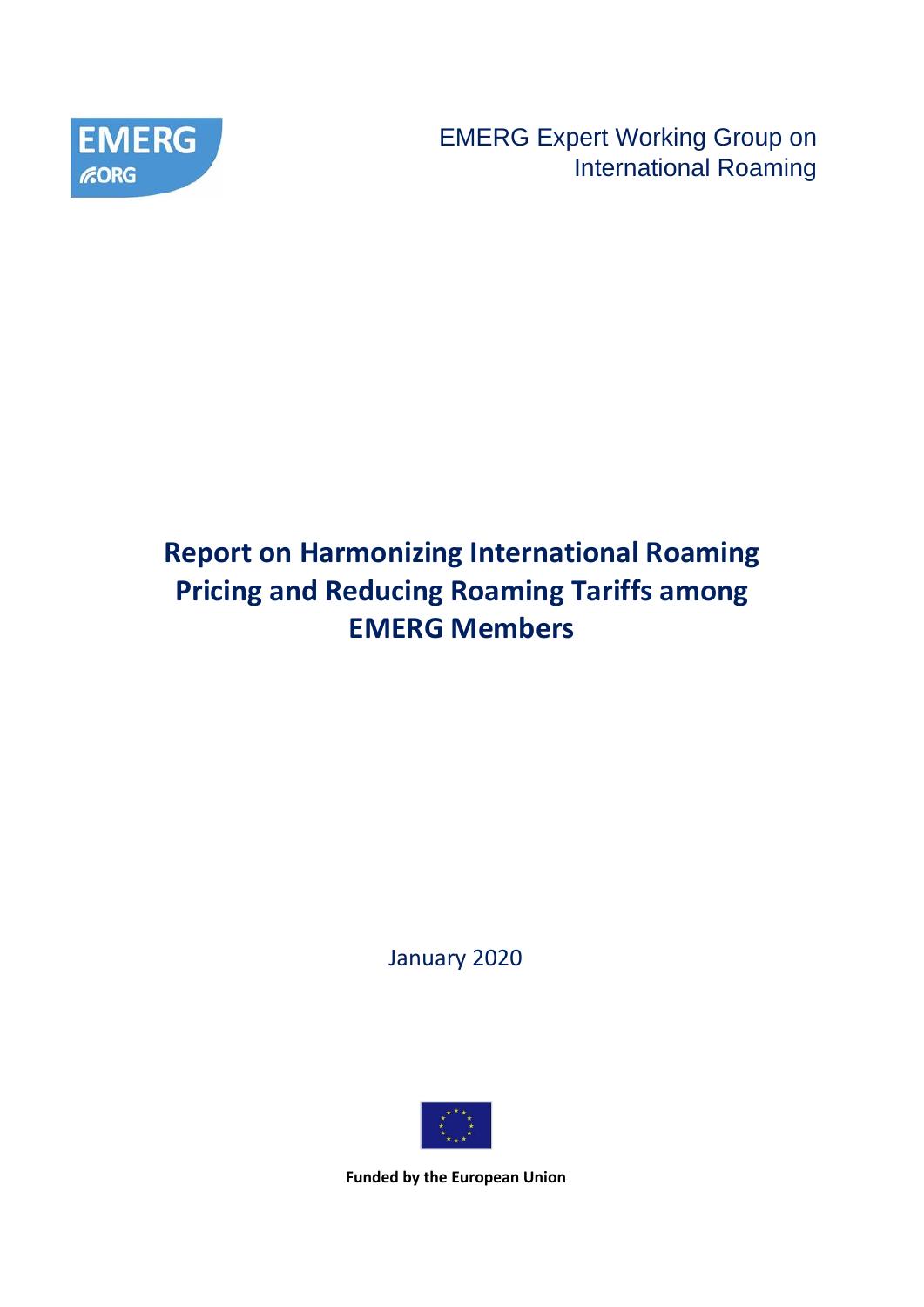EMERG

ORG

EMERG Expert Working Group on International Roaming

# Report on Harmonizing International Roaming Pricing and Reducing Roaming Tariffs among EMERG Members

January 2020

**Funded by the European Union**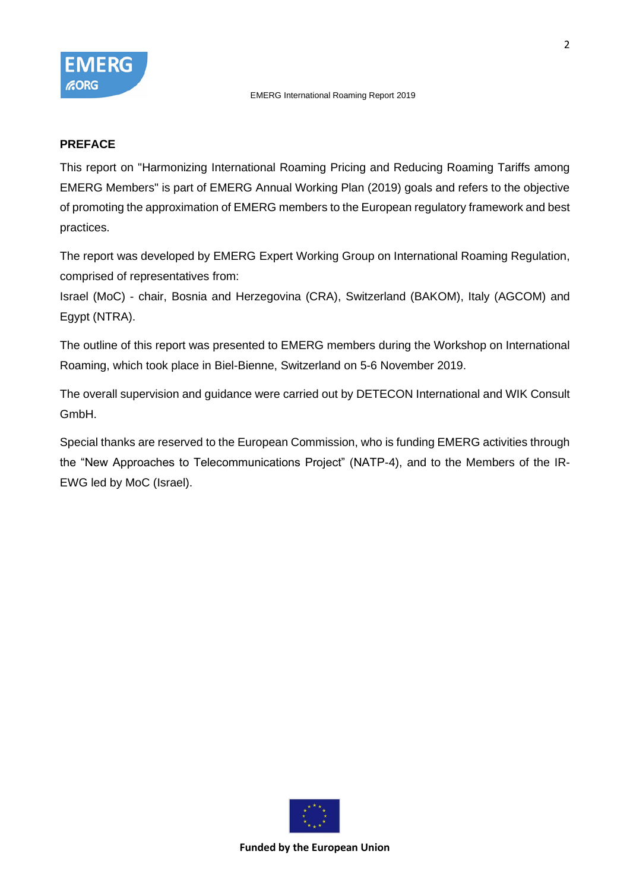## PREFACE

This report on "Harmonizing International Roaming Pricing and Reducing Roaming Tariffs among EMERG Members" is part of EMERG Annual Working Plan (2019) goals and refers to the objective of promoting the approximation of EMERG members to the European regulatory framework and best practices.

The report was developed by EMERG Expert Working Group on International Roaming Regulation, comprised of representatives from:
Israel (MoC) - chair, Bosnia and Herzegovina (CRA), Switzerland (BAKOM), Italy (AGCOM) and Egypt (NTRA).

The outline of this report was presented to EMERG members during the Workshop on International Roaming, which took place in Biel-Bienne, Switzerland on 5-6 November 2019.

The overall supervision and guidance were carried out by DETECON International and WIK Consult GmbH.

Special thanks are reserved to the European Commission, who is funding EMERG activities through the “New Approaches to Telecommunications Project” (NATP-4), and to the Members of the IR-EWG led by MoC (Israel).

**Funded by the European Union**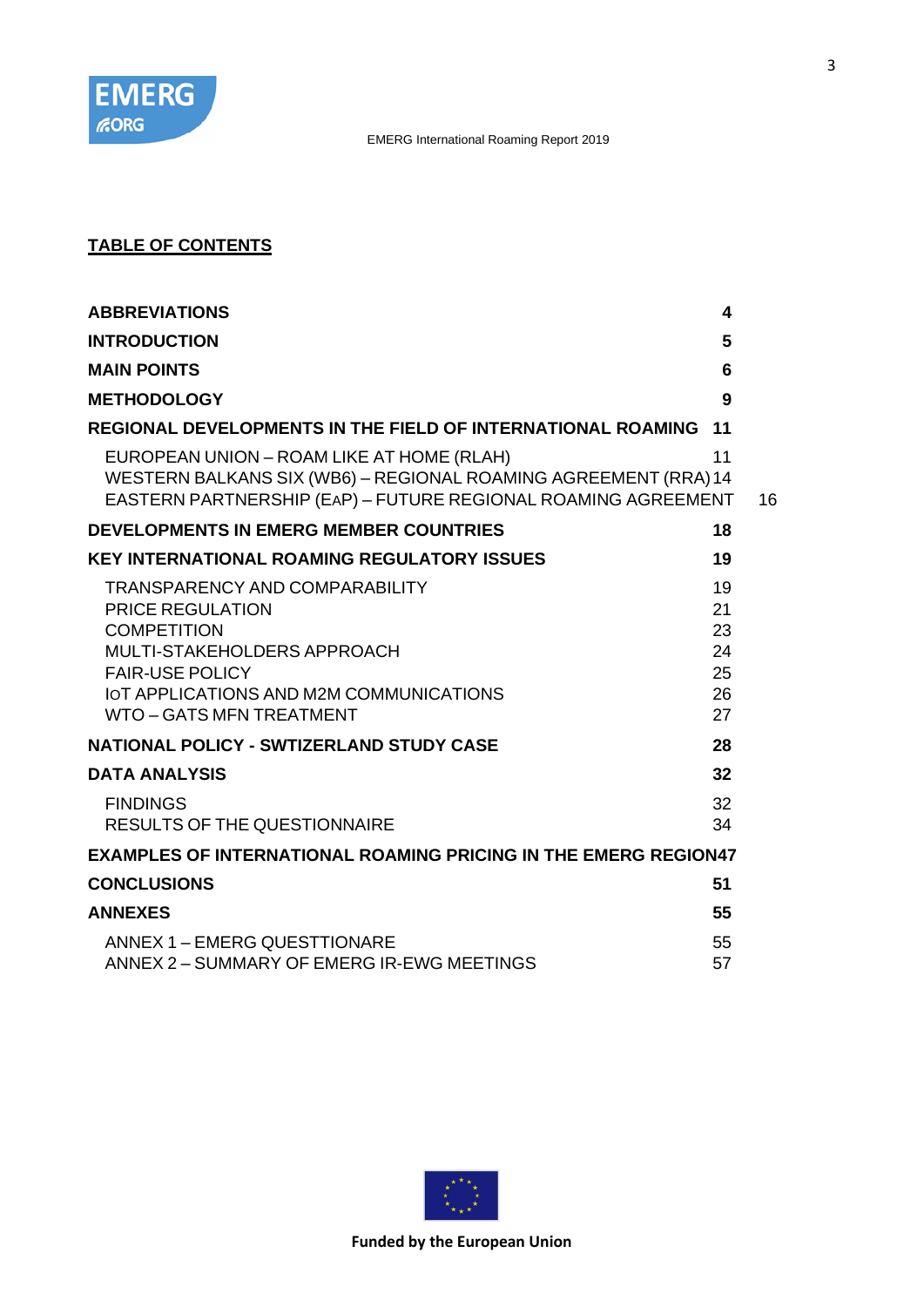**TABLE OF CONTENTS**

| | |
|---|---|
| **ABBREVIATIONS** | **4** |
| **INTRODUCTION** | **5** |
| **MAIN POINTS** | **6** |
| **METHODOLOGY** | **9** |
| **REGIONAL DEVELOPMENTS IN THE FIELD OF INTERNATIONAL ROAMING** | **11** |
| EUROPEAN UNION – ROAM LIKE AT HOME (RLAH) | 11 |
| WESTERN BALKANS SIX (WB6) – REGIONAL ROAMING AGREEMENT (RRA) | 14 |
| EASTERN PARTNERSHIP (EAP) – FUTURE REGIONAL ROAMING AGREEMENT | 16 |
| **DEVELOPMENTS IN EMERG MEMBER COUNTRIES** | **18** |
| **KEY INTERNATIONAL ROAMING REGULATORY ISSUES** | **19** |
| TRANSPARENCY AND COMPARABILITY | 19 |
| PRICE REGULATION | 21 |
| COMPETITION | 23 |
| MULTI-STAKEHOLDERS APPROACH | 24 |
| FAIR-USE POLICY | 25 |
| IOT APPLICATIONS AND M2M COMMUNICATIONS | 26 |
| WTO – GATS MFN TREATMENT | 27 |
| **NATIONAL POLICY - SWTIZERLAND STUDY CASE** | **28** |
| **DATA ANALYSIS** | **32** |
| FINDINGS | 32 |
| RESULTS OF THE QUESTIONNAIRE | 34 |
| **EXAMPLES OF INTERNATIONAL ROAMING PRICING IN THE EMERG REGION** | **47** |
| **CONCLUSIONS** | **51** |
| **ANNEXES** | **55** |
| ANNEX 1 – EMERG QUESTTIONARE | 55 |
| ANNEX 2 – SUMMARY OF EMERG IR-EWG MEETINGS | 57 |

**Funded by the European Union**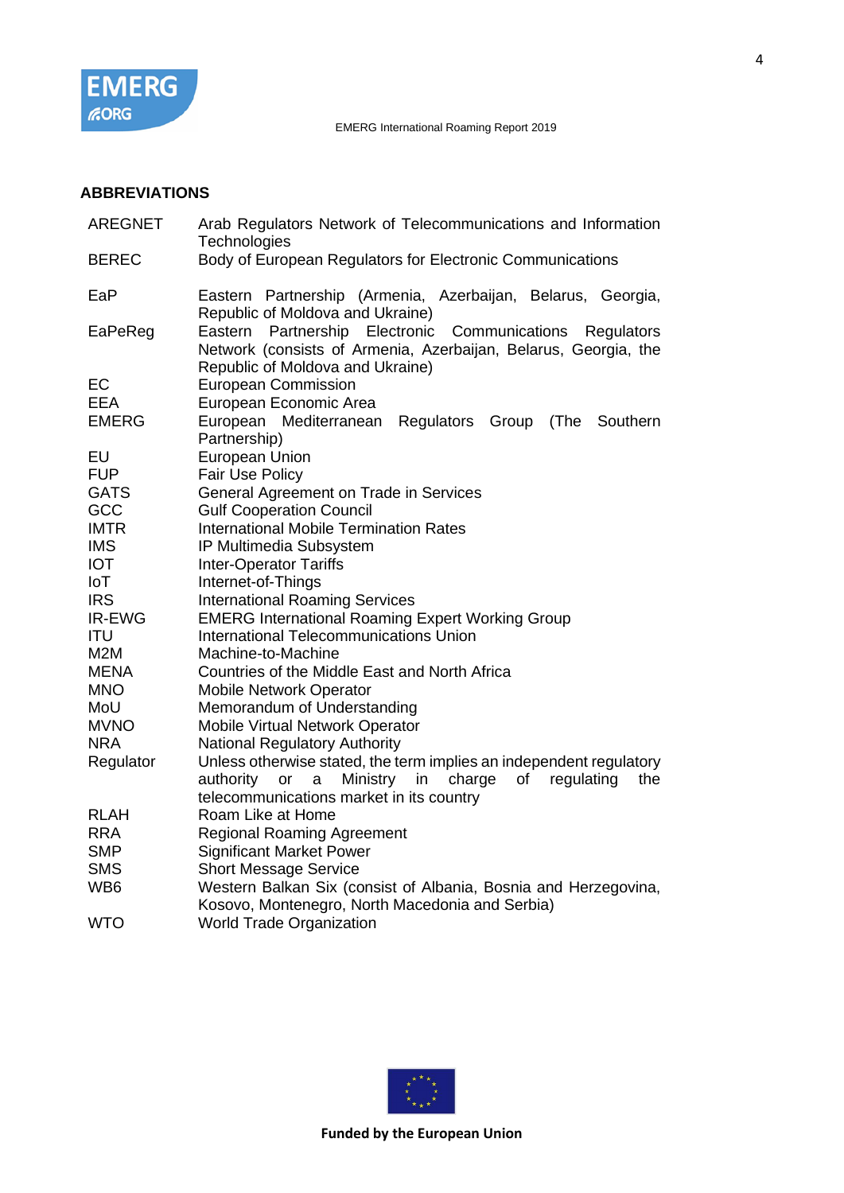## ABBREVIATIONS

| | |
|---|---|
| AREGNET | Arab Regulators Network of Telecommunications and Information Technologies |
| BEREC | Body of European Regulators for Electronic Communications |
| EaP | Eastern Partnership (Armenia, Azerbaijan, Belarus, Georgia, Republic of Moldova and Ukraine) |
| EaPeReg | Eastern Partnership Electronic Communications Regulators Network (consists of Armenia, Azerbaijan, Belarus, Georgia, the Republic of Moldova and Ukraine) |
| EC | European Commission |
| EEA | European Economic Area |
| EMERG | European Mediterranean Regulators Group (The Southern Partnership) |
| EU | European Union |
| FUP | Fair Use Policy |
| GATS | General Agreement on Trade in Services |
| GCC | Gulf Cooperation Council |
| IMTR | International Mobile Termination Rates |
| IMS | IP Multimedia Subsystem |
| IOT | Inter-Operator Tariffs |
| IoT | Internet-of-Things |
| IRS | International Roaming Services |
| IR-EWG | EMERG International Roaming Expert Working Group |
| ITU | International Telecommunications Union |
| M2M | Machine-to-Machine |
| MENA | Countries of the Middle East and North Africa |
| MNO | Mobile Network Operator |
| MoU | Memorandum of Understanding |
| MVNO | Mobile Virtual Network Operator |
| NRA | National Regulatory Authority |
| Regulator | Unless otherwise stated, the term implies an independent regulatory authority or a Ministry in charge of regulating the telecommunications market in its country |
| RLAH | Roam Like at Home |
| RRA | Regional Roaming Agreement |
| SMP | Significant Market Power |
| SMS | Short Message Service |
| WB6 | Western Balkan Six (consist of Albania, Bosnia and Herzegovina, Kosovo, Montenegro, North Macedonia and Serbia) |
| WTO | World Trade Organization |

**Funded by the European Union**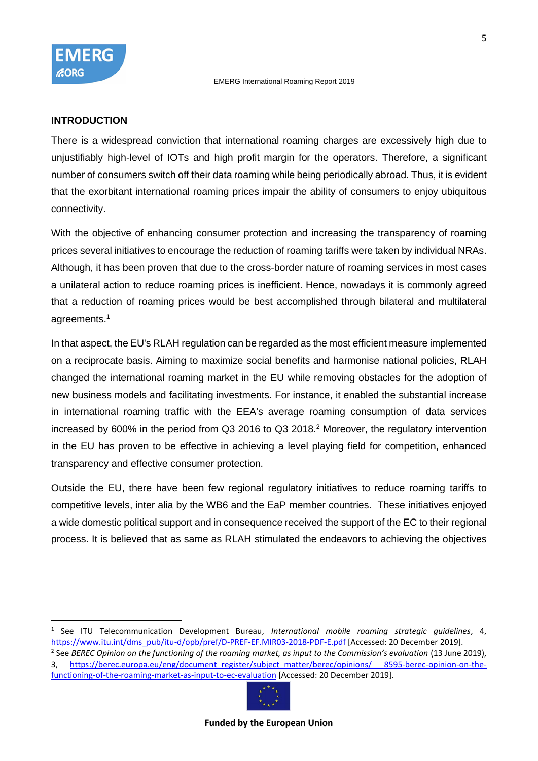## INTRODUCTION

There is a widespread conviction that international roaming charges are excessively high due to unjustifiably high-level of IOTs and high profit margin for the operators. Therefore, a significant number of consumers switch off their data roaming while being periodically abroad. Thus, it is evident that the exorbitant international roaming prices impair the ability of consumers to enjoy ubiquitous connectivity.

With the objective of enhancing consumer protection and increasing the transparency of roaming prices several initiatives to encourage the reduction of roaming tariffs were taken by individual NRAs. Although, it has been proven that due to the cross-border nature of roaming services in most cases a unilateral action to reduce roaming prices is inefficient. Hence, nowadays it is commonly agreed that a reduction of roaming prices would be best accomplished through bilateral and multilateral agreements.[1]

In that aspect, the EU's RLAH regulation can be regarded as the most efficient measure implemented on a reciprocate basis. Aiming to maximize social benefits and harmonise national policies, RLAH changed the international roaming market in the EU while removing obstacles for the adoption of new business models and facilitating investments. For instance, it enabled the substantial increase in international roaming traffic with the EEA's average roaming consumption of data services increased by 600% in the period from Q3 2016 to Q3 2018.[2] Moreover, the regulatory intervention in the EU has proven to be effective in achieving a level playing field for competition, enhanced transparency and effective consumer protection.

Outside the EU, there have been few regional regulatory initiatives to reduce roaming tariffs to competitive levels, inter alia by the WB6 and the EaP member countries. These initiatives enjoyed a wide domestic political support and in consequence received the support of the EC to their regional process. It is believed that as same as RLAH stimulated the endeavors to achieving the objectives

---

[1] See ITU Telecommunication Development Bureau, *International mobile roaming strategic guidelines*, 4, https://www.itu.int/dms_pub/itu-d/opb/pref/D-PREF-EF.MIR03-2018-PDF-E.pdf [Accessed: 20 December 2019].

[2] See *BEREC Opinion on the functioning of the roaming market, as input to the Commission's evaluation* (13 June 2019), 3, https://berec.europa.eu/eng/document_register/subject_matter/berec/opinions/ 8595-berec-opinion-on-the-functioning-of-the-roaming-market-as-input-to-ec-evaluation [Accessed: 20 December 2019].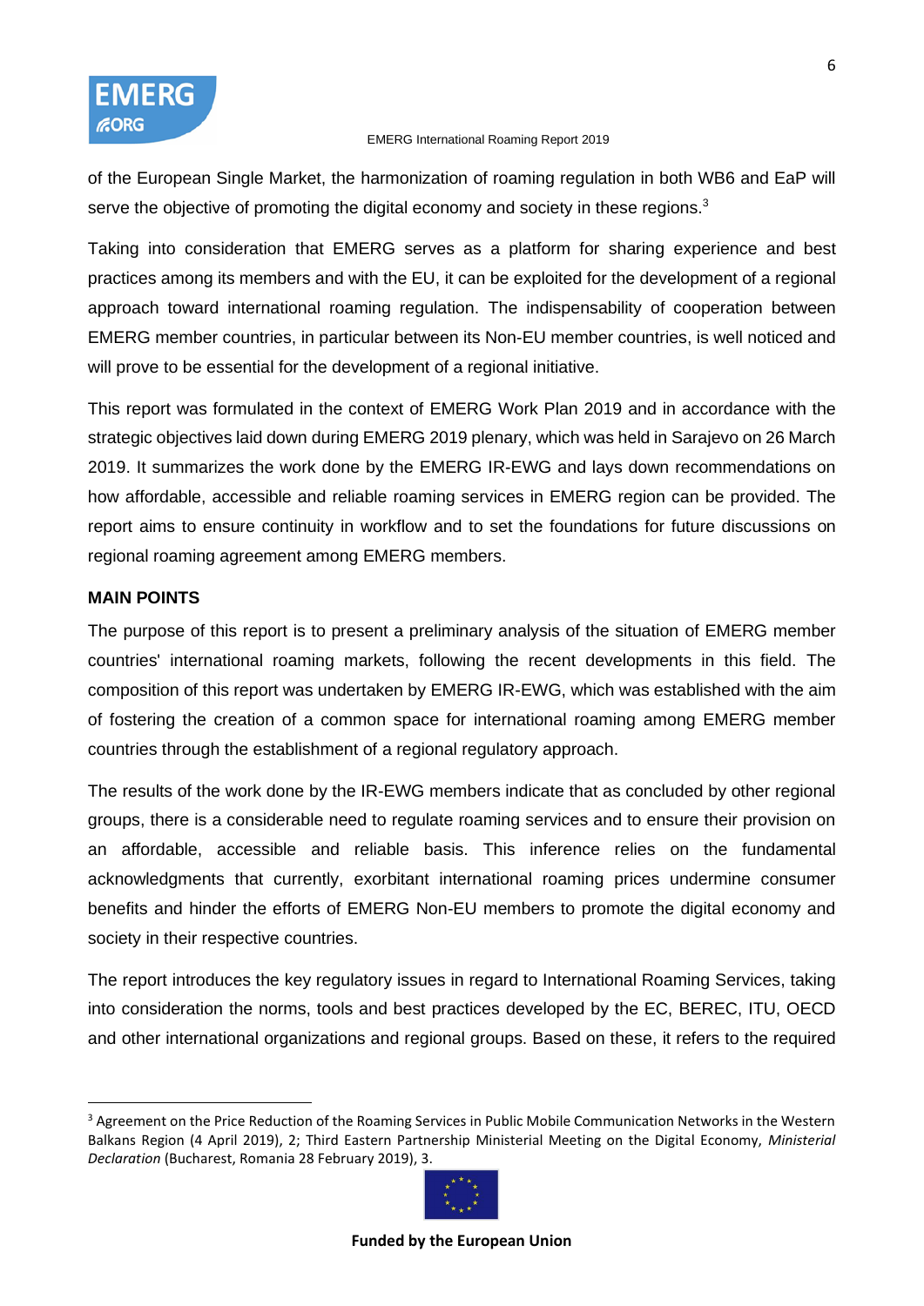of the European Single Market, the harmonization of roaming regulation in both WB6 and EaP will serve the objective of promoting the digital economy and society in these regions.[3]

Taking into consideration that EMERG serves as a platform for sharing experience and best practices among its members and with the EU, it can be exploited for the development of a regional approach toward international roaming regulation. The indispensability of cooperation between EMERG member countries, in particular between its Non-EU member countries, is well noticed and will prove to be essential for the development of a regional initiative.

This report was formulated in the context of EMERG Work Plan 2019 and in accordance with the strategic objectives laid down during EMERG 2019 plenary, which was held in Sarajevo on 26 March 2019. It summarizes the work done by the EMERG IR-EWG and lays down recommendations on how affordable, accessible and reliable roaming services in EMERG region can be provided. The report aims to ensure continuity in workflow and to set the foundations for future discussions on regional roaming agreement among EMERG members.

**MAIN POINTS**

The purpose of this report is to present a preliminary analysis of the situation of EMERG member countries' international roaming markets, following the recent developments in this field. The composition of this report was undertaken by EMERG IR-EWG, which was established with the aim of fostering the creation of a common space for international roaming among EMERG member countries through the establishment of a regional regulatory approach.

The results of the work done by the IR-EWG members indicate that as concluded by other regional groups, there is a considerable need to regulate roaming services and to ensure their provision on an affordable, accessible and reliable basis. This inference relies on the fundamental acknowledgments that currently, exorbitant international roaming prices undermine consumer benefits and hinder the efforts of EMERG Non-EU members to promote the digital economy and society in their respective countries.

The report introduces the key regulatory issues in regard to International Roaming Services, taking into consideration the norms, tools and best practices developed by the EC, BEREC, ITU, OECD and other international organizations and regional groups. Based on these, it refers to the required

[3] Agreement on the Price Reduction of the Roaming Services in Public Mobile Communication Networks in the Western Balkans Region (4 April 2019), 2; Third Eastern Partnership Ministerial Meeting on the Digital Economy, *Ministerial Declaration* (Bucharest, Romania 28 February 2019), 3.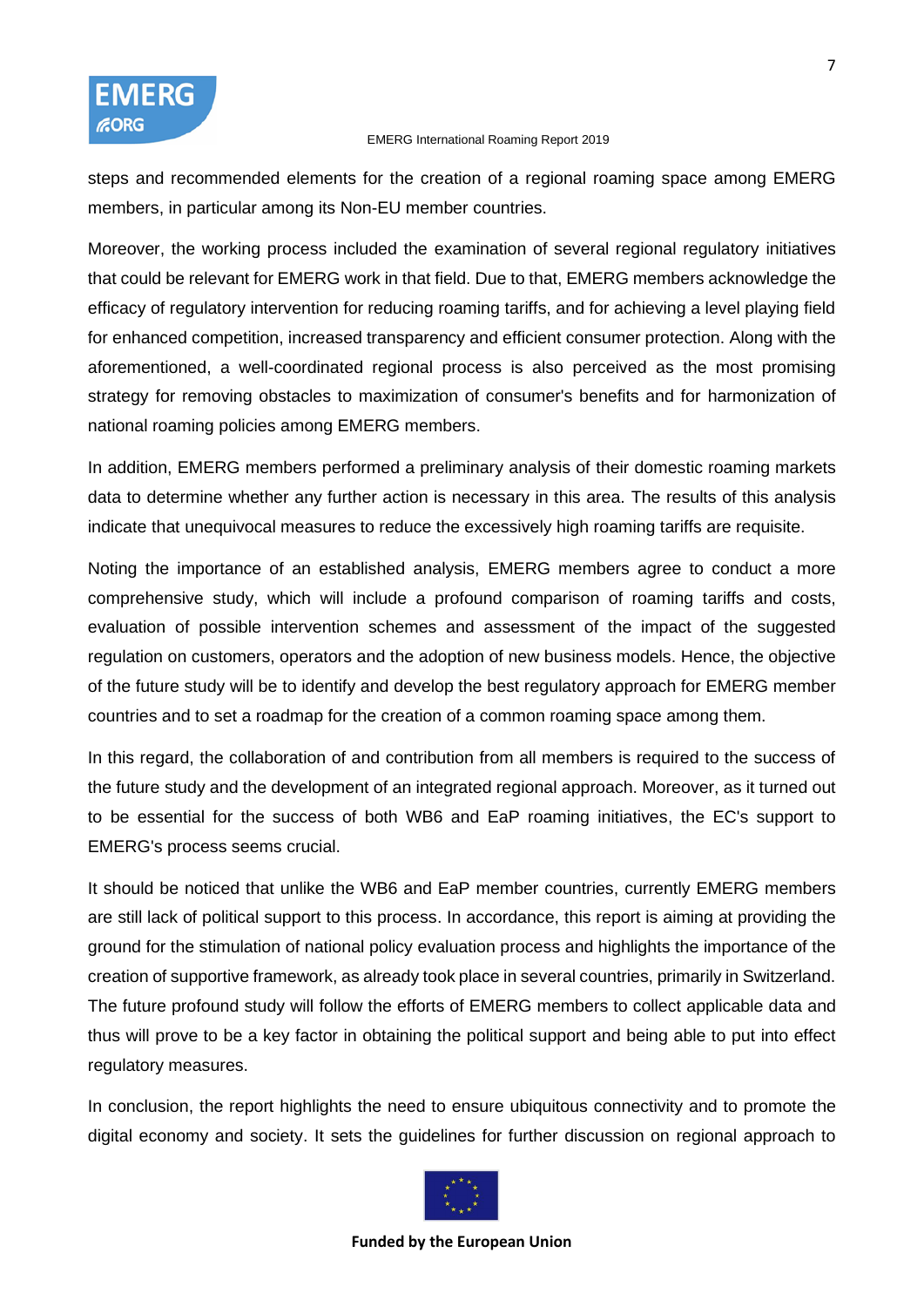steps and recommended elements for the creation of a regional roaming space among EMERG members, in particular among its Non-EU member countries.

Moreover, the working process included the examination of several regional regulatory initiatives that could be relevant for EMERG work in that field. Due to that, EMERG members acknowledge the efficacy of regulatory intervention for reducing roaming tariffs, and for achieving a level playing field for enhanced competition, increased transparency and efficient consumer protection. Along with the aforementioned, a well-coordinated regional process is also perceived as the most promising strategy for removing obstacles to maximization of consumer's benefits and for harmonization of national roaming policies among EMERG members.

In addition, EMERG members performed a preliminary analysis of their domestic roaming markets data to determine whether any further action is necessary in this area. The results of this analysis indicate that unequivocal measures to reduce the excessively high roaming tariffs are requisite.

Noting the importance of an established analysis, EMERG members agree to conduct a more comprehensive study, which will include a profound comparison of roaming tariffs and costs, evaluation of possible intervention schemes and assessment of the impact of the suggested regulation on customers, operators and the adoption of new business models. Hence, the objective of the future study will be to identify and develop the best regulatory approach for EMERG member countries and to set a roadmap for the creation of a common roaming space among them.

In this regard, the collaboration of and contribution from all members is required to the success of the future study and the development of an integrated regional approach. Moreover, as it turned out to be essential for the success of both WB6 and EaP roaming initiatives, the EC's support to EMERG's process seems crucial.

It should be noticed that unlike the WB6 and EaP member countries, currently EMERG members are still lack of political support to this process. In accordance, this report is aiming at providing the ground for the stimulation of national policy evaluation process and highlights the importance of the creation of supportive framework, as already took place in several countries, primarily in Switzerland. The future profound study will follow the efforts of EMERG members to collect applicable data and thus will prove to be a key factor in obtaining the political support and being able to put into effect regulatory measures.

In conclusion, the report highlights the need to ensure ubiquitous connectivity and to promote the digital economy and society. It sets the guidelines for further discussion on regional approach to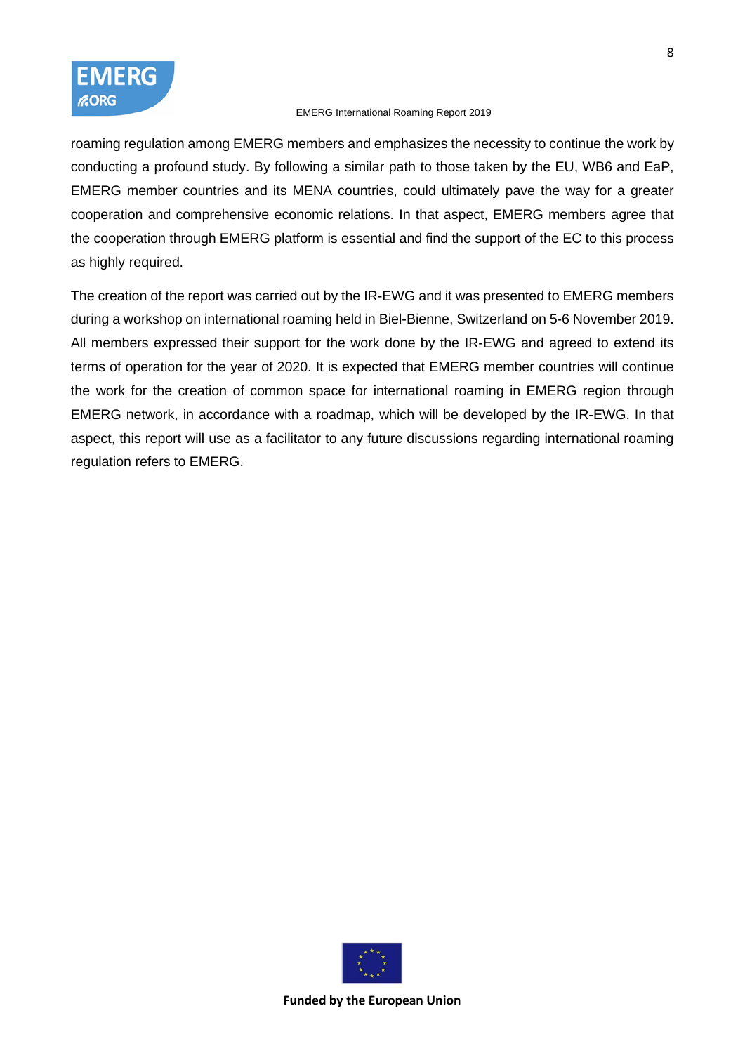roaming regulation among EMERG members and emphasizes the necessity to continue the work by conducting a profound study. By following a similar path to those taken by the EU, WB6 and EaP, EMERG member countries and its MENA countries, could ultimately pave the way for a greater cooperation and comprehensive economic relations. In that aspect, EMERG members agree that the cooperation through EMERG platform is essential and find the support of the EC to this process as highly required.

The creation of the report was carried out by the IR-EWG and it was presented to EMERG members during a workshop on international roaming held in Biel-Bienne, Switzerland on 5-6 November 2019. All members expressed their support for the work done by the IR-EWG and agreed to extend its terms of operation for the year of 2020. It is expected that EMERG member countries will continue the work for the creation of common space for international roaming in EMERG region through EMERG network, in accordance with a roadmap, which will be developed by the IR-EWG. In that aspect, this report will use as a facilitator to any future discussions regarding international roaming regulation refers to EMERG.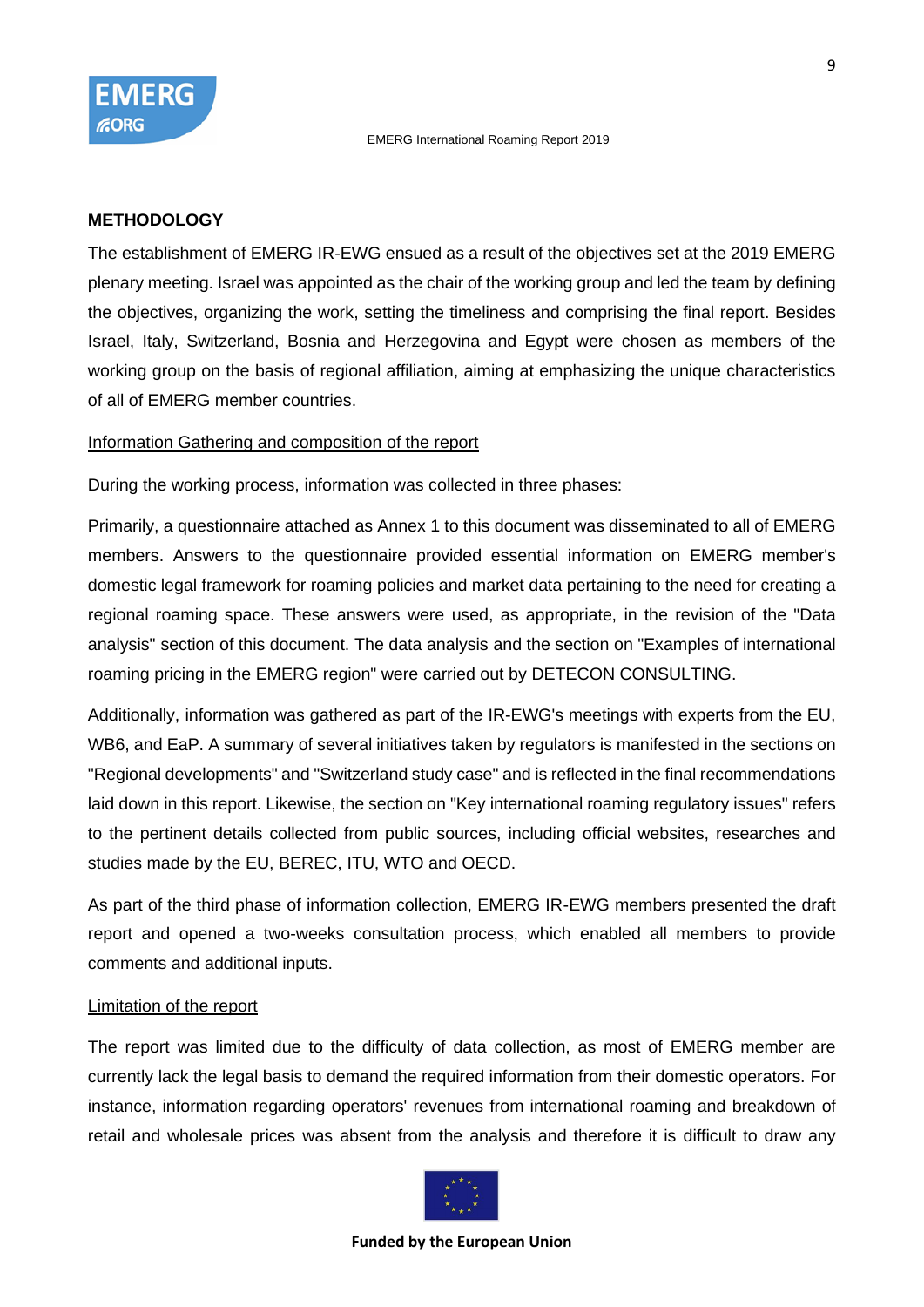**METHODOLOGY**

The establishment of EMERG IR-EWG ensued as a result of the objectives set at the 2019 EMERG plenary meeting. Israel was appointed as the chair of the working group and led the team by defining the objectives, organizing the work, setting the timeliness and comprising the final report. Besides Israel, Italy, Switzerland, Bosnia and Herzegovina and Egypt were chosen as members of the working group on the basis of regional affiliation, aiming at emphasizing the unique characteristics of all of EMERG member countries.

Information Gathering and composition of the report

During the working process, information was collected in three phases:

Primarily, a questionnaire attached as Annex 1 to this document was disseminated to all of EMERG members. Answers to the questionnaire provided essential information on EMERG member's domestic legal framework for roaming policies and market data pertaining to the need for creating a regional roaming space. These answers were used, as appropriate, in the revision of the "Data analysis" section of this document. The data analysis and the section on "Examples of international roaming pricing in the EMERG region" were carried out by DETECON CONSULTING.

Additionally, information was gathered as part of the IR-EWG's meetings with experts from the EU, WB6, and EaP. A summary of several initiatives taken by regulators is manifested in the sections on "Regional developments" and "Switzerland study case" and is reflected in the final recommendations laid down in this report. Likewise, the section on "Key international roaming regulatory issues" refers to the pertinent details collected from public sources, including official websites, researches and studies made by the EU, BEREC, ITU, WTO and OECD.

As part of the third phase of information collection, EMERG IR-EWG members presented the draft report and opened a two-weeks consultation process, which enabled all members to provide comments and additional inputs.

Limitation of the report

The report was limited due to the difficulty of data collection, as most of EMERG member are currently lack the legal basis to demand the required information from their domestic operators. For instance, information regarding operators' revenues from international roaming and breakdown of retail and wholesale prices was absent from the analysis and therefore it is difficult to draw any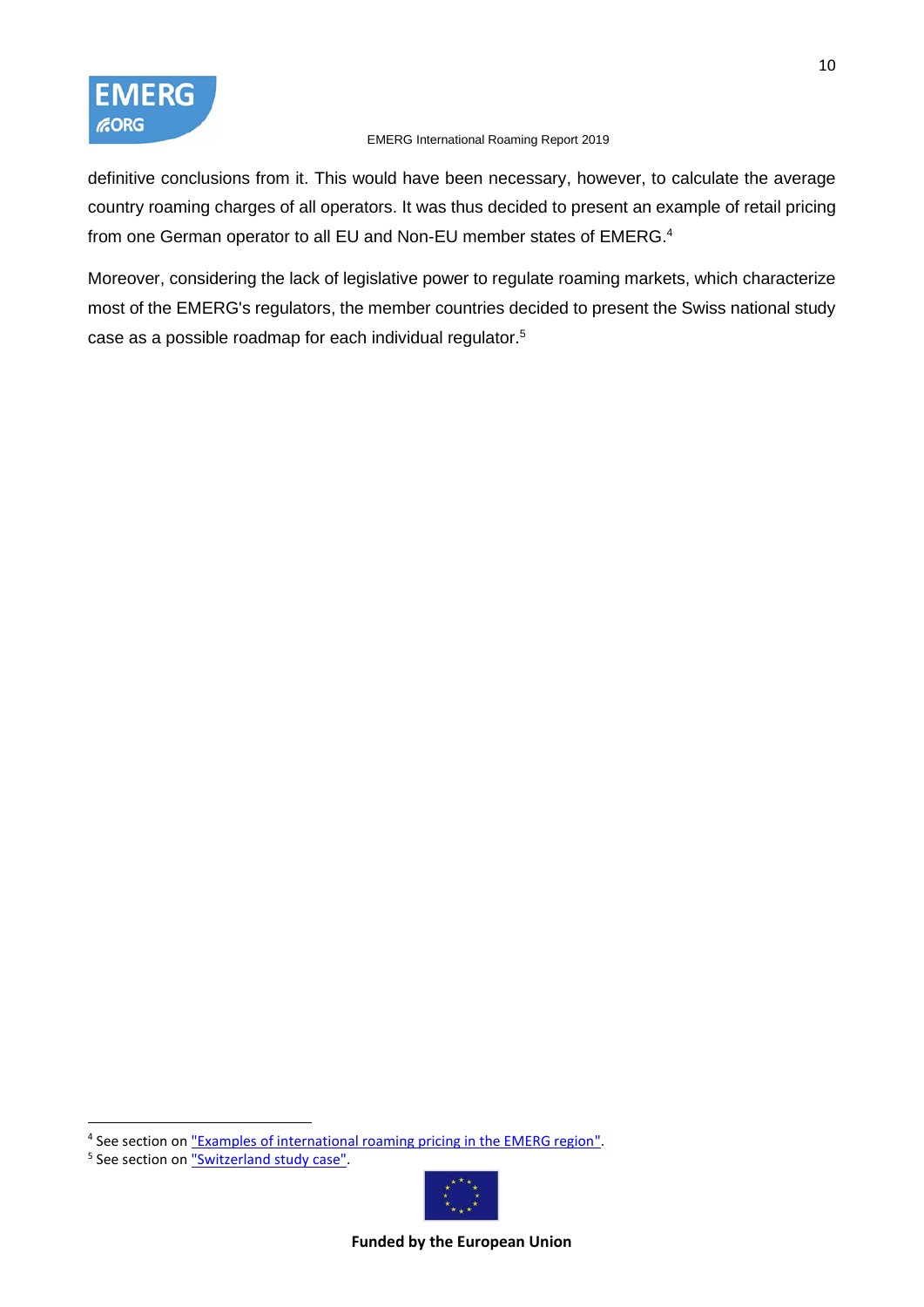definitive conclusions from it. This would have been necessary, however, to calculate the average country roaming charges of all operators. It was thus decided to present an example of retail pricing from one German operator to all EU and Non-EU member states of EMERG.[4]

Moreover, considering the lack of legislative power to regulate roaming markets, which characterize most of the EMERG's regulators, the member countries decided to present the Swiss national study case as a possible roadmap for each individual regulator.[5]

---

[4] See section on "Examples of international roaming pricing in the EMERG region".

[5] See section on "Switzerland study case".

**Funded by the European Union**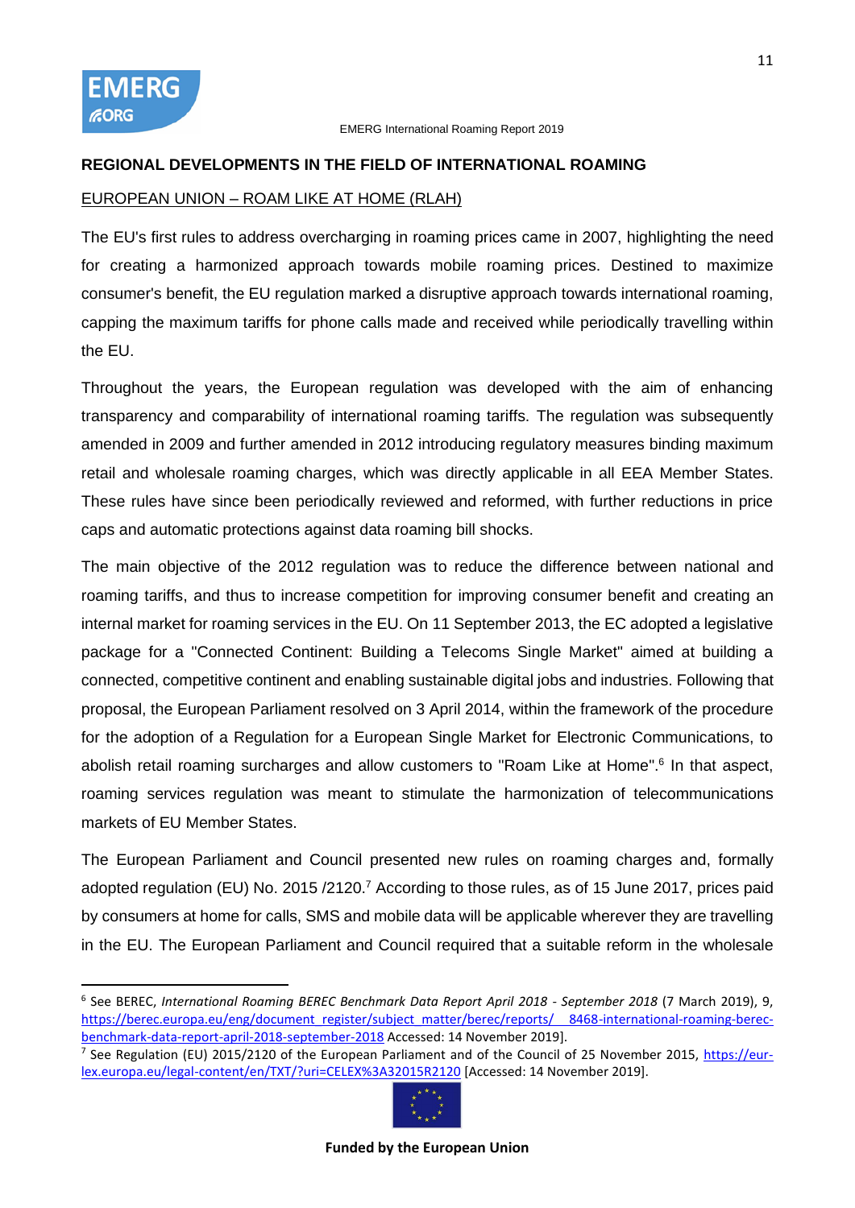## REGIONAL DEVELOPMENTS IN THE FIELD OF INTERNATIONAL ROAMING

### EUROPEAN UNION – ROAM LIKE AT HOME (RLAH)

The EU's first rules to address overcharging in roaming prices came in 2007, highlighting the need for creating a harmonized approach towards mobile roaming prices. Destined to maximize consumer's benefit, the EU regulation marked a disruptive approach towards international roaming, capping the maximum tariffs for phone calls made and received while periodically travelling within the EU.

Throughout the years, the European regulation was developed with the aim of enhancing transparency and comparability of international roaming tariffs. The regulation was subsequently amended in 2009 and further amended in 2012 introducing regulatory measures binding maximum retail and wholesale roaming charges, which was directly applicable in all EEA Member States. These rules have since been periodically reviewed and reformed, with further reductions in price caps and automatic protections against data roaming bill shocks.

The main objective of the 2012 regulation was to reduce the difference between national and roaming tariffs, and thus to increase competition for improving consumer benefit and creating an internal market for roaming services in the EU. On 11 September 2013, the EC adopted a legislative package for a "Connected Continent: Building a Telecoms Single Market" aimed at building a connected, competitive continent and enabling sustainable digital jobs and industries. Following that proposal, the European Parliament resolved on 3 April 2014, within the framework of the procedure for the adoption of a Regulation for a European Single Market for Electronic Communications, to abolish retail roaming surcharges and allow customers to "Roam Like at Home".[6] In that aspect, roaming services regulation was meant to stimulate the harmonization of telecommunications markets of EU Member States.

The European Parliament and Council presented new rules on roaming charges and, formally adopted regulation (EU) No. 2015 /2120.[7] According to those rules, as of 15 June 2017, prices paid by consumers at home for calls, SMS and mobile data will be applicable wherever they are travelling in the EU. The European Parliament and Council required that a suitable reform in the wholesale

---

[6] See BEREC, *International Roaming BEREC Benchmark Data Report April 2018 - September 2018* (7 March 2019), 9, https://berec.europa.eu/eng/document_register/subject_matter/berec/reports/ 8468-international-roaming-berec-benchmark-data-report-april-2018-september-2018 Accessed: 14 November 2019].

[7] See Regulation (EU) 2015/2120 of the European Parliament and of the Council of 25 November 2015, https://eur-lex.europa.eu/legal-content/en/TXT/?uri=CELEX%3A32015R2120 [Accessed: 14 November 2019].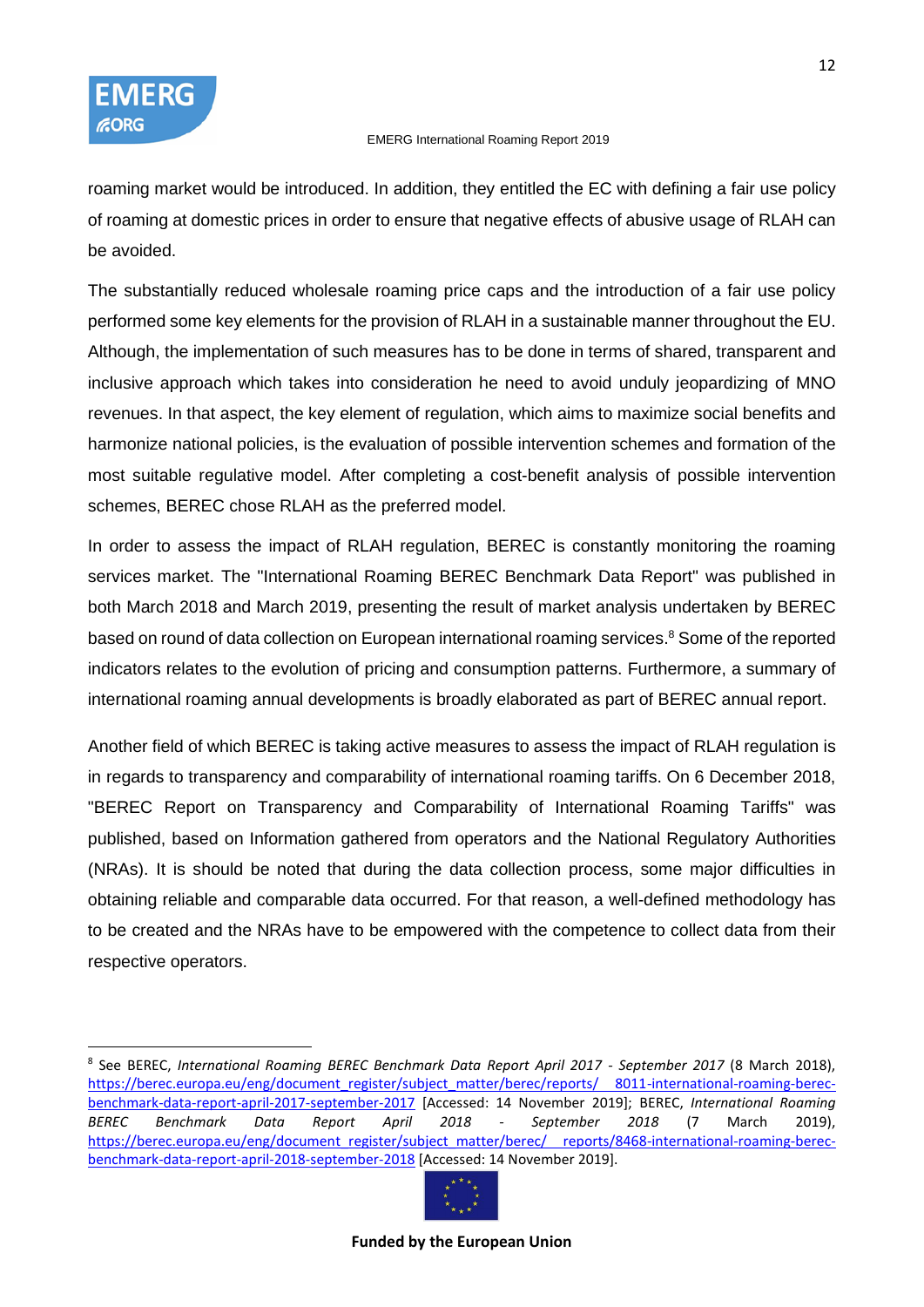roaming market would be introduced. In addition, they entitled the EC with defining a fair use policy of roaming at domestic prices in order to ensure that negative effects of abusive usage of RLAH can be avoided.

The substantially reduced wholesale roaming price caps and the introduction of a fair use policy performed some key elements for the provision of RLAH in a sustainable manner throughout the EU. Although, the implementation of such measures has to be done in terms of shared, transparent and inclusive approach which takes into consideration he need to avoid unduly jeopardizing of MNO revenues. In that aspect, the key element of regulation, which aims to maximize social benefits and harmonize national policies, is the evaluation of possible intervention schemes and formation of the most suitable regulative model. After completing a cost-benefit analysis of possible intervention schemes, BEREC chose RLAH as the preferred model.

In order to assess the impact of RLAH regulation, BEREC is constantly monitoring the roaming services market. The "International Roaming BEREC Benchmark Data Report" was published in both March 2018 and March 2019, presenting the result of market analysis undertaken by BEREC based on round of data collection on European international roaming services.[8] Some of the reported indicators relates to the evolution of pricing and consumption patterns. Furthermore, a summary of international roaming annual developments is broadly elaborated as part of BEREC annual report.

Another field of which BEREC is taking active measures to assess the impact of RLAH regulation is in regards to transparency and comparability of international roaming tariffs. On 6 December 2018, "BEREC Report on Transparency and Comparability of International Roaming Tariffs" was published, based on Information gathered from operators and the National Regulatory Authorities (NRAs). It is should be noted that during the data collection process, some major difficulties in obtaining reliable and comparable data occurred. For that reason, a well-defined methodology has to be created and the NRAs have to be empowered with the competence to collect data from their respective operators.

---

[8] See BEREC, *International Roaming BEREC Benchmark Data Report April 2017 - September 2017* (8 March 2018), https://berec.europa.eu/eng/document_register/subject_matter/berec/reports/ 8011-international-roaming-berec-benchmark-data-report-april-2017-september-2017 [Accessed: 14 November 2019]; BEREC, *International Roaming BEREC Benchmark Data Report April 2018 - September 2018* (7 March 2019), https://berec.europa.eu/eng/document_register/subject_matter/berec/ reports/8468-international-roaming-berec-benchmark-data-report-april-2018-september-2018 [Accessed: 14 November 2019].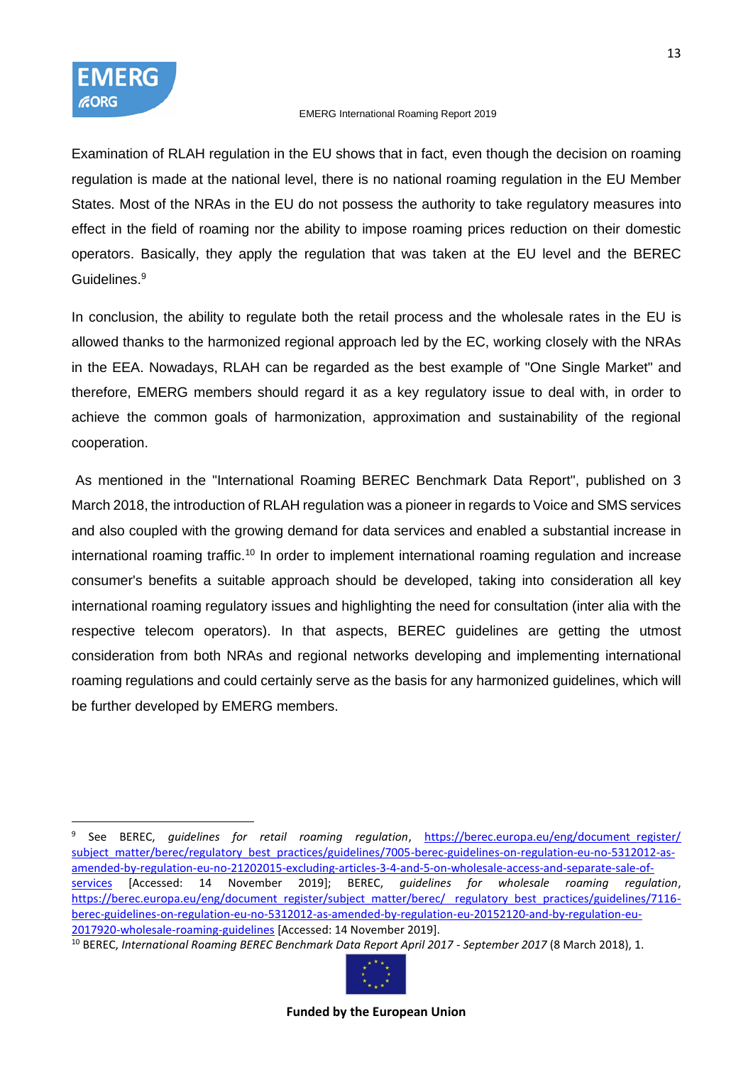Examination of RLAH regulation in the EU shows that in fact, even though the decision on roaming regulation is made at the national level, there is no national roaming regulation in the EU Member States. Most of the NRAs in the EU do not possess the authority to take regulatory measures into effect in the field of roaming nor the ability to impose roaming prices reduction on their domestic operators. Basically, they apply the regulation that was taken at the EU level and the BEREC Guidelines.[9]

In conclusion, the ability to regulate both the retail process and the wholesale rates in the EU is allowed thanks to the harmonized regional approach led by the EC, working closely with the NRAs in the EEA. Nowadays, RLAH can be regarded as the best example of "One Single Market" and therefore, EMERG members should regard it as a key regulatory issue to deal with, in order to achieve the common goals of harmonization, approximation and sustainability of the regional cooperation.

As mentioned in the "International Roaming BEREC Benchmark Data Report", published on 3 March 2018, the introduction of RLAH regulation was a pioneer in regards to Voice and SMS services and also coupled with the growing demand for data services and enabled a substantial increase in international roaming traffic.[10] In order to implement international roaming regulation and increase consumer's benefits a suitable approach should be developed, taking into consideration all key international roaming regulatory issues and highlighting the need for consultation (inter alia with the respective telecom operators). In that aspects, BEREC guidelines are getting the utmost consideration from both NRAs and regional networks developing and implementing international roaming regulations and could certainly serve as the basis for any harmonized guidelines, which will be further developed by EMERG members.

---

[9] See BEREC, *guidelines for retail roaming regulation*, https://berec.europa.eu/eng/document_register/subject_matter/berec/regulatory_best_practices/guidelines/7005-berec-guidelines-on-regulation-eu-no-5312012-as-amended-by-regulation-eu-no-21202015-excluding-articles-3-4-and-5-on-wholesale-access-and-separate-sale-of-services [Accessed: 14 November 2019]; BEREC, *guidelines for wholesale roaming regulation*, https://berec.europa.eu/eng/document_register/subject_matter/berec/_regulatory_best_practices/guidelines/7116-berec-guidelines-on-regulation-eu-no-5312012-as-amended-by-regulation-eu-20152120-and-by-regulation-eu-2017920-wholesale-roaming-guidelines [Accessed: 14 November 2019].

[10] BEREC, *International Roaming BEREC Benchmark Data Report April 2017 - September 2017* (8 March 2018), 1.

**Funded by the European Union**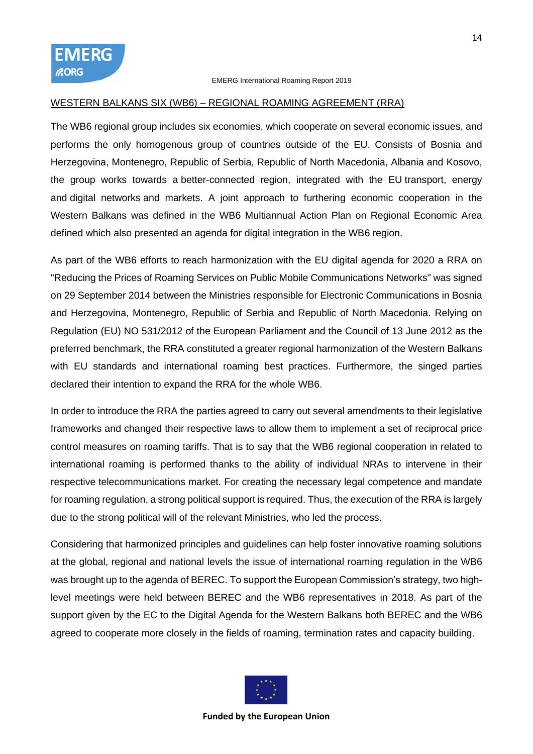## WESTERN BALKANS SIX (WB6) – REGIONAL ROAMING AGREEMENT (RRA)

The WB6 regional group includes six economies, which cooperate on several economic issues, and performs the only homogenous group of countries outside of the EU. Consists of Bosnia and Herzegovina, Montenegro, Republic of Serbia, Republic of North Macedonia, Albania and Kosovo, the group works towards a better-connected region, integrated with the EU transport, energy and digital networks and markets. A joint approach to furthering economic cooperation in the Western Balkans was defined in the WB6 Multiannual Action Plan on Regional Economic Area defined which also presented an agenda for digital integration in the WB6 region.

As part of the WB6 efforts to reach harmonization with the EU digital agenda for 2020 a RRA on "Reducing the Prices of Roaming Services on Public Mobile Communications Networks" was signed on 29 September 2014 between the Ministries responsible for Electronic Communications in Bosnia and Herzegovina, Montenegro, Republic of Serbia and Republic of North Macedonia. Relying on Regulation (EU) NO 531/2012 of the European Parliament and the Council of 13 June 2012 as the preferred benchmark, the RRA constituted a greater regional harmonization of the Western Balkans with EU standards and international roaming best practices. Furthermore, the singed parties declared their intention to expand the RRA for the whole WB6.

In order to introduce the RRA the parties agreed to carry out several amendments to their legislative frameworks and changed their respective laws to allow them to implement a set of reciprocal price control measures on roaming tariffs. That is to say that the WB6 regional cooperation in related to international roaming is performed thanks to the ability of individual NRAs to intervene in their respective telecommunications market. For creating the necessary legal competence and mandate for roaming regulation, a strong political support is required. Thus, the execution of the RRA is largely due to the strong political will of the relevant Ministries, who led the process.

Considering that harmonized principles and guidelines can help foster innovative roaming solutions at the global, regional and national levels the issue of international roaming regulation in the WB6 was brought up to the agenda of BEREC. To support the European Commission's strategy, two high-level meetings were held between BEREC and the WB6 representatives in 2018. As part of the support given by the EC to the Digital Agenda for the Western Balkans both BEREC and the WB6 agreed to cooperate more closely in the fields of roaming, termination rates and capacity building.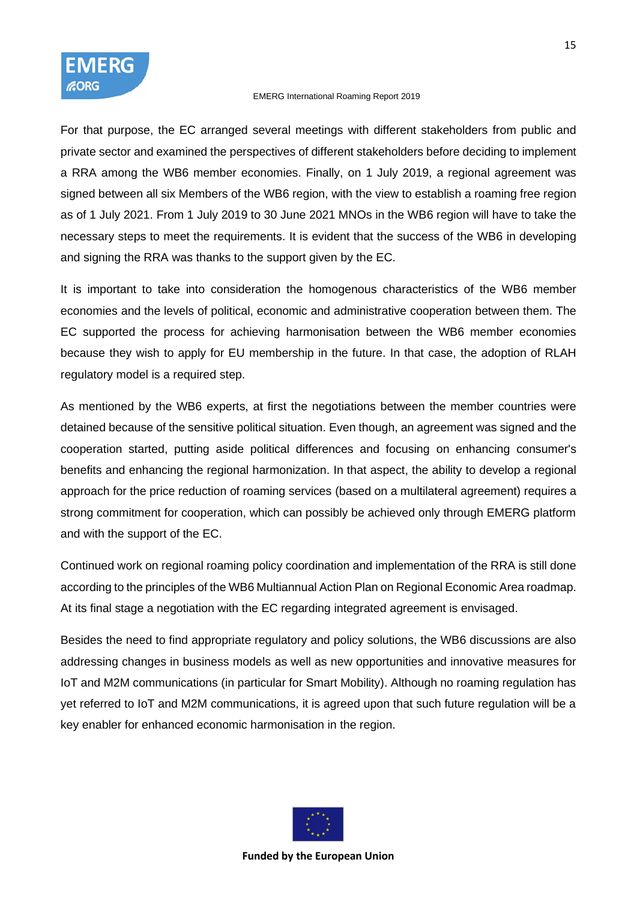For that purpose, the EC arranged several meetings with different stakeholders from public and private sector and examined the perspectives of different stakeholders before deciding to implement a RRA among the WB6 member economies. Finally, on 1 July 2019, a regional agreement was signed between all six Members of the WB6 region, with the view to establish a roaming free region as of 1 July 2021. From 1 July 2019 to 30 June 2021 MNOs in the WB6 region will have to take the necessary steps to meet the requirements. It is evident that the success of the WB6 in developing and signing the RRA was thanks to the support given by the EC.

It is important to take into consideration the homogenous characteristics of the WB6 member economies and the levels of political, economic and administrative cooperation between them. The EC supported the process for achieving harmonisation between the WB6 member economies because they wish to apply for EU membership in the future. In that case, the adoption of RLAH regulatory model is a required step.

As mentioned by the WB6 experts, at first the negotiations between the member countries were detained because of the sensitive political situation. Even though, an agreement was signed and the cooperation started, putting aside political differences and focusing on enhancing consumer's benefits and enhancing the regional harmonization. In that aspect, the ability to develop a regional approach for the price reduction of roaming services (based on a multilateral agreement) requires a strong commitment for cooperation, which can possibly be achieved only through EMERG platform and with the support of the EC.

Continued work on regional roaming policy coordination and implementation of the RRA is still done according to the principles of the WB6 Multiannual Action Plan on Regional Economic Area roadmap. At its final stage a negotiation with the EC regarding integrated agreement is envisaged.

Besides the need to find appropriate regulatory and policy solutions, the WB6 discussions are also addressing changes in business models as well as new opportunities and innovative measures for IoT and M2M communications (in particular for Smart Mobility). Although no roaming regulation has yet referred to IoT and M2M communications, it is agreed upon that such future regulation will be a key enabler for enhanced economic harmonisation in the region.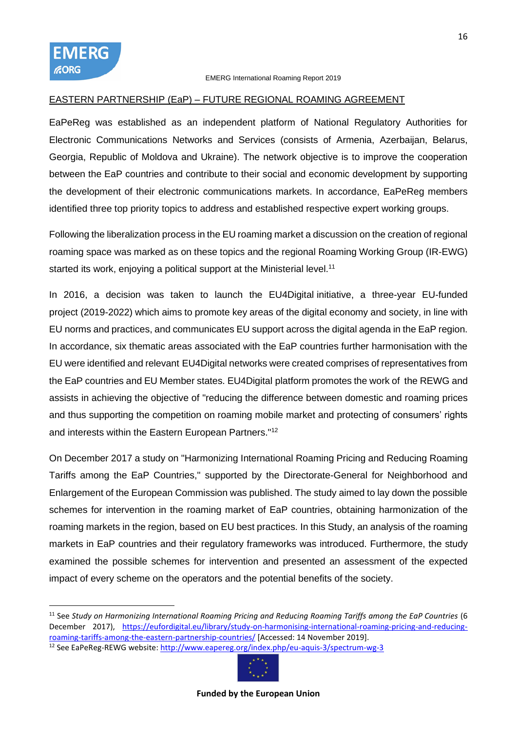EASTERN PARTNERSHIP (EaP) – FUTURE REGIONAL ROAMING AGREEMENT

EaPeReg was established as an independent platform of National Regulatory Authorities for Electronic Communications Networks and Services (consists of Armenia, Azerbaijan, Belarus, Georgia, Republic of Moldova and Ukraine). The network objective is to improve the cooperation between the EaP countries and contribute to their social and economic development by supporting the development of their electronic communications markets. In accordance, EaPeReg members identified three top priority topics to address and established respective expert working groups.

Following the liberalization process in the EU roaming market a discussion on the creation of regional roaming space was marked as on these topics and the regional Roaming Working Group (IR-EWG) started its work, enjoying a political support at the Ministerial level.[11]

In 2016, a decision was taken to launch the EU4Digital initiative, a three-year EU-funded project (2019-2022) which aims to promote key areas of the digital economy and society, in line with EU norms and practices, and communicates EU support across the digital agenda in the EaP region. In accordance, six thematic areas associated with the EaP countries further harmonisation with the EU were identified and relevant EU4Digital networks were created comprises of representatives from the EaP countries and EU Member states. EU4Digital platform promotes the work of the REWG and assists in achieving the objective of "reducing the difference between domestic and roaming prices and thus supporting the competition on roaming mobile market and protecting of consumers' rights and interests within the Eastern European Partners."[12]

On December 2017 a study on "Harmonizing International Roaming Pricing and Reducing Roaming Tariffs among the EaP Countries," supported by the Directorate-General for Neighborhood and Enlargement of the European Commission was published. The study aimed to lay down the possible schemes for intervention in the roaming market of EaP countries, obtaining harmonization of the roaming markets in the region, based on EU best practices. In this Study, an analysis of the roaming markets in EaP countries and their regulatory frameworks was introduced. Furthermore, the study examined the possible schemes for intervention and presented an assessment of the expected impact of every scheme on the operators and the potential benefits of the society.

---

[11] See *Study on Harmonizing International Roaming Pricing and Reducing Roaming Tariffs among the EaP Countries* (6 December 2017), https://eufordigital.eu/library/study-on-harmonising-international-roaming-pricing-and-reducing-roaming-tariffs-among-the-eastern-partnership-countries/ [Accessed: 14 November 2019].

[12] See EaPeReg-REWG website: http://www.eapereg.org/index.php/eu-aquis-3/spectrum-wg-3

**Funded by the European Union**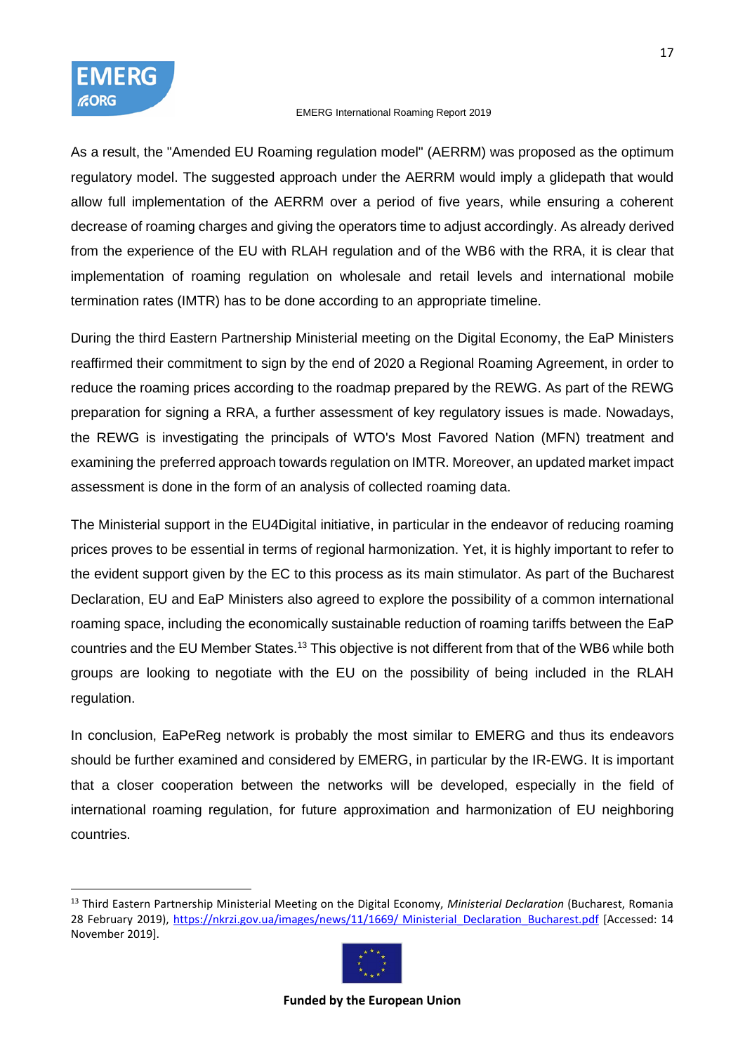As a result, the "Amended EU Roaming regulation model" (AERRM) was proposed as the optimum regulatory model. The suggested approach under the AERRM would imply a glidepath that would allow full implementation of the AERRM over a period of five years, while ensuring a coherent decrease of roaming charges and giving the operators time to adjust accordingly. As already derived from the experience of the EU with RLAH regulation and of the WB6 with the RRA, it is clear that implementation of roaming regulation on wholesale and retail levels and international mobile termination rates (IMTR) has to be done according to an appropriate timeline.

During the third Eastern Partnership Ministerial meeting on the Digital Economy, the EaP Ministers reaffirmed their commitment to sign by the end of 2020 a Regional Roaming Agreement, in order to reduce the roaming prices according to the roadmap prepared by the REWG. As part of the REWG preparation for signing a RRA, a further assessment of key regulatory issues is made. Nowadays, the REWG is investigating the principals of WTO's Most Favored Nation (MFN) treatment and examining the preferred approach towards regulation on IMTR. Moreover, an updated market impact assessment is done in the form of an analysis of collected roaming data.

The Ministerial support in the EU4Digital initiative, in particular in the endeavor of reducing roaming prices proves to be essential in terms of regional harmonization. Yet, it is highly important to refer to the evident support given by the EC to this process as its main stimulator. As part of the Bucharest Declaration, EU and EaP Ministers also agreed to explore the possibility of a common international roaming space, including the economically sustainable reduction of roaming tariffs between the EaP countries and the EU Member States.[13] This objective is not different from that of the WB6 while both groups are looking to negotiate with the EU on the possibility of being included in the RLAH regulation.

In conclusion, EaPeReg network is probably the most similar to EMERG and thus its endeavors should be further examined and considered by EMERG, in particular by the IR-EWG. It is important that a closer cooperation between the networks will be developed, especially in the field of international roaming regulation, for future approximation and harmonization of EU neighboring countries.

---

[13] Third Eastern Partnership Ministerial Meeting on the Digital Economy, *Ministerial Declaration* (Bucharest, Romania 28 February 2019), https://nkrzi.gov.ua/images/news/11/1669/ Ministerial_Declaration_Bucharest.pdf [Accessed: 14 November 2019].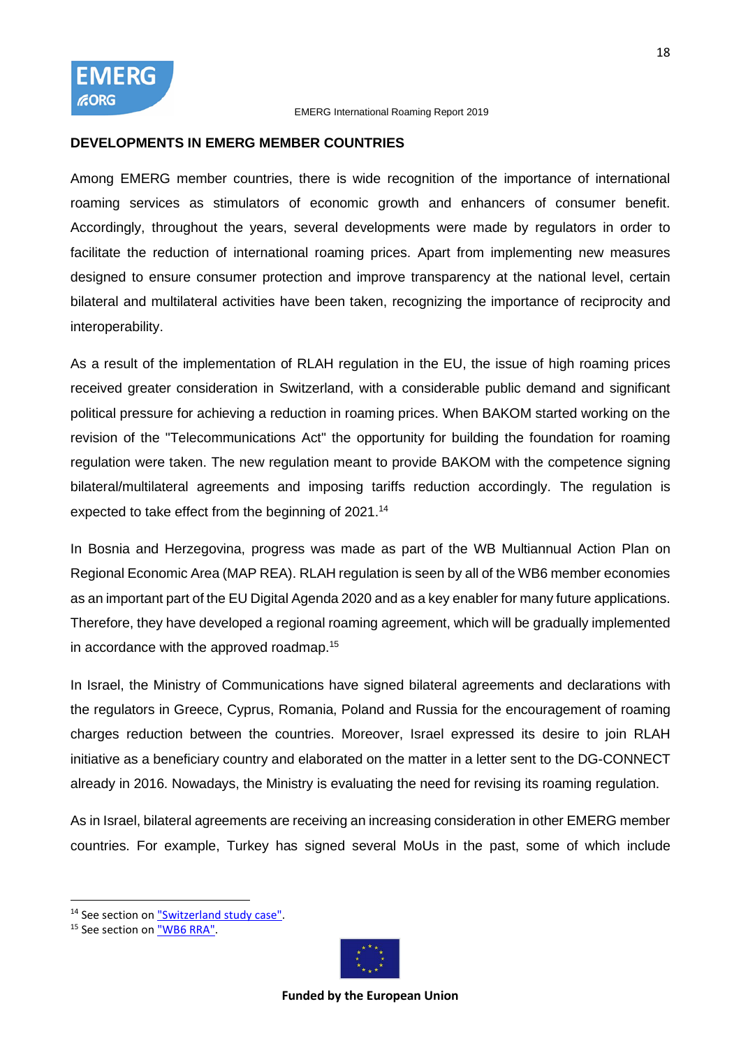## DEVELOPMENTS IN EMERG MEMBER COUNTRIES

Among EMERG member countries, there is wide recognition of the importance of international roaming services as stimulators of economic growth and enhancers of consumer benefit. Accordingly, throughout the years, several developments were made by regulators in order to facilitate the reduction of international roaming prices. Apart from implementing new measures designed to ensure consumer protection and improve transparency at the national level, certain bilateral and multilateral activities have been taken, recognizing the importance of reciprocity and interoperability.

As a result of the implementation of RLAH regulation in the EU, the issue of high roaming prices received greater consideration in Switzerland, with a considerable public demand and significant political pressure for achieving a reduction in roaming prices. When BAKOM started working on the revision of the "Telecommunications Act" the opportunity for building the foundation for roaming regulation were taken. The new regulation meant to provide BAKOM with the competence signing bilateral/multilateral agreements and imposing tariffs reduction accordingly. The regulation is expected to take effect from the beginning of 2021.[14]

In Bosnia and Herzegovina, progress was made as part of the WB Multiannual Action Plan on Regional Economic Area (MAP REA). RLAH regulation is seen by all of the WB6 member economies as an important part of the EU Digital Agenda 2020 and as a key enabler for many future applications. Therefore, they have developed a regional roaming agreement, which will be gradually implemented in accordance with the approved roadmap.[15]

In Israel, the Ministry of Communications have signed bilateral agreements and declarations with the regulators in Greece, Cyprus, Romania, Poland and Russia for the encouragement of roaming charges reduction between the countries. Moreover, Israel expressed its desire to join RLAH initiative as a beneficiary country and elaborated on the matter in a letter sent to the DG-CONNECT already in 2016. Nowadays, the Ministry is evaluating the need for revising its roaming regulation.

As in Israel, bilateral agreements are receiving an increasing consideration in other EMERG member countries. For example, Turkey has signed several MoUs in the past, some of which include

---

[14] See section on "Switzerland study case".

[15] See section on "WB6 RRA".

Funded by the European Union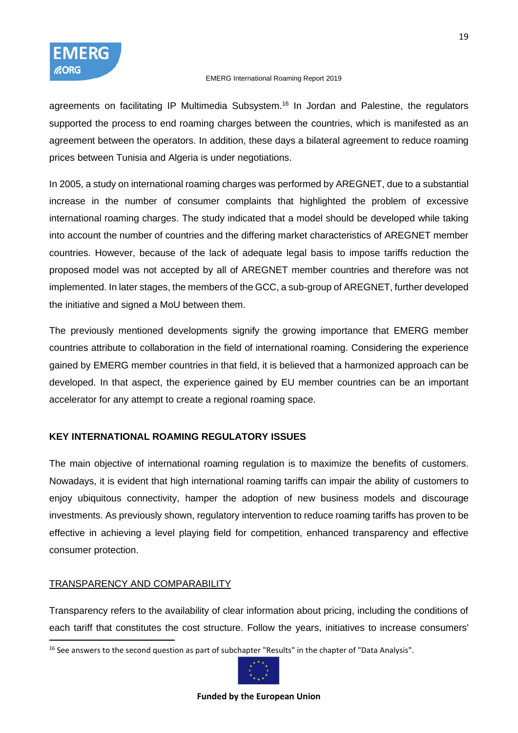agreements on facilitating IP Multimedia Subsystem.[16] In Jordan and Palestine, the regulators supported the process to end roaming charges between the countries, which is manifested as an agreement between the operators. In addition, these days a bilateral agreement to reduce roaming prices between Tunisia and Algeria is under negotiations.

In 2005, a study on international roaming charges was performed by AREGNET, due to a substantial increase in the number of consumer complaints that highlighted the problem of excessive international roaming charges. The study indicated that a model should be developed while taking into account the number of countries and the differing market characteristics of AREGNET member countries. However, because of the lack of adequate legal basis to impose tariffs reduction the proposed model was not accepted by all of AREGNET member countries and therefore was not implemented. In later stages, the members of the GCC, a sub-group of AREGNET, further developed the initiative and signed a MoU between them.

The previously mentioned developments signify the growing importance that EMERG member countries attribute to collaboration in the field of international roaming. Considering the experience gained by EMERG member countries in that field, it is believed that a harmonized approach can be developed. In that aspect, the experience gained by EU member countries can be an important accelerator for any attempt to create a regional roaming space.

## KEY INTERNATIONAL ROAMING REGULATORY ISSUES

The main objective of international roaming regulation is to maximize the benefits of customers. Nowadays, it is evident that high international roaming tariffs can impair the ability of customers to enjoy ubiquitous connectivity, hamper the adoption of new business models and discourage investments. As previously shown, regulatory intervention to reduce roaming tariffs has proven to be effective in achieving a level playing field for competition, enhanced transparency and effective consumer protection.

### TRANSPARENCY AND COMPARABILITY

Transparency refers to the availability of clear information about pricing, including the conditions of each tariff that constitutes the cost structure. Follow the years, initiatives to increase consumers'

[16] See answers to the second question as part of subchapter "Results" in the chapter of "Data Analysis".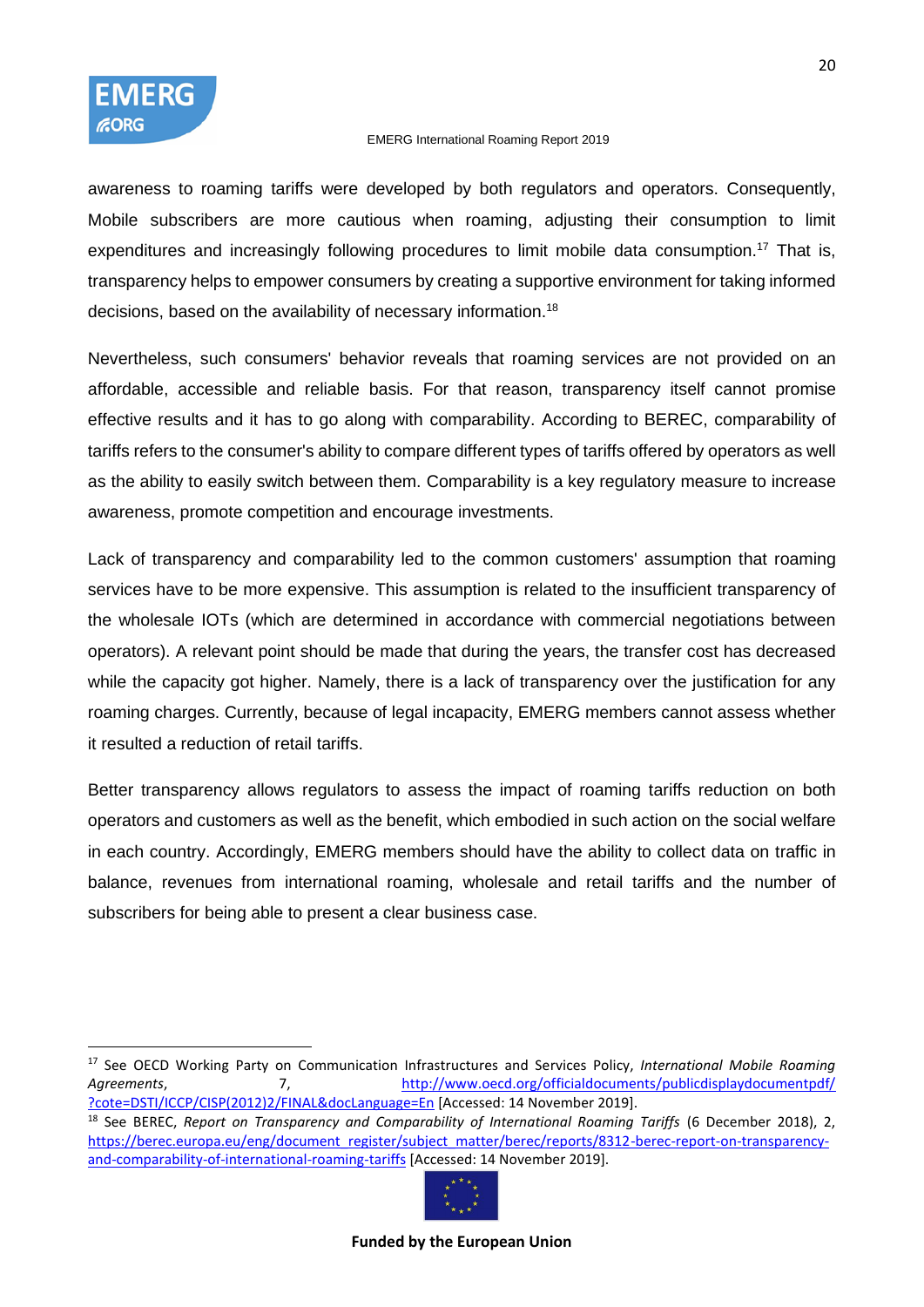awareness to roaming tariffs were developed by both regulators and operators. Consequently, Mobile subscribers are more cautious when roaming, adjusting their consumption to limit expenditures and increasingly following procedures to limit mobile data consumption.[17] That is, transparency helps to empower consumers by creating a supportive environment for taking informed decisions, based on the availability of necessary information.[18]

Nevertheless, such consumers' behavior reveals that roaming services are not provided on an affordable, accessible and reliable basis. For that reason, transparency itself cannot promise effective results and it has to go along with comparability. According to BEREC, comparability of tariffs refers to the consumer's ability to compare different types of tariffs offered by operators as well as the ability to easily switch between them. Comparability is a key regulatory measure to increase awareness, promote competition and encourage investments.

Lack of transparency and comparability led to the common customers' assumption that roaming services have to be more expensive. This assumption is related to the insufficient transparency of the wholesale IOTs (which are determined in accordance with commercial negotiations between operators). A relevant point should be made that during the years, the transfer cost has decreased while the capacity got higher. Namely, there is a lack of transparency over the justification for any roaming charges. Currently, because of legal incapacity, EMERG members cannot assess whether it resulted a reduction of retail tariffs.

Better transparency allows regulators to assess the impact of roaming tariffs reduction on both operators and customers as well as the benefit, which embodied in such action on the social welfare in each country. Accordingly, EMERG members should have the ability to collect data on traffic in balance, revenues from international roaming, wholesale and retail tariffs and the number of subscribers for being able to present a clear business case.

---

[17] See OECD Working Party on Communication Infrastructures and Services Policy, *International Mobile Roaming Agreements*, 7, http://www.oecd.org/officialdocuments/publicdisplaydocumentpdf/?cote=DSTI/ICCP/CISP(2012)2/FINAL&docLanguage=En [Accessed: 14 November 2019].

[18] See BEREC, *Report on Transparency and Comparability of International Roaming Tariffs* (6 December 2018), 2, https://berec.europa.eu/eng/document_register/subject_matter/berec/reports/8312-berec-report-on-transparency-and-comparability-of-international-roaming-tariffs [Accessed: 14 November 2019].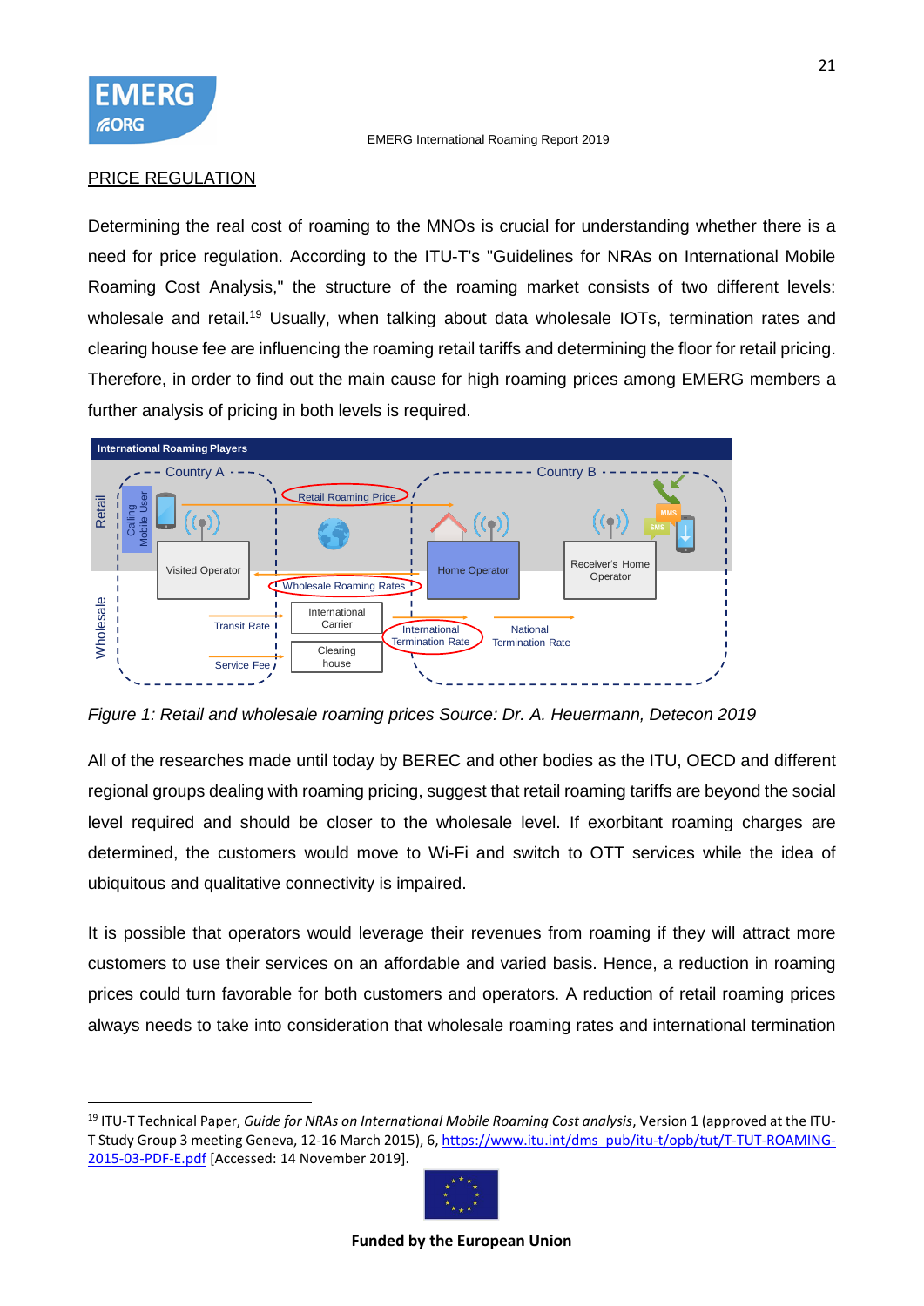## PRICE REGULATION

Determining the real cost of roaming to the MNOs is crucial for understanding whether there is a need for price regulation. According to the ITU-T's "Guidelines for NRAs on International Mobile Roaming Cost Analysis," the structure of the roaming market consists of two different levels: wholesale and retail.[19] Usually, when talking about data wholesale IOTs, termination rates and clearing house fee are influencing the roaming retail tariffs and determining the floor for retail pricing. Therefore, in order to find out the main cause for high roaming prices among EMERG members a further analysis of pricing in both levels is required.

*Figure 1: Retail and wholesale roaming prices Source: Dr. A. Heuermann, Detecon 2019*

All of the researches made until today by BEREC and other bodies as the ITU, OECD and different regional groups dealing with roaming pricing, suggest that retail roaming tariffs are beyond the social level required and should be closer to the wholesale level. If exorbitant roaming charges are determined, the customers would move to Wi-Fi and switch to OTT services while the idea of ubiquitous and qualitative connectivity is impaired.

It is possible that operators would leverage their revenues from roaming if they will attract more customers to use their services on an affordable and varied basis. Hence, a reduction in roaming prices could turn favorable for both customers and operators. A reduction of retail roaming prices always needs to take into consideration that wholesale roaming rates and international termination

[19] ITU-T Technical Paper, *Guide for NRAs on International Mobile Roaming Cost analysis*, Version 1 (approved at the ITU-T Study Group 3 meeting Geneva, 12-16 March 2015), 6, https://www.itu.int/dms_pub/itu-t/opb/tut/T-TUT-ROAMING-2015-03-PDF-E.pdf [Accessed: 14 November 2019].

**Funded by the European Union**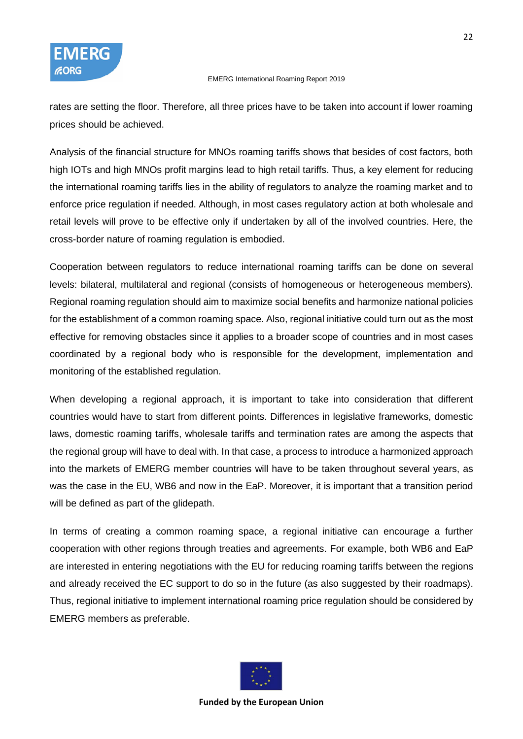rates are setting the floor. Therefore, all three prices have to be taken into account if lower roaming prices should be achieved.

Analysis of the financial structure for MNOs roaming tariffs shows that besides of cost factors, both high IOTs and high MNOs profit margins lead to high retail tariffs. Thus, a key element for reducing the international roaming tariffs lies in the ability of regulators to analyze the roaming market and to enforce price regulation if needed. Although, in most cases regulatory action at both wholesale and retail levels will prove to be effective only if undertaken by all of the involved countries. Here, the cross-border nature of roaming regulation is embodied.

Cooperation between regulators to reduce international roaming tariffs can be done on several levels: bilateral, multilateral and regional (consists of homogeneous or heterogeneous members). Regional roaming regulation should aim to maximize social benefits and harmonize national policies for the establishment of a common roaming space. Also, regional initiative could turn out as the most effective for removing obstacles since it applies to a broader scope of countries and in most cases coordinated by a regional body who is responsible for the development, implementation and monitoring of the established regulation.

When developing a regional approach, it is important to take into consideration that different countries would have to start from different points. Differences in legislative frameworks, domestic laws, domestic roaming tariffs, wholesale tariffs and termination rates are among the aspects that the regional group will have to deal with. In that case, a process to introduce a harmonized approach into the markets of EMERG member countries will have to be taken throughout several years, as was the case in the EU, WB6 and now in the EaP. Moreover, it is important that a transition period will be defined as part of the glidepath.

In terms of creating a common roaming space, a regional initiative can encourage a further cooperation with other regions through treaties and agreements. For example, both WB6 and EaP are interested in entering negotiations with the EU for reducing roaming tariffs between the regions and already received the EC support to do so in the future (as also suggested by their roadmaps). Thus, regional initiative to implement international roaming price regulation should be considered by EMERG members as preferable.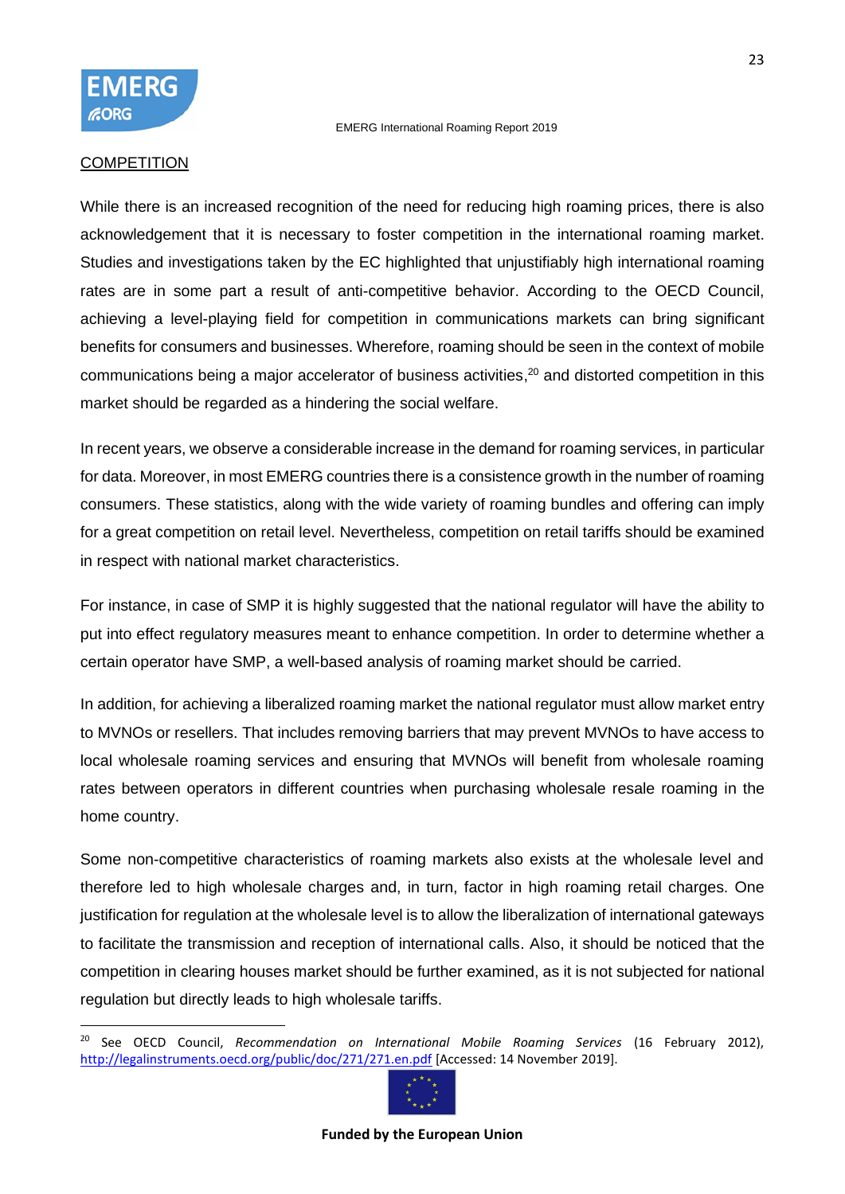COMPETITION

While there is an increased recognition of the need for reducing high roaming prices, there is also acknowledgement that it is necessary to foster competition in the international roaming market. Studies and investigations taken by the EC highlighted that unjustifiably high international roaming rates are in some part a result of anti-competitive behavior. According to the OECD Council, achieving a level-playing field for competition in communications markets can bring significant benefits for consumers and businesses. Wherefore, roaming should be seen in the context of mobile communications being a major accelerator of business activities,[20] and distorted competition in this market should be regarded as a hindering the social welfare.

In recent years, we observe a considerable increase in the demand for roaming services, in particular for data. Moreover, in most EMERG countries there is a consistence growth in the number of roaming consumers. These statistics, along with the wide variety of roaming bundles and offering can imply for a great competition on retail level. Nevertheless, competition on retail tariffs should be examined in respect with national market characteristics.

For instance, in case of SMP it is highly suggested that the national regulator will have the ability to put into effect regulatory measures meant to enhance competition. In order to determine whether a certain operator have SMP, a well-based analysis of roaming market should be carried.

In addition, for achieving a liberalized roaming market the national regulator must allow market entry to MVNOs or resellers. That includes removing barriers that may prevent MVNOs to have access to local wholesale roaming services and ensuring that MVNOs will benefit from wholesale roaming rates between operators in different countries when purchasing wholesale resale roaming in the home country.

Some non-competitive characteristics of roaming markets also exists at the wholesale level and therefore led to high wholesale charges and, in turn, factor in high roaming retail charges. One justification for regulation at the wholesale level is to allow the liberalization of international gateways to facilitate the transmission and reception of international calls. Also, it should be noticed that the competition in clearing houses market should be further examined, as it is not subjected for national regulation but directly leads to high wholesale tariffs.

---

[20] See OECD Council, *Recommendation on International Mobile Roaming Services* (16 February 2012), http://legalinstruments.oecd.org/public/doc/271/271.en.pdf [Accessed: 14 November 2019].

**Funded by the European Union**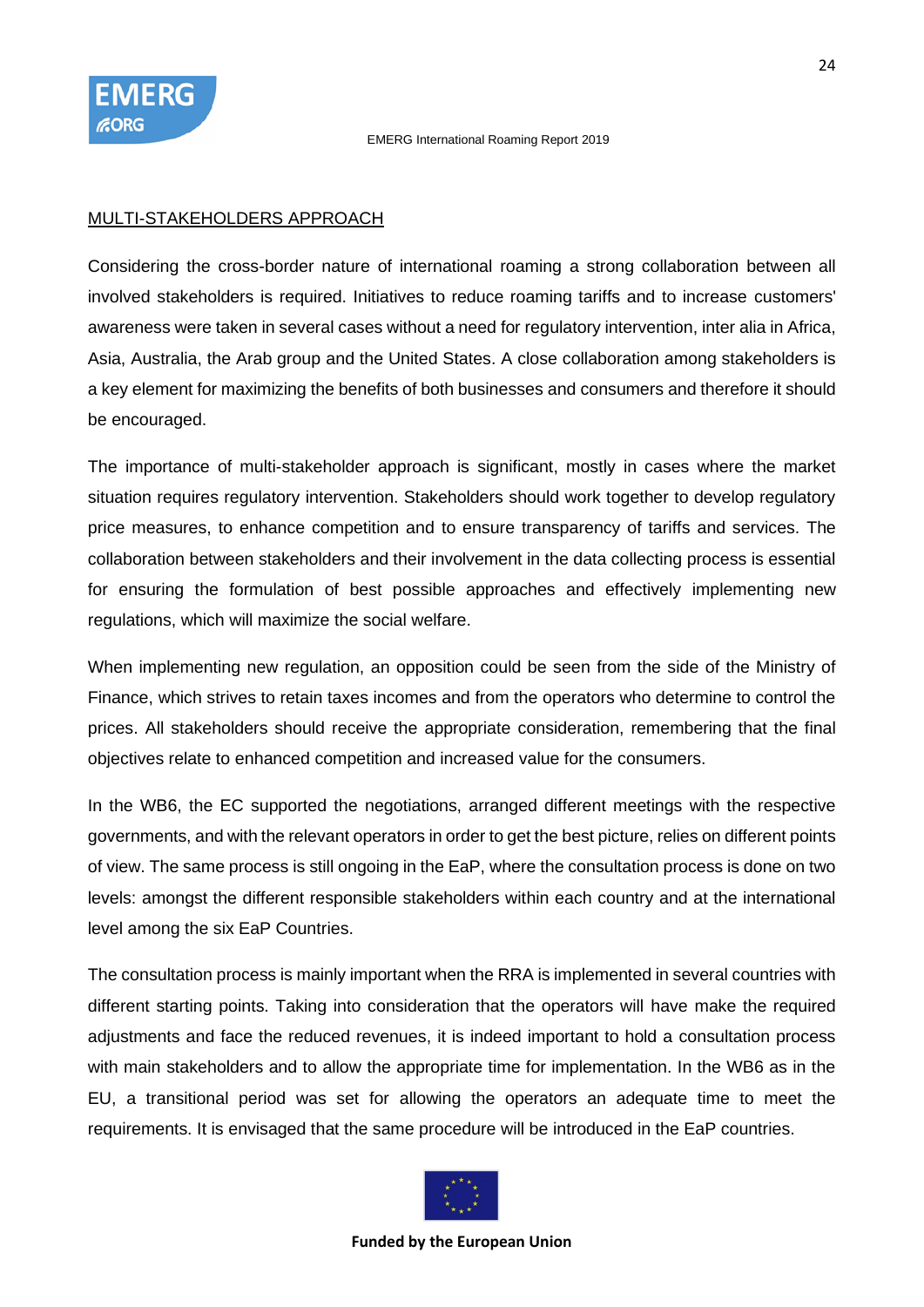## MULTI-STAKEHOLDERS APPROACH

Considering the cross-border nature of international roaming a strong collaboration between all involved stakeholders is required. Initiatives to reduce roaming tariffs and to increase customers' awareness were taken in several cases without a need for regulatory intervention, inter alia in Africa, Asia, Australia, the Arab group and the United States. A close collaboration among stakeholders is a key element for maximizing the benefits of both businesses and consumers and therefore it should be encouraged.

The importance of multi-stakeholder approach is significant, mostly in cases where the market situation requires regulatory intervention. Stakeholders should work together to develop regulatory price measures, to enhance competition and to ensure transparency of tariffs and services. The collaboration between stakeholders and their involvement in the data collecting process is essential for ensuring the formulation of best possible approaches and effectively implementing new regulations, which will maximize the social welfare.

When implementing new regulation, an opposition could be seen from the side of the Ministry of Finance, which strives to retain taxes incomes and from the operators who determine to control the prices. All stakeholders should receive the appropriate consideration, remembering that the final objectives relate to enhanced competition and increased value for the consumers.

In the WB6, the EC supported the negotiations, arranged different meetings with the respective governments, and with the relevant operators in order to get the best picture, relies on different points of view. The same process is still ongoing in the EaP, where the consultation process is done on two levels: amongst the different responsible stakeholders within each country and at the international level among the six EaP Countries.

The consultation process is mainly important when the RRA is implemented in several countries with different starting points. Taking into consideration that the operators will have make the required adjustments and face the reduced revenues, it is indeed important to hold a consultation process with main stakeholders and to allow the appropriate time for implementation. In the WB6 as in the EU, a transitional period was set for allowing the operators an adequate time to meet the requirements. It is envisaged that the same procedure will be introduced in the EaP countries.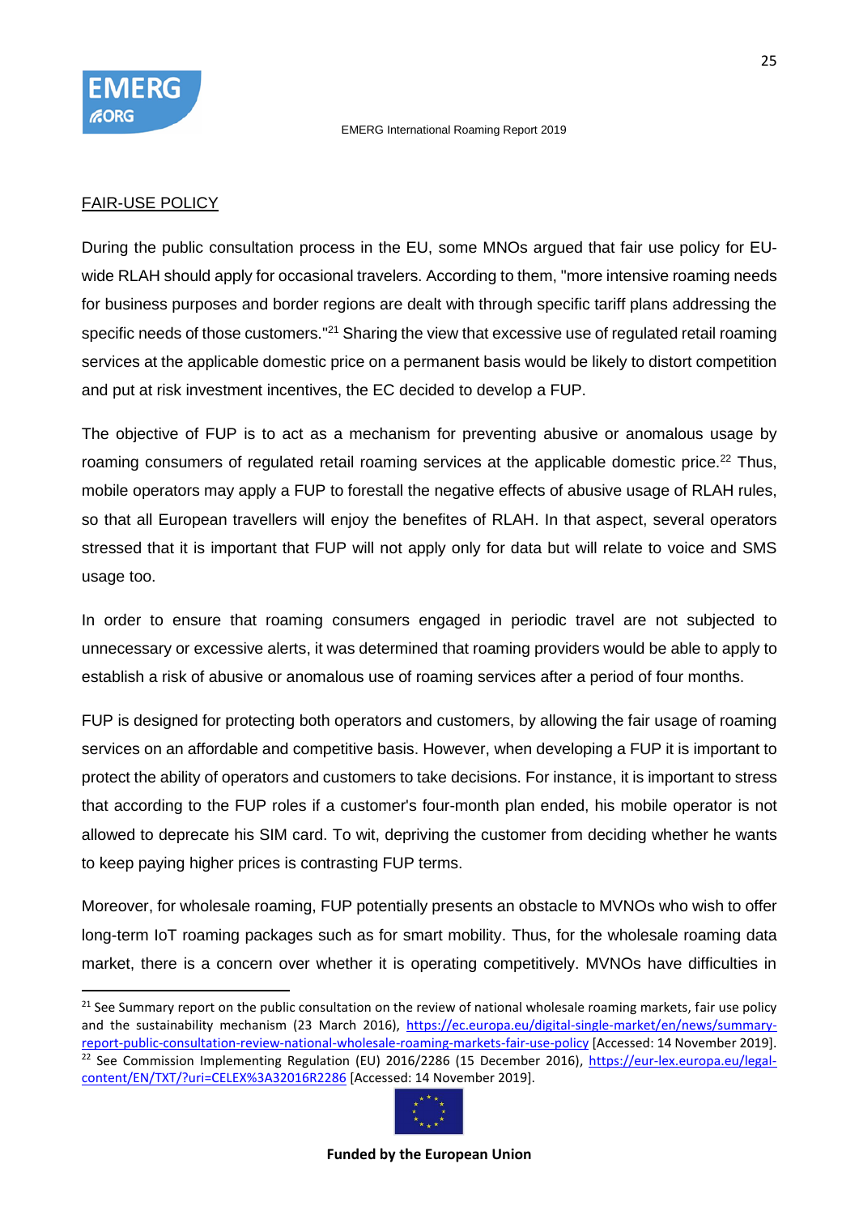FAIR-USE POLICY

During the public consultation process in the EU, some MNOs argued that fair use policy for EU-wide RLAH should apply for occasional travelers. According to them, "more intensive roaming needs for business purposes and border regions are dealt with through specific tariff plans addressing the specific needs of those customers."[21] Sharing the view that excessive use of regulated retail roaming services at the applicable domestic price on a permanent basis would be likely to distort competition and put at risk investment incentives, the EC decided to develop a FUP.

The objective of FUP is to act as a mechanism for preventing abusive or anomalous usage by roaming consumers of regulated retail roaming services at the applicable domestic price.[22] Thus, mobile operators may apply a FUP to forestall the negative effects of abusive usage of RLAH rules, so that all European travellers will enjoy the benefites of RLAH. In that aspect, several operators stressed that it is important that FUP will not apply only for data but will relate to voice and SMS usage too.

In order to ensure that roaming consumers engaged in periodic travel are not subjected to unnecessary or excessive alerts, it was determined that roaming providers would be able to apply to establish a risk of abusive or anomalous use of roaming services after a period of four months.

FUP is designed for protecting both operators and customers, by allowing the fair usage of roaming services on an affordable and competitive basis. However, when developing a FUP it is important to protect the ability of operators and customers to take decisions. For instance, it is important to stress that according to the FUP roles if a customer's four-month plan ended, his mobile operator is not allowed to deprecate his SIM card. To wit, depriving the customer from deciding whether he wants to keep paying higher prices is contrasting FUP terms.

Moreover, for wholesale roaming, FUP potentially presents an obstacle to MVNOs who wish to offer long-term IoT roaming packages such as for smart mobility. Thus, for the wholesale roaming data market, there is a concern over whether it is operating competitively. MVNOs have difficulties in

---

[21] See Summary report on the public consultation on the review of national wholesale roaming markets, fair use policy and the sustainability mechanism (23 March 2016), https://ec.europa.eu/digital-single-market/en/news/summary-report-public-consultation-review-national-wholesale-roaming-markets-fair-use-policy [Accessed: 14 November 2019].

[22] See Commission Implementing Regulation (EU) 2016/2286 (15 December 2016), https://eur-lex.europa.eu/legal-content/EN/TXT/?uri=CELEX%3A32016R2286 [Accessed: 14 November 2019].

**Funded by the European Union**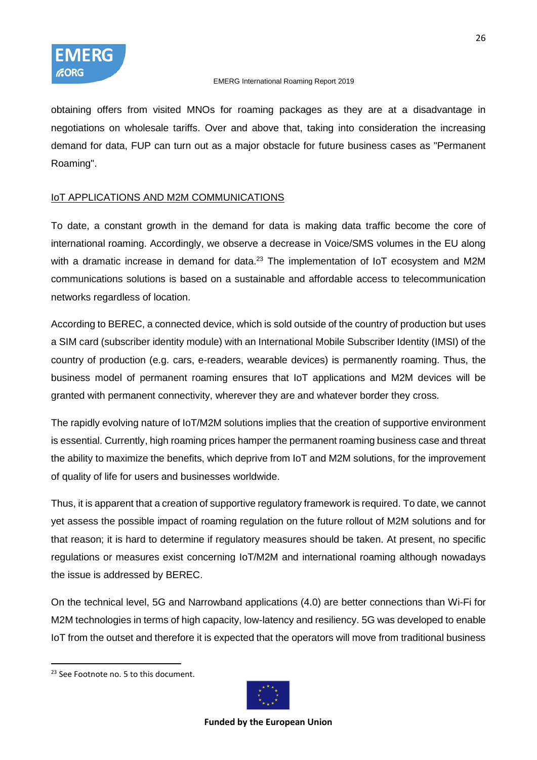obtaining offers from visited MNOs for roaming packages as they are at a disadvantage in negotiations on wholesale tariffs. Over and above that, taking into consideration the increasing demand for data, FUP can turn out as a major obstacle for future business cases as "Permanent Roaming".

## IoT APPLICATIONS AND M2M COMMUNICATIONS

To date, a constant growth in the demand for data is making data traffic become the core of international roaming. Accordingly, we observe a decrease in Voice/SMS volumes in the EU along with a dramatic increase in demand for data.[23] The implementation of IoT ecosystem and M2M communications solutions is based on a sustainable and affordable access to telecommunication networks regardless of location.

According to BEREC, a connected device, which is sold outside of the country of production but uses a SIM card (subscriber identity module) with an International Mobile Subscriber Identity (IMSI) of the country of production (e.g. cars, e-readers, wearable devices) is permanently roaming. Thus, the business model of permanent roaming ensures that IoT applications and M2M devices will be granted with permanent connectivity, wherever they are and whatever border they cross.

The rapidly evolving nature of IoT/M2M solutions implies that the creation of supportive environment is essential. Currently, high roaming prices hamper the permanent roaming business case and threat the ability to maximize the benefits, which deprive from IoT and M2M solutions, for the improvement of quality of life for users and businesses worldwide.

Thus, it is apparent that a creation of supportive regulatory framework is required. To date, we cannot yet assess the possible impact of roaming regulation on the future rollout of M2M solutions and for that reason; it is hard to determine if regulatory measures should be taken. At present, no specific regulations or measures exist concerning IoT/M2M and international roaming although nowadays the issue is addressed by BEREC.

On the technical level, 5G and Narrowband applications (4.0) are better connections than Wi-Fi for M2M technologies in terms of high capacity, low-latency and resiliency. 5G was developed to enable IoT from the outset and therefore it is expected that the operators will move from traditional business

[23] See Footnote no. 5 to this document.

**Funded by the European Union**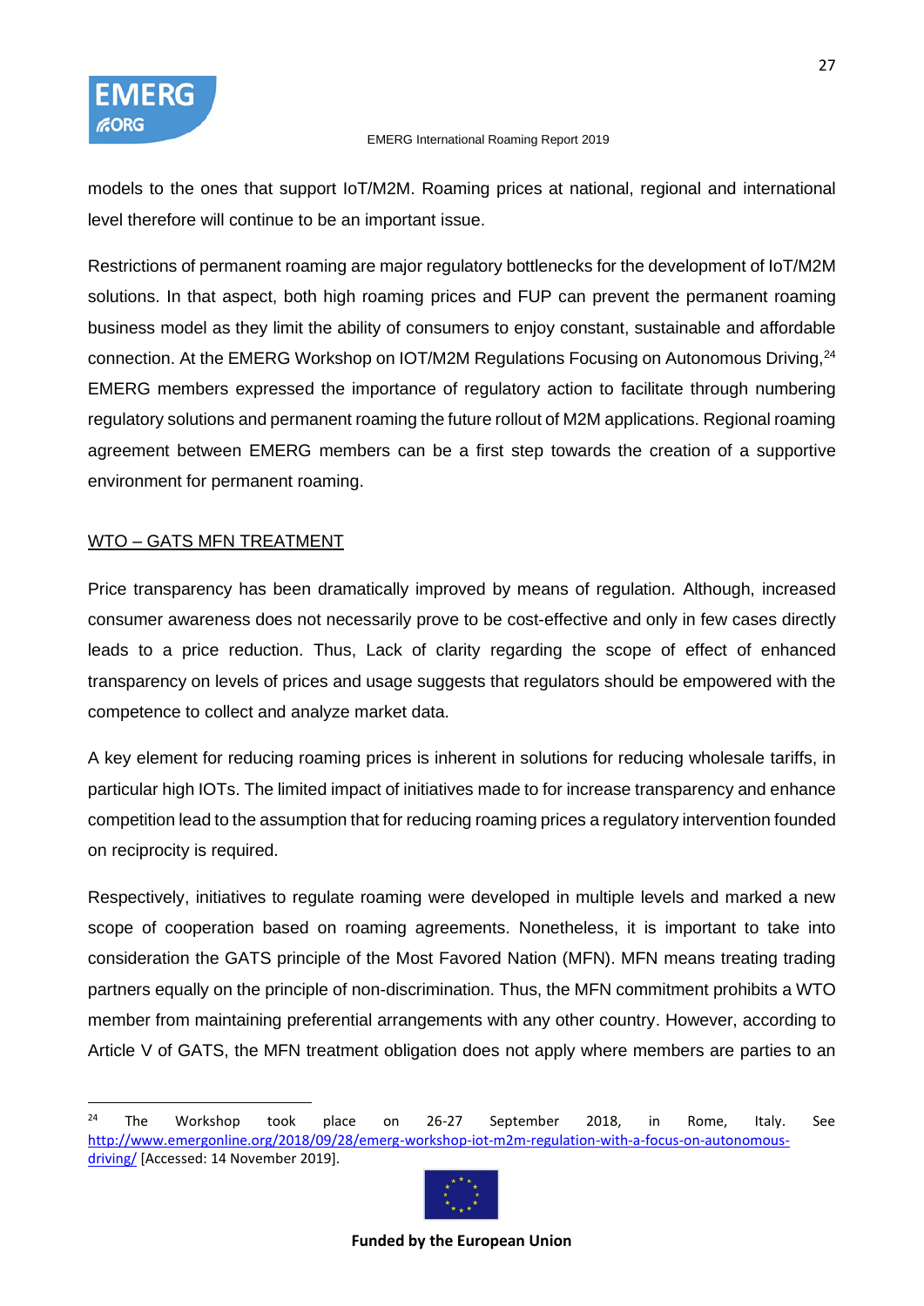models to the ones that support IoT/M2M. Roaming prices at national, regional and international level therefore will continue to be an important issue.

Restrictions of permanent roaming are major regulatory bottlenecks for the development of IoT/M2M solutions. In that aspect, both high roaming prices and FUP can prevent the permanent roaming business model as they limit the ability of consumers to enjoy constant, sustainable and affordable connection. At the EMERG Workshop on IOT/M2M Regulations Focusing on Autonomous Driving,[24] EMERG members expressed the importance of regulatory action to facilitate through numbering regulatory solutions and permanent roaming the future rollout of M2M applications. Regional roaming agreement between EMERG members can be a first step towards the creation of a supportive environment for permanent roaming.

<u>WTO – GATS MFN TREATMENT</u>

Price transparency has been dramatically improved by means of regulation. Although, increased consumer awareness does not necessarily prove to be cost-effective and only in few cases directly leads to a price reduction. Thus, Lack of clarity regarding the scope of effect of enhanced transparency on levels of prices and usage suggests that regulators should be empowered with the competence to collect and analyze market data.

A key element for reducing roaming prices is inherent in solutions for reducing wholesale tariffs, in particular high IOTs. The limited impact of initiatives made to for increase transparency and enhance competition lead to the assumption that for reducing roaming prices a regulatory intervention founded on reciprocity is required.

Respectively, initiatives to regulate roaming were developed in multiple levels and marked a new scope of cooperation based on roaming agreements. Nonetheless, it is important to take into consideration the GATS principle of the Most Favored Nation (MFN). MFN means treating trading partners equally on the principle of non-discrimination. Thus, the MFN commitment prohibits a WTO member from maintaining preferential arrangements with any other country. However, according to Article V of GATS, the MFN treatment obligation does not apply where members are parties to an

---

[24] The Workshop took place on 26-27 September 2018, in Rome, Italy. See http://www.emergonline.org/2018/09/28/emerg-workshop-iot-m2m-regulation-with-a-focus-on-autonomous-driving/ [Accessed: 14 November 2019].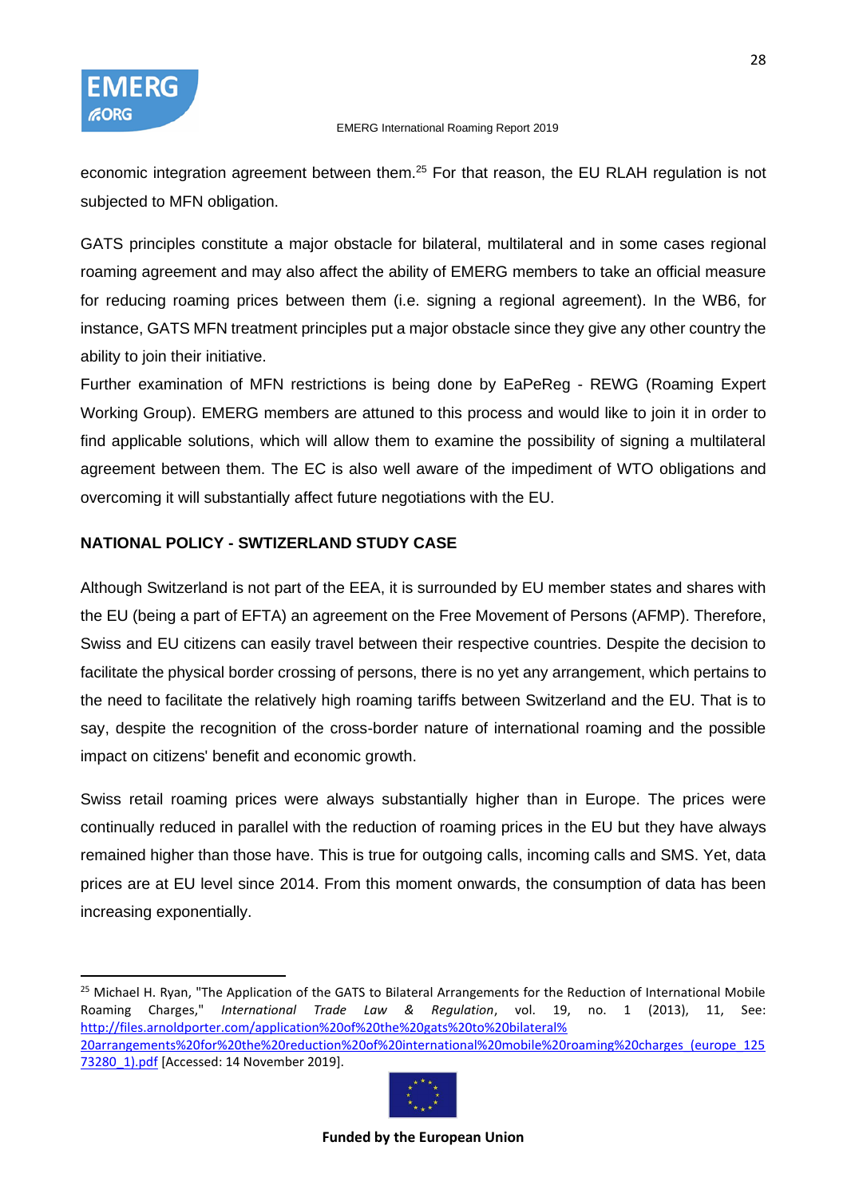economic integration agreement between them.[25] For that reason, the EU RLAH regulation is not subjected to MFN obligation.

GATS principles constitute a major obstacle for bilateral, multilateral and in some cases regional roaming agreement and may also affect the ability of EMERG members to take an official measure for reducing roaming prices between them (i.e. signing a regional agreement). In the WB6, for instance, GATS MFN treatment principles put a major obstacle since they give any other country the ability to join their initiative.

Further examination of MFN restrictions is being done by EaPeReg - REWG (Roaming Expert Working Group). EMERG members are attuned to this process and would like to join it in order to find applicable solutions, which will allow them to examine the possibility of signing a multilateral agreement between them. The EC is also well aware of the impediment of WTO obligations and overcoming it will substantially affect future negotiations with the EU.

## NATIONAL POLICY - SWTIZERLAND STUDY CASE

Although Switzerland is not part of the EEA, it is surrounded by EU member states and shares with the EU (being a part of EFTA) an agreement on the Free Movement of Persons (AFMP). Therefore, Swiss and EU citizens can easily travel between their respective countries. Despite the decision to facilitate the physical border crossing of persons, there is no yet any arrangement, which pertains to the need to facilitate the relatively high roaming tariffs between Switzerland and the EU. That is to say, despite the recognition of the cross-border nature of international roaming and the possible impact on citizens' benefit and economic growth.

Swiss retail roaming prices were always substantially higher than in Europe. The prices were continually reduced in parallel with the reduction of roaming prices in the EU but they have always remained higher than those have. This is true for outgoing calls, incoming calls and SMS. Yet, data prices are at EU level since 2014. From this moment onwards, the consumption of data has been increasing exponentially.

---

[25] Michael H. Ryan, "The Application of the GATS to Bilateral Arrangements for the Reduction of International Mobile Roaming Charges," *International Trade Law & Regulation*, vol. 19, no. 1 (2013), 11, See: http://files.arnoldporter.com/application%20of%20the%20gats%20to%20bilateral%20arrangements%20for%20the%20reduction%20of%20international%20mobile%20roaming%20charges_(europe_12573280_1).pdf [Accessed: 14 November 2019].

Funded by the European Union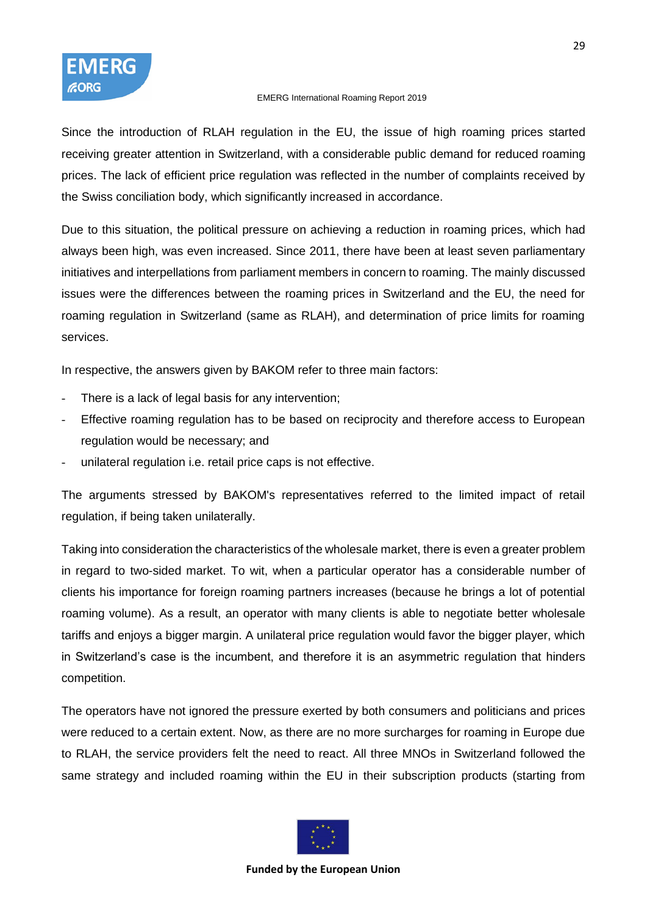Since the introduction of RLAH regulation in the EU, the issue of high roaming prices started receiving greater attention in Switzerland, with a considerable public demand for reduced roaming prices. The lack of efficient price regulation was reflected in the number of complaints received by the Swiss conciliation body, which significantly increased in accordance.

Due to this situation, the political pressure on achieving a reduction in roaming prices, which had always been high, was even increased. Since 2011, there have been at least seven parliamentary initiatives and interpellations from parliament members in concern to roaming. The mainly discussed issues were the differences between the roaming prices in Switzerland and the EU, the need for roaming regulation in Switzerland (same as RLAH), and determination of price limits for roaming services.

In respective, the answers given by BAKOM refer to three main factors:

- There is a lack of legal basis for any intervention;
- Effective roaming regulation has to be based on reciprocity and therefore access to European regulation would be necessary; and
- unilateral regulation i.e. retail price caps is not effective.

The arguments stressed by BAKOM's representatives referred to the limited impact of retail regulation, if being taken unilaterally.

Taking into consideration the characteristics of the wholesale market, there is even a greater problem in regard to two-sided market. To wit, when a particular operator has a considerable number of clients his importance for foreign roaming partners increases (because he brings a lot of potential roaming volume). As a result, an operator with many clients is able to negotiate better wholesale tariffs and enjoys a bigger margin. A unilateral price regulation would favor the bigger player, which in Switzerland's case is the incumbent, and therefore it is an asymmetric regulation that hinders competition.

The operators have not ignored the pressure exerted by both consumers and politicians and prices were reduced to a certain extent. Now, as there are no more surcharges for roaming in Europe due to RLAH, the service providers felt the need to react. All three MNOs in Switzerland followed the same strategy and included roaming within the EU in their subscription products (starting from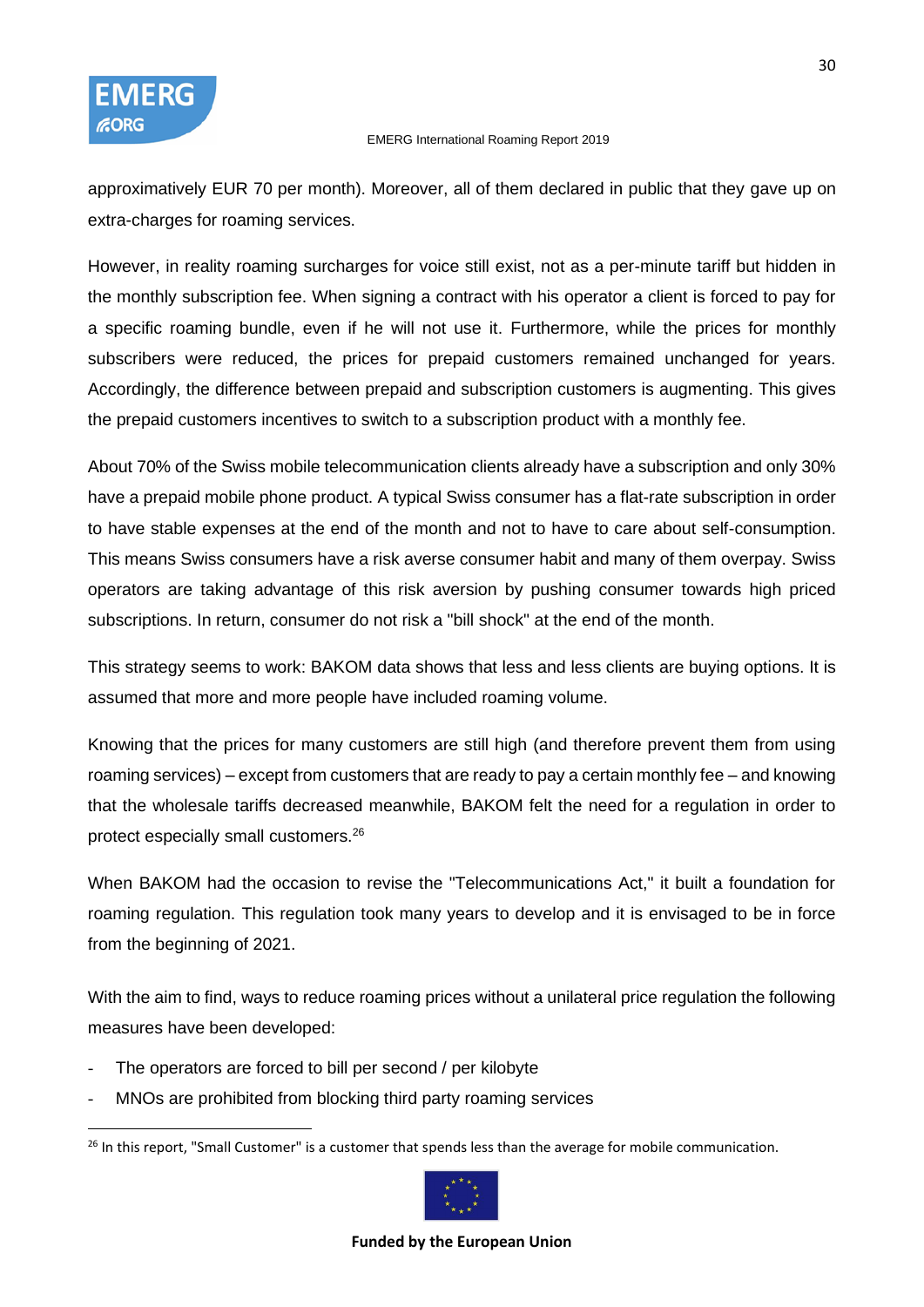approximatively EUR 70 per month). Moreover, all of them declared in public that they gave up on extra-charges for roaming services.

However, in reality roaming surcharges for voice still exist, not as a per-minute tariff but hidden in the monthly subscription fee. When signing a contract with his operator a client is forced to pay for a specific roaming bundle, even if he will not use it. Furthermore, while the prices for monthly subscribers were reduced, the prices for prepaid customers remained unchanged for years. Accordingly, the difference between prepaid and subscription customers is augmenting. This gives the prepaid customers incentives to switch to a subscription product with a monthly fee.

About 70% of the Swiss mobile telecommunication clients already have a subscription and only 30% have a prepaid mobile phone product. A typical Swiss consumer has a flat-rate subscription in order to have stable expenses at the end of the month and not to have to care about self-consumption. This means Swiss consumers have a risk averse consumer habit and many of them overpay. Swiss operators are taking advantage of this risk aversion by pushing consumer towards high priced subscriptions. In return, consumer do not risk a "bill shock" at the end of the month.

This strategy seems to work: BAKOM data shows that less and less clients are buying options. It is assumed that more and more people have included roaming volume.

Knowing that the prices for many customers are still high (and therefore prevent them from using roaming services) – except from customers that are ready to pay a certain monthly fee – and knowing that the wholesale tariffs decreased meanwhile, BAKOM felt the need for a regulation in order to protect especially small customers.[26]

When BAKOM had the occasion to revise the "Telecommunications Act," it built a foundation for roaming regulation. This regulation took many years to develop and it is envisaged to be in force from the beginning of 2021.

With the aim to find, ways to reduce roaming prices without a unilateral price regulation the following measures have been developed:

- The operators are forced to bill per second / per kilobyte
- MNOs are prohibited from blocking third party roaming services

[26] In this report, "Small Customer" is a customer that spends less than the average for mobile communication.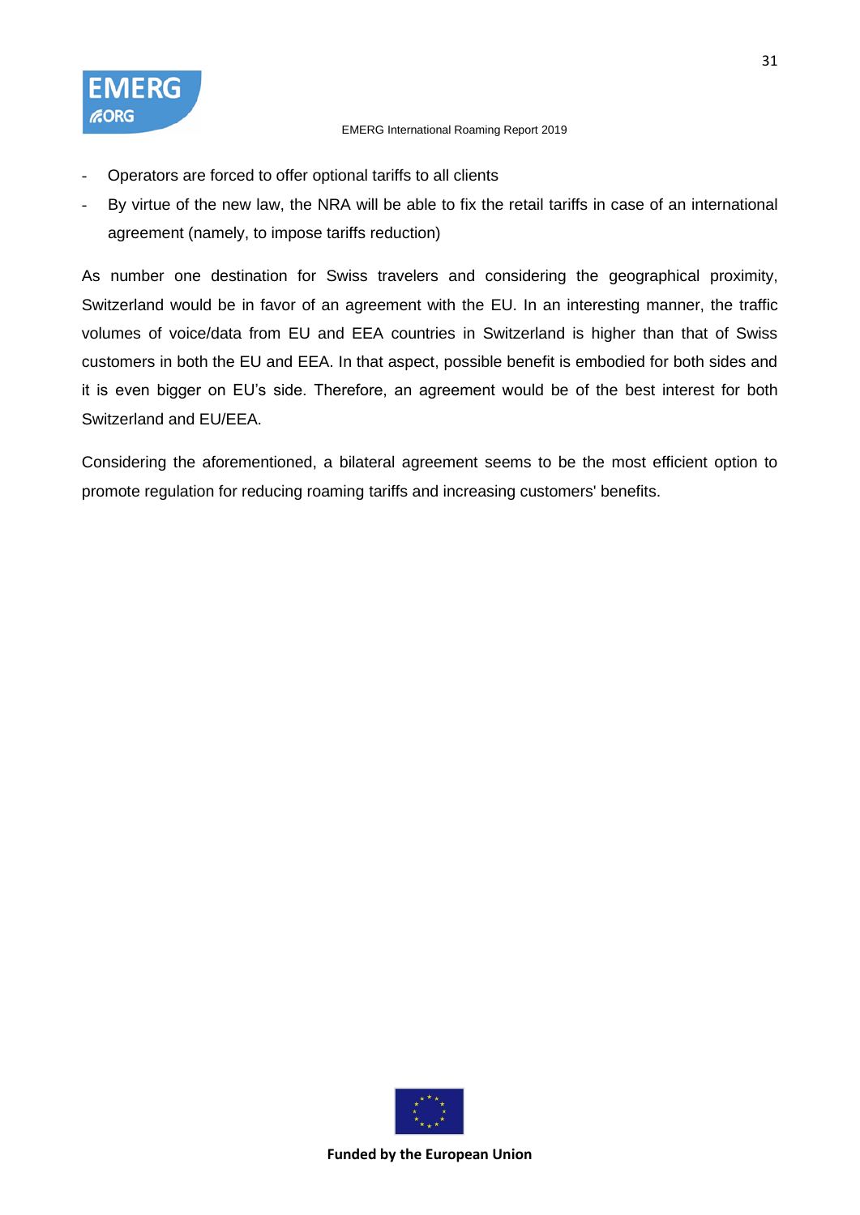- Operators are forced to offer optional tariffs to all clients
- By virtue of the new law, the NRA will be able to fix the retail tariffs in case of an international agreement (namely, to impose tariffs reduction)

As number one destination for Swiss travelers and considering the geographical proximity, Switzerland would be in favor of an agreement with the EU. In an interesting manner, the traffic volumes of voice/data from EU and EEA countries in Switzerland is higher than that of Swiss customers in both the EU and EEA. In that aspect, possible benefit is embodied for both sides and it is even bigger on EU's side. Therefore, an agreement would be of the best interest for both Switzerland and EU/EEA.

Considering the aforementioned, a bilateral agreement seems to be the most efficient option to promote regulation for reducing roaming tariffs and increasing customers' benefits.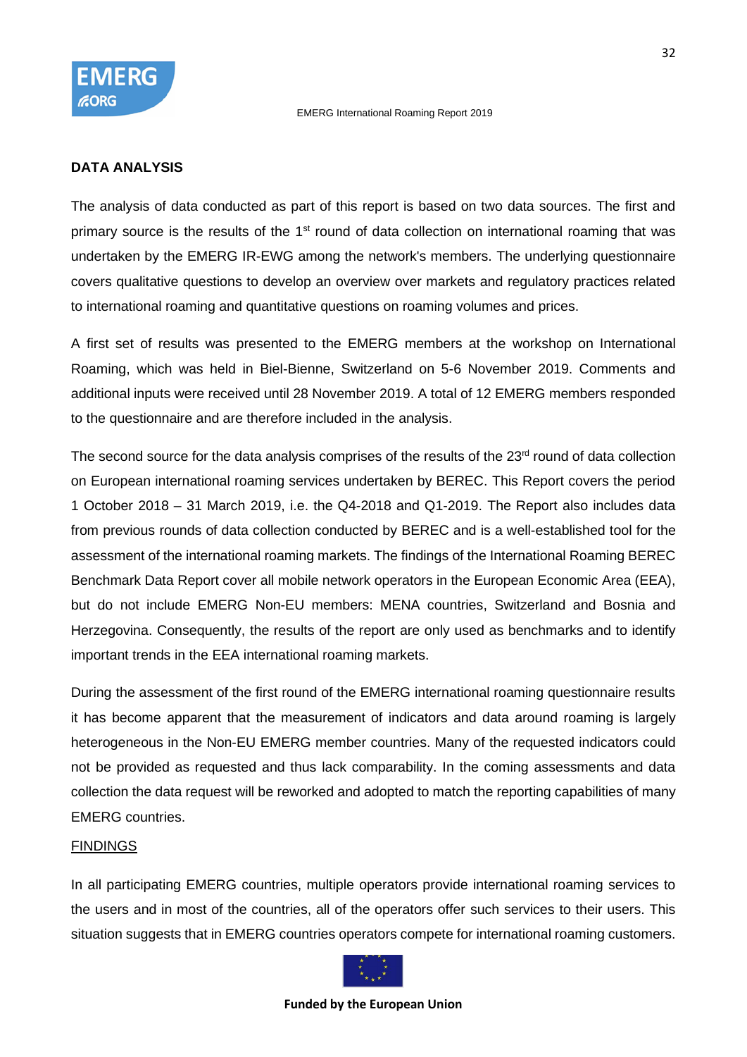## DATA ANALYSIS

The analysis of data conducted as part of this report is based on two data sources. The first and primary source is the results of the 1st round of data collection on international roaming that was undertaken by the EMERG IR-EWG among the network's members. The underlying questionnaire covers qualitative questions to develop an overview over markets and regulatory practices related to international roaming and quantitative questions on roaming volumes and prices.

A first set of results was presented to the EMERG members at the workshop on International Roaming, which was held in Biel-Bienne, Switzerland on 5-6 November 2019. Comments and additional inputs were received until 28 November 2019. A total of 12 EMERG members responded to the questionnaire and are therefore included in the analysis.

The second source for the data analysis comprises of the results of the 23rd round of data collection on European international roaming services undertaken by BEREC. This Report covers the period 1 October 2018 – 31 March 2019, i.e. the Q4-2018 and Q1-2019. The Report also includes data from previous rounds of data collection conducted by BEREC and is a well-established tool for the assessment of the international roaming markets. The findings of the International Roaming BEREC Benchmark Data Report cover all mobile network operators in the European Economic Area (EEA), but do not include EMERG Non-EU members: MENA countries, Switzerland and Bosnia and Herzegovina. Consequently, the results of the report are only used as benchmarks and to identify important trends in the EEA international roaming markets.

During the assessment of the first round of the EMERG international roaming questionnaire results it has become apparent that the measurement of indicators and data around roaming is largely heterogeneous in the Non-EU EMERG member countries. Many of the requested indicators could not be provided as requested and thus lack comparability. In the coming assessments and data collection the data request will be reworked and adopted to match the reporting capabilities of many EMERG countries.

FINDINGS

In all participating EMERG countries, multiple operators provide international roaming services to the users and in most of the countries, all of the operators offer such services to their users. This situation suggests that in EMERG countries operators compete for international roaming customers.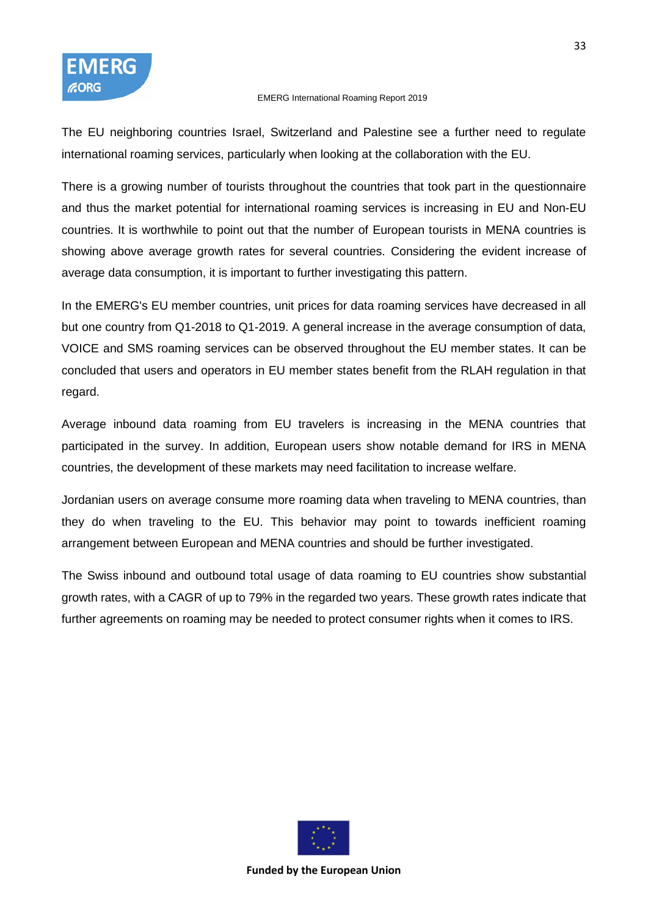The EU neighboring countries Israel, Switzerland and Palestine see a further need to regulate international roaming services, particularly when looking at the collaboration with the EU.

There is a growing number of tourists throughout the countries that took part in the questionnaire and thus the market potential for international roaming services is increasing in EU and Non-EU countries. It is worthwhile to point out that the number of European tourists in MENA countries is showing above average growth rates for several countries. Considering the evident increase of average data consumption, it is important to further investigating this pattern.

In the EMERG's EU member countries, unit prices for data roaming services have decreased in all but one country from Q1-2018 to Q1-2019. A general increase in the average consumption of data, VOICE and SMS roaming services can be observed throughout the EU member states. It can be concluded that users and operators in EU member states benefit from the RLAH regulation in that regard.

Average inbound data roaming from EU travelers is increasing in the MENA countries that participated in the survey. In addition, European users show notable demand for IRS in MENA countries, the development of these markets may need facilitation to increase welfare.

Jordanian users on average consume more roaming data when traveling to MENA countries, than they do when traveling to the EU. This behavior may point to towards inefficient roaming arrangement between European and MENA countries and should be further investigated.

The Swiss inbound and outbound total usage of data roaming to EU countries show substantial growth rates, with a CAGR of up to 79% in the regarded two years. These growth rates indicate that further agreements on roaming may be needed to protect consumer rights when it comes to IRS.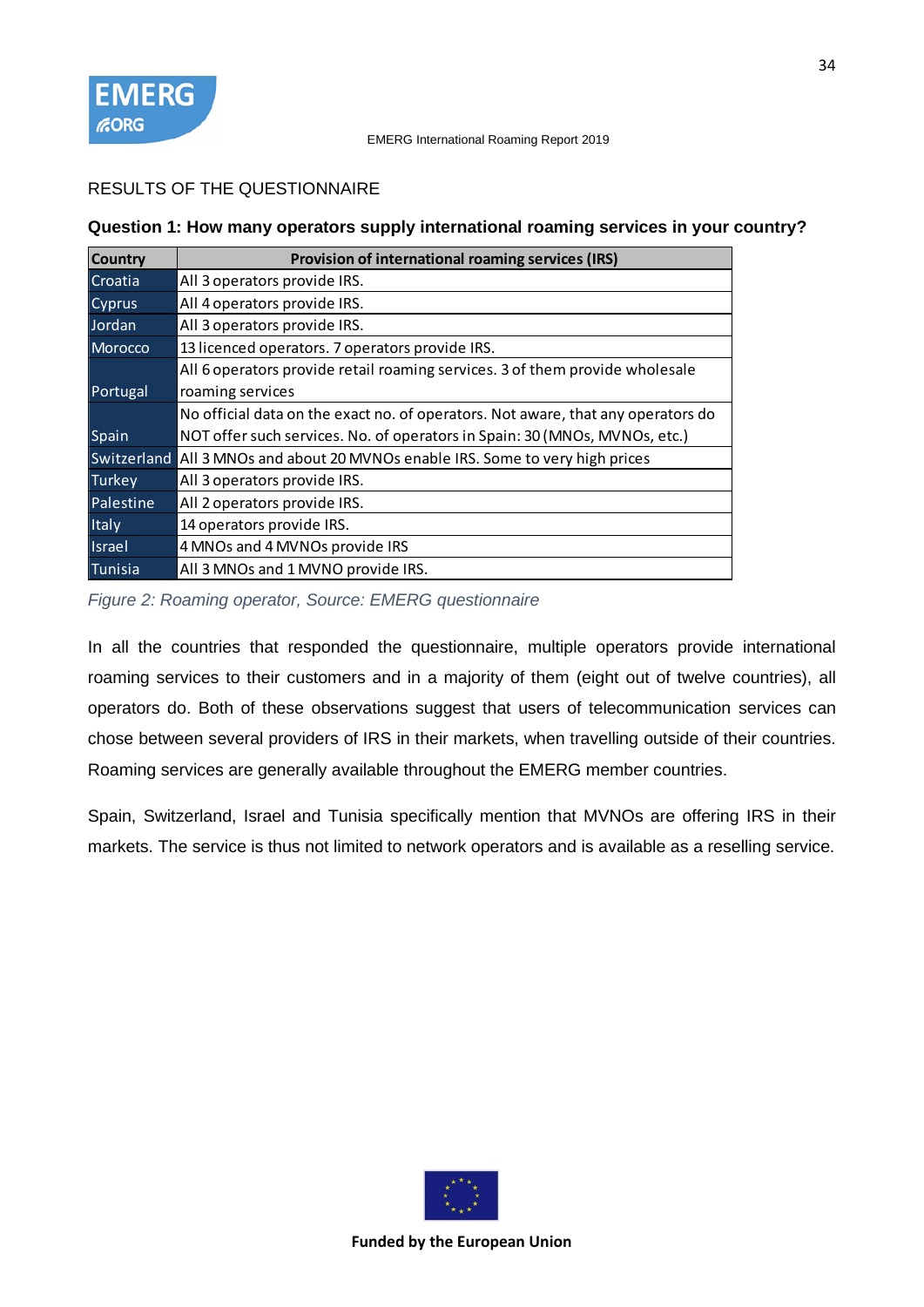RESULTS OF THE QUESTIONNAIRE

**Question 1: How many operators supply international roaming services in your country?**

| Country | Provision of international roaming services (IRS) |
|---|---|
| Croatia | All 3 operators provide IRS. |
| Cyprus | All 4 operators provide IRS. |
| Jordan | All 3 operators provide IRS. |
| Morocco | 13 licenced operators. 7 operators provide IRS. |
| Portugal | All 6 operators provide retail roaming services. 3 of them provide wholesale roaming services |
| Spain | No official data on the exact no. of operators. Not aware, that any operators do NOT offer such services. No. of operators in Spain: 30 (MNOs, MVNOs, etc.) |
| Switzerland | All 3 MNOs and about 20 MVNOs enable IRS. Some to very high prices |
| Turkey | All 3 operators provide IRS. |
| Palestine | All 2 operators provide IRS. |
| Italy | 14 operators provide IRS. |
| Israel | 4 MNOs and 4 MVNOs provide IRS |
| Tunisia | All 3 MNOs and 1 MVNO provide IRS. |

*Figure 2: Roaming operator, Source: EMERG questionnaire*

In all the countries that responded the questionnaire, multiple operators provide international roaming services to their customers and in a majority of them (eight out of twelve countries), all operators do. Both of these observations suggest that users of telecommunication services can chose between several providers of IRS in their markets, when travelling outside of their countries. Roaming services are generally available throughout the EMERG member countries.

Spain, Switzerland, Israel and Tunisia specifically mention that MVNOs are offering IRS in their markets. The service is thus not limited to network operators and is available as a reselling service.

**Funded by the European Union**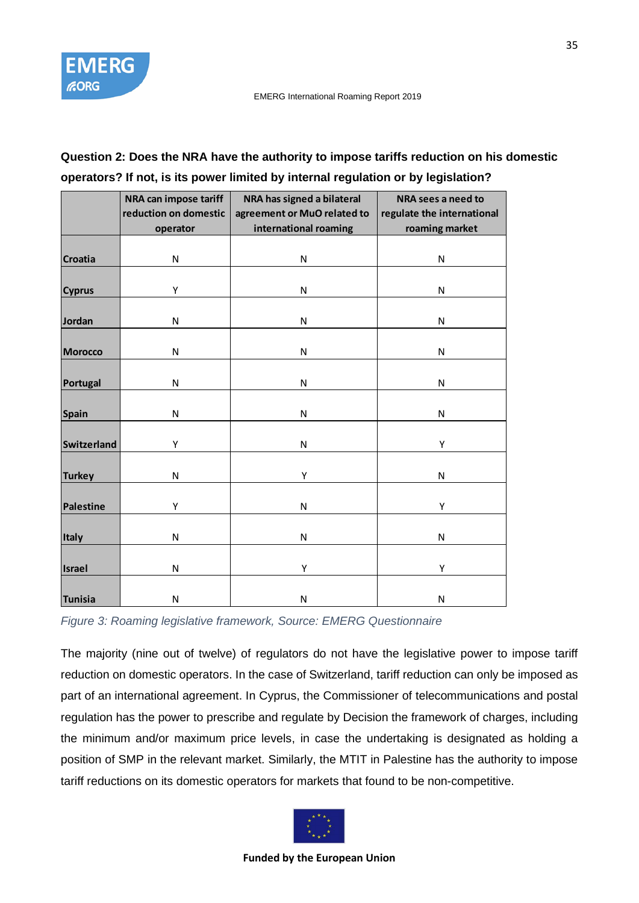**Question 2: Does the NRA have the authority to impose tariffs reduction on his domestic operators? If not, is its power limited by internal regulation or by legislation?**

| | NRA can impose tariff reduction on domestic operator | NRA has signed a bilateral agreement or MuO related to international roaming | NRA sees a need to regulate the international roaming market |
|---|---|---|---|
| **Croatia** | N | N | N |
| **Cyprus** | Y | N | N |
| **Jordan** | N | N | N |
| **Morocco** | N | N | N |
| **Portugal** | N | N | N |
| **Spain** | N | N | N |
| **Switzerland** | Y | N | Y |
| **Turkey** | N | Y | N |
| **Palestine** | Y | N | Y |
| **Italy** | N | N | N |
| **Israel** | N | Y | Y |
| **Tunisia** | N | N | N |

*Figure 3: Roaming legislative framework, Source: EMERG Questionnaire*

The majority (nine out of twelve) of regulators do not have the legislative power to impose tariff reduction on domestic operators. In the case of Switzerland, tariff reduction can only be imposed as part of an international agreement. In Cyprus, the Commissioner of telecommunications and postal regulation has the power to prescribe and regulate by Decision the framework of charges, including the minimum and/or maximum price levels, in case the undertaking is designated as holding a position of SMP in the relevant market. Similarly, the MTIT in Palestine has the authority to impose tariff reductions on its domestic operators for markets that found to be non-competitive.

**Funded by the European Union**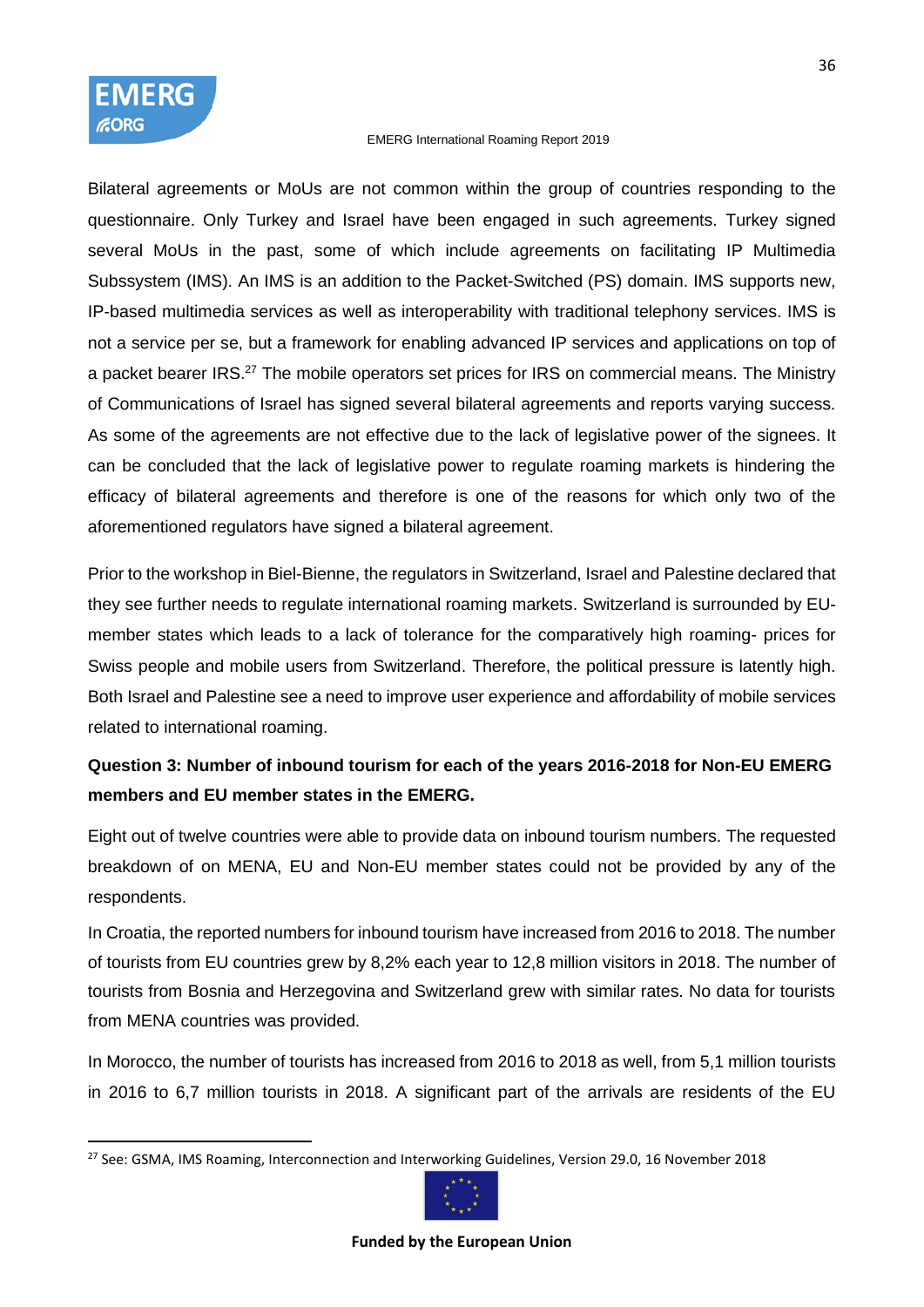Bilateral agreements or MoUs are not common within the group of countries responding to the questionnaire. Only Turkey and Israel have been engaged in such agreements. Turkey signed several MoUs in the past, some of which include agreements on facilitating IP Multimedia Subssystem (IMS). An IMS is an addition to the Packet-Switched (PS) domain. IMS supports new, IP-based multimedia services as well as interoperability with traditional telephony services. IMS is not a service per se, but a framework for enabling advanced IP services and applications on top of a packet bearer IRS.[27] The mobile operators set prices for IRS on commercial means. The Ministry of Communications of Israel has signed several bilateral agreements and reports varying success. As some of the agreements are not effective due to the lack of legislative power of the signees. It can be concluded that the lack of legislative power to regulate roaming markets is hindering the efficacy of bilateral agreements and therefore is one of the reasons for which only two of the aforementioned regulators have signed a bilateral agreement.

Prior to the workshop in Biel-Bienne, the regulators in Switzerland, Israel and Palestine declared that they see further needs to regulate international roaming markets. Switzerland is surrounded by EU-member states which leads to a lack of tolerance for the comparatively high roaming- prices for Swiss people and mobile users from Switzerland. Therefore, the political pressure is latently high. Both Israel and Palestine see a need to improve user experience and affordability of mobile services related to international roaming.

**Question 3: Number of inbound tourism for each of the years 2016-2018 for Non-EU EMERG members and EU member states in the EMERG.**

Eight out of twelve countries were able to provide data on inbound tourism numbers. The requested breakdown of on MENA, EU and Non-EU member states could not be provided by any of the respondents.

In Croatia, the reported numbers for inbound tourism have increased from 2016 to 2018. The number of tourists from EU countries grew by 8,2% each year to 12,8 million visitors in 2018. The number of tourists from Bosnia and Herzegovina and Switzerland grew with similar rates. No data for tourists from MENA countries was provided.

In Morocco, the number of tourists has increased from 2016 to 2018 as well, from 5,1 million tourists in 2016 to 6,7 million tourists in 2018. A significant part of the arrivals are residents of the EU

---

[27] See: GSMA, IMS Roaming, Interconnection and Interworking Guidelines, Version 29.0, 16 November 2018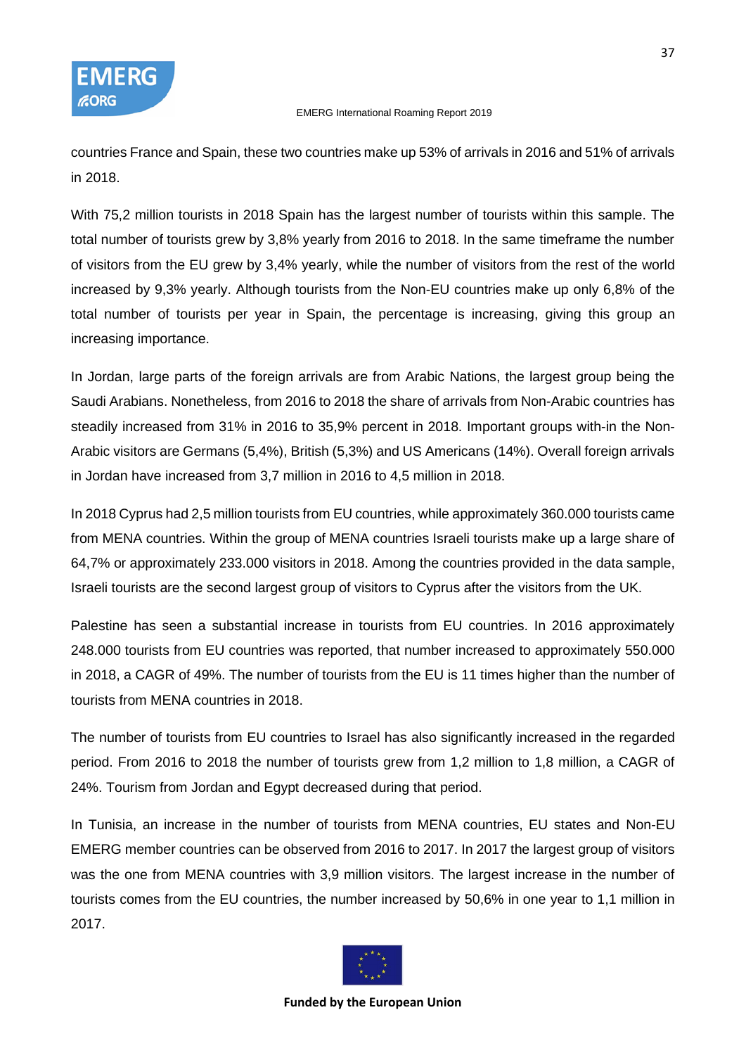countries France and Spain, these two countries make up 53% of arrivals in 2016 and 51% of arrivals in 2018.

With 75,2 million tourists in 2018 Spain has the largest number of tourists within this sample. The total number of tourists grew by 3,8% yearly from 2016 to 2018. In the same timeframe the number of visitors from the EU grew by 3,4% yearly, while the number of visitors from the rest of the world increased by 9,3% yearly. Although tourists from the Non-EU countries make up only 6,8% of the total number of tourists per year in Spain, the percentage is increasing, giving this group an increasing importance.

In Jordan, large parts of the foreign arrivals are from Arabic Nations, the largest group being the Saudi Arabians. Nonetheless, from 2016 to 2018 the share of arrivals from Non-Arabic countries has steadily increased from 31% in 2016 to 35,9% percent in 2018. Important groups with-in the Non-Arabic visitors are Germans (5,4%), British (5,3%) and US Americans (14%). Overall foreign arrivals in Jordan have increased from 3,7 million in 2016 to 4,5 million in 2018.

In 2018 Cyprus had 2,5 million tourists from EU countries, while approximately 360.000 tourists came from MENA countries. Within the group of MENA countries Israeli tourists make up a large share of 64,7% or approximately 233.000 visitors in 2018. Among the countries provided in the data sample, Israeli tourists are the second largest group of visitors to Cyprus after the visitors from the UK.

Palestine has seen a substantial increase in tourists from EU countries. In 2016 approximately 248.000 tourists from EU countries was reported, that number increased to approximately 550.000 in 2018, a CAGR of 49%. The number of tourists from the EU is 11 times higher than the number of tourists from MENA countries in 2018.

The number of tourists from EU countries to Israel has also significantly increased in the regarded period. From 2016 to 2018 the number of tourists grew from 1,2 million to 1,8 million, a CAGR of 24%. Tourism from Jordan and Egypt decreased during that period.

In Tunisia, an increase in the number of tourists from MENA countries, EU states and Non-EU EMERG member countries can be observed from 2016 to 2017. In 2017 the largest group of visitors was the one from MENA countries with 3,9 million visitors. The largest increase in the number of tourists comes from the EU countries, the number increased by 50,6% in one year to 1,1 million in 2017.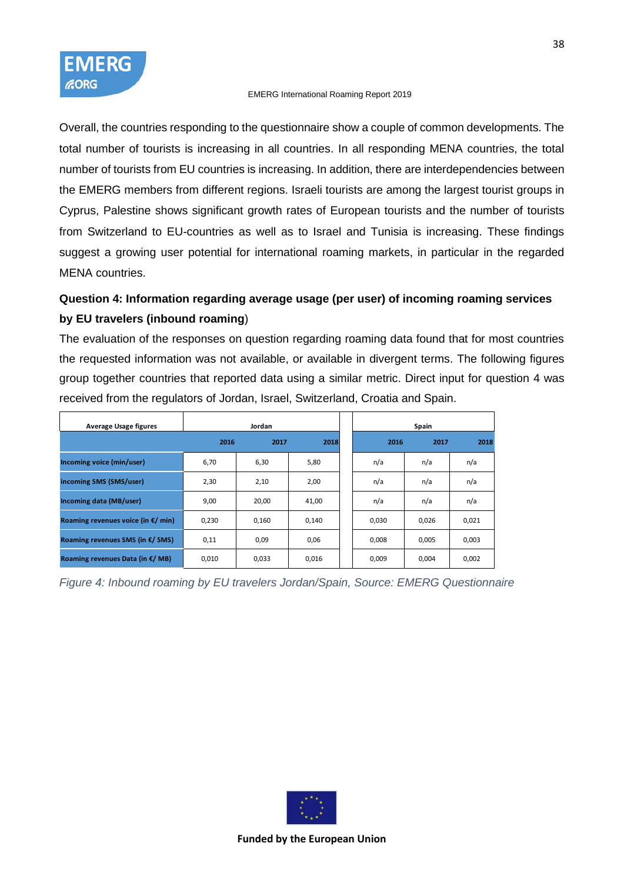Overall, the countries responding to the questionnaire show a couple of common developments. The total number of tourists is increasing in all countries. In all responding MENA countries, the total number of tourists from EU countries is increasing. In addition, there are interdependencies between the EMERG members from different regions. Israeli tourists are among the largest tourist groups in Cyprus, Palestine shows significant growth rates of European tourists and the number of tourists from Switzerland to EU-countries as well as to Israel and Tunisia is increasing. These findings suggest a growing user potential for international roaming markets, in particular in the regarded MENA countries.

### Question 4: Information regarding average usage (per user) of incoming roaming services by EU travelers (inbound roaming)

The evaluation of the responses on question regarding roaming data found that for most countries the requested information was not available, or available in divergent terms. The following figures group together countries that reported data using a similar metric. Direct input for question 4 was received from the regulators of Jordan, Israel, Switzerland, Croatia and Spain.

| Average Usage figures | Jordan | | | Spain | | |
|---|---|---|---|---|---|---|
| | 2016 | 2017 | 2018 | 2016 | 2017 | 2018 |
| Incoming voice (min/user) | 6,70 | 6,30 | 5,80 | n/a | n/a | n/a |
| incoming SMS (SMS/user) | 2,30 | 2,10 | 2,00 | n/a | n/a | n/a |
| Incoming data (MB/user) | 9,00 | 20,00 | 41,00 | n/a | n/a | n/a |
| Roaming revenues voice (in €/ min) | 0,230 | 0,160 | 0,140 | 0,030 | 0,026 | 0,021 |
| Roaming revenues SMS (in €/ SMS) | 0,11 | 0,09 | 0,06 | 0,008 | 0,005 | 0,003 |
| Roaming revenues Data (in €/ MB) | 0,010 | 0,033 | 0,016 | 0,009 | 0,004 | 0,002 |

*Figure 4: Inbound roaming by EU travelers Jordan/Spain, Source: EMERG Questionnaire*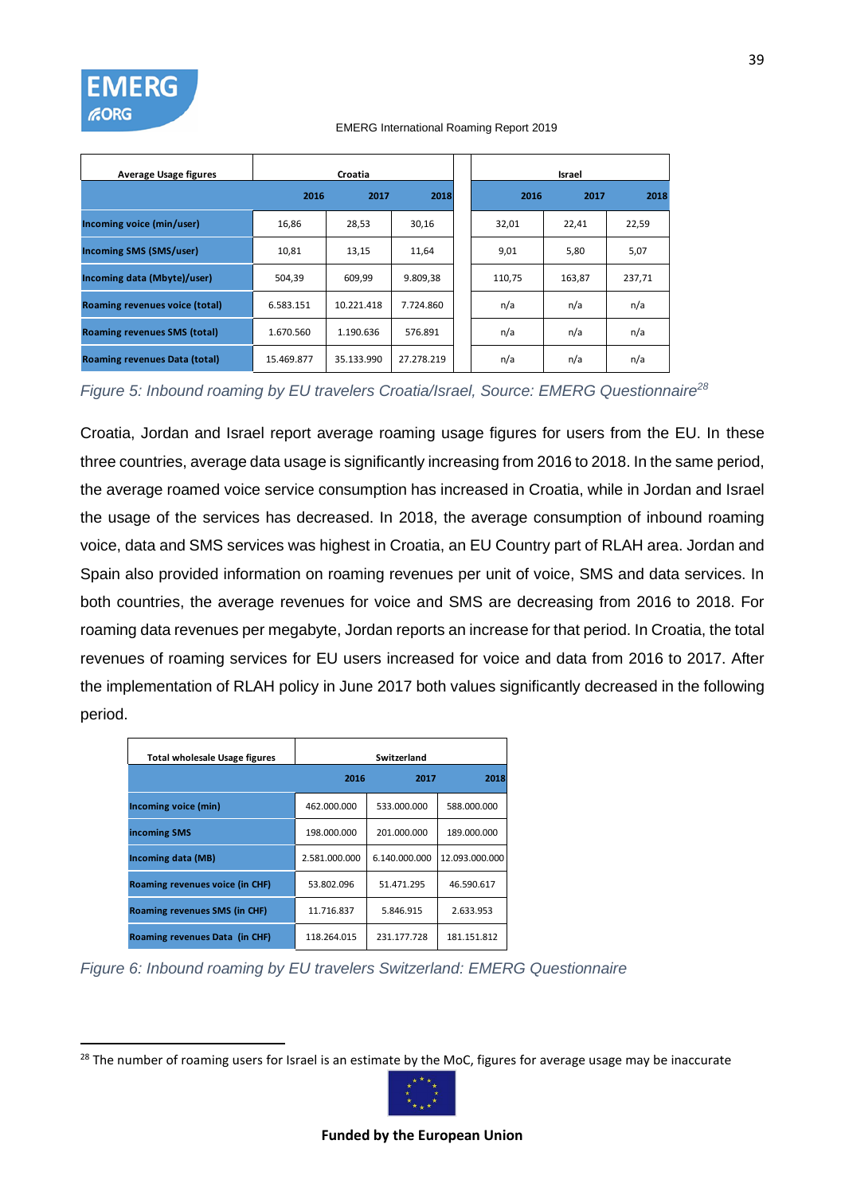| Average Usage figures | Croatia | | | Israel | | |
|---|---|---|---|---|---|---|
| | 2016 | 2017 | 2018 | 2016 | 2017 | 2018 |
| Incoming voice (min/user) | 16,86 | 28,53 | 30,16 | 32,01 | 22,41 | 22,59 |
| Incoming SMS (SMS/user) | 10,81 | 13,15 | 11,64 | 9,01 | 5,80 | 5,07 |
| Incoming data (Mbyte)/user) | 504,39 | 609,99 | 9.809,38 | 110,75 | 163,87 | 237,71 |
| Roaming revenues voice (total) | 6.583.151 | 10.221.418 | 7.724.860 | n/a | n/a | n/a |
| Roaming revenues SMS (total) | 1.670.560 | 1.190.636 | 576.891 | n/a | n/a | n/a |
| Roaming revenues Data (total) | 15.469.877 | 35.133.990 | 27.278.219 | n/a | n/a | n/a |

*Figure 5: Inbound roaming by EU travelers Croatia/Israel, Source: EMERG Questionnaire[28]*

Croatia, Jordan and Israel report average roaming usage figures for users from the EU. In these three countries, average data usage is significantly increasing from 2016 to 2018. In the same period, the average roamed voice service consumption has increased in Croatia, while in Jordan and Israel the usage of the services has decreased. In 2018, the average consumption of inbound roaming voice, data and SMS services was highest in Croatia, an EU Country part of RLAH area. Jordan and Spain also provided information on roaming revenues per unit of voice, SMS and data services. In both countries, the average revenues for voice and SMS are decreasing from 2016 to 2018. For roaming data revenues per megabyte, Jordan reports an increase for that period. In Croatia, the total revenues of roaming services for EU users increased for voice and data from 2016 to 2017. After the implementation of RLAH policy in June 2017 both values significantly decreased in the following period.

| Total wholesale Usage figures | Switzerland | | |
|---|---|---|---|
| | 2016 | 2017 | 2018 |
| Incoming voice (min) | 462.000.000 | 533.000.000 | 588.000.000 |
| incoming SMS | 198.000.000 | 201.000.000 | 189.000.000 |
| Incoming data (MB) | 2.581.000.000 | 6.140.000.000 | 12.093.000.000 |
| Roaming revenues voice (in CHF) | 53.802.096 | 51.471.295 | 46.590.617 |
| Roaming revenues SMS (in CHF) | 11.716.837 | 5.846.915 | 2.633.953 |
| Roaming revenues Data (in CHF) | 118.264.015 | 231.177.728 | 181.151.812 |

*Figure 6: Inbound roaming by EU travelers Switzerland: EMERG Questionnaire*

[28] The number of roaming users for Israel is an estimate by the MoC, figures for average usage may be inaccurate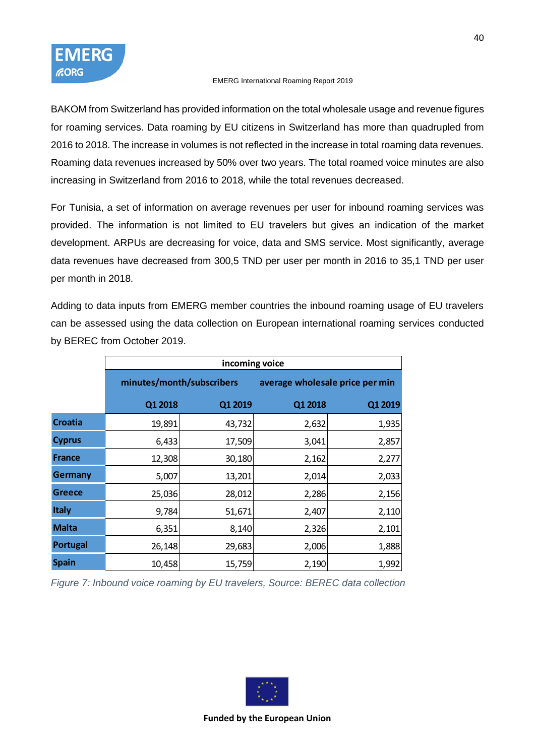BAKOM from Switzerland has provided information on the total wholesale usage and revenue figures for roaming services. Data roaming by EU citizens in Switzerland has more than quadrupled from 2016 to 2018. The increase in volumes is not reflected in the increase in total roaming data revenues. Roaming data revenues increased by 50% over two years. The total roamed voice minutes are also increasing in Switzerland from 2016 to 2018, while the total revenues decreased.

For Tunisia, a set of information on average revenues per user for inbound roaming services was provided. The information is not limited to EU travelers but gives an indication of the market development. ARPUs are decreasing for voice, data and SMS service. Most significantly, average data revenues have decreased from 300,5 TND per user per month in 2016 to 35,1 TND per user per month in 2018.

Adding to data inputs from EMERG member countries the inbound roaming usage of EU travelers can be assessed using the data collection on European international roaming services conducted by BEREC from October 2019.

| | incoming voice | | | |
|---|---|---|---|---|
| | minutes/month/subscribers | | average wholesale price per min | |
| | Q1 2018 | Q1 2019 | Q1 2018 | Q1 2019 |
| **Croatia** | 19,891 | 43,732 | 2,632 | 1,935 |
| **Cyprus** | 6,433 | 17,509 | 3,041 | 2,857 |
| **France** | 12,308 | 30,180 | 2,162 | 2,277 |
| **Germany** | 5,007 | 13,201 | 2,014 | 2,033 |
| **Greece** | 25,036 | 28,012 | 2,286 | 2,156 |
| **Italy** | 9,784 | 51,671 | 2,407 | 2,110 |
| **Malta** | 6,351 | 8,140 | 2,326 | 2,101 |
| **Portugal** | 26,148 | 29,683 | 2,006 | 1,888 |
| **Spain** | 10,458 | 15,759 | 2,190 | 1,992 |

*Figure 7: Inbound voice roaming by EU travelers, Source: BEREC data collection*

**Funded by the European Union**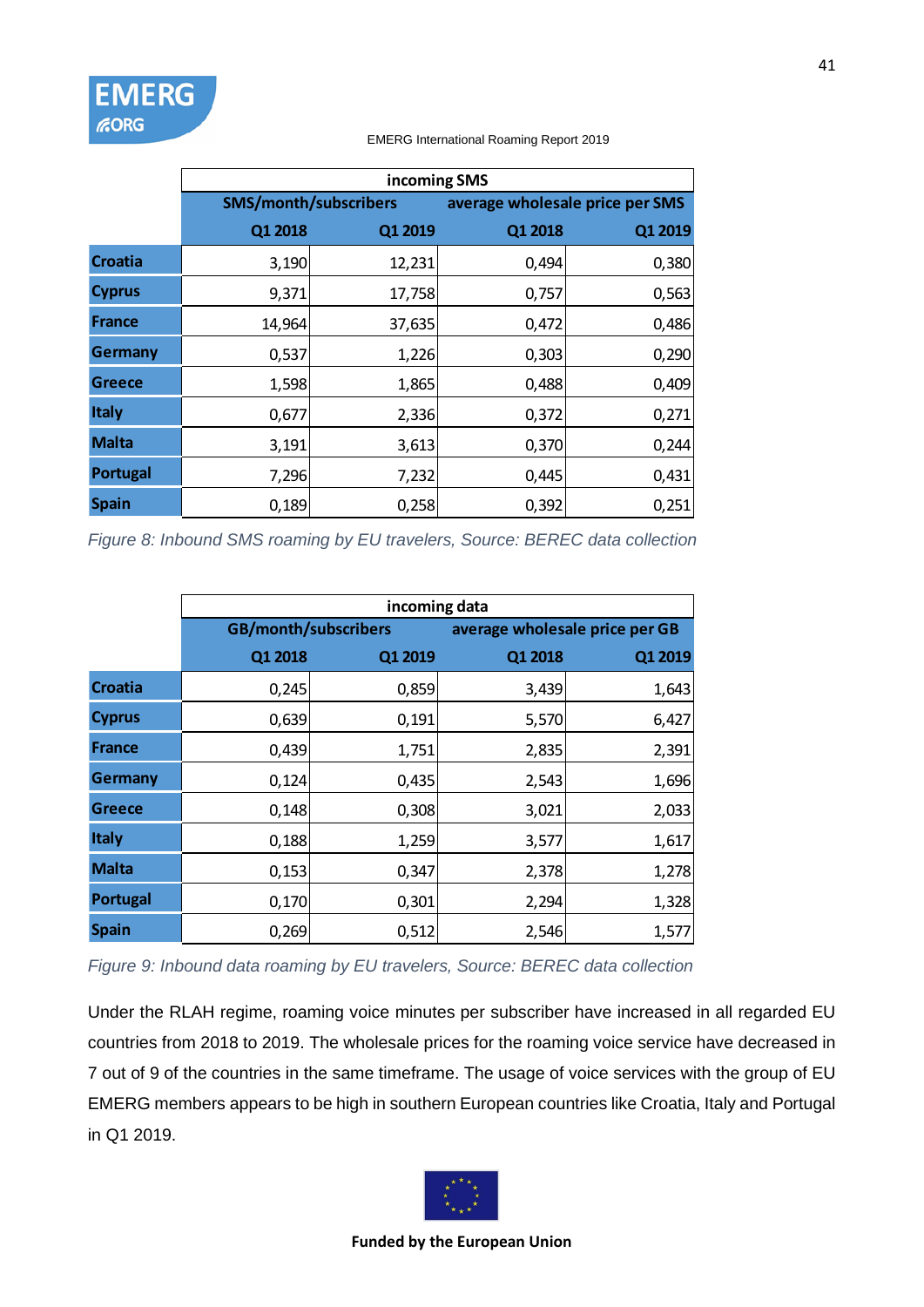| | incoming SMS | | | |
|---|---|---|---|---|
| | SMS/month/subscribers | | average wholesale price per SMS | |
| | Q1 2018 | Q1 2019 | Q1 2018 | Q1 2019 |
| Croatia | 3,190 | 12,231 | 0,494 | 0,380 |
| Cyprus | 9,371 | 17,758 | 0,757 | 0,563 |
| France | 14,964 | 37,635 | 0,472 | 0,486 |
| Germany | 0,537 | 1,226 | 0,303 | 0,290 |
| Greece | 1,598 | 1,865 | 0,488 | 0,409 |
| Italy | 0,677 | 2,336 | 0,372 | 0,271 |
| Malta | 3,191 | 3,613 | 0,370 | 0,244 |
| Portugal | 7,296 | 7,232 | 0,445 | 0,431 |
| Spain | 0,189 | 0,258 | 0,392 | 0,251 |

*Figure 8: Inbound SMS roaming by EU travelers, Source: BEREC data collection*

| | incoming data | | | |
|---|---|---|---|---|
| | GB/month/subscribers | | average wholesale price per GB | |
| | Q1 2018 | Q1 2019 | Q1 2018 | Q1 2019 |
| Croatia | 0,245 | 0,859 | 3,439 | 1,643 |
| Cyprus | 0,639 | 0,191 | 5,570 | 6,427 |
| France | 0,439 | 1,751 | 2,835 | 2,391 |
| Germany | 0,124 | 0,435 | 2,543 | 1,696 |
| Greece | 0,148 | 0,308 | 3,021 | 2,033 |
| Italy | 0,188 | 1,259 | 3,577 | 1,617 |
| Malta | 0,153 | 0,347 | 2,378 | 1,278 |
| Portugal | 0,170 | 0,301 | 2,294 | 1,328 |
| Spain | 0,269 | 0,512 | 2,546 | 1,577 |

*Figure 9: Inbound data roaming by EU travelers, Source: BEREC data collection*

Under the RLAH regime, roaming voice minutes per subscriber have increased in all regarded EU countries from 2018 to 2019. The wholesale prices for the roaming voice service have decreased in 7 out of 9 of the countries in the same timeframe. The usage of voice services with the group of EU EMERG members appears to be high in southern European countries like Croatia, Italy and Portugal in Q1 2019.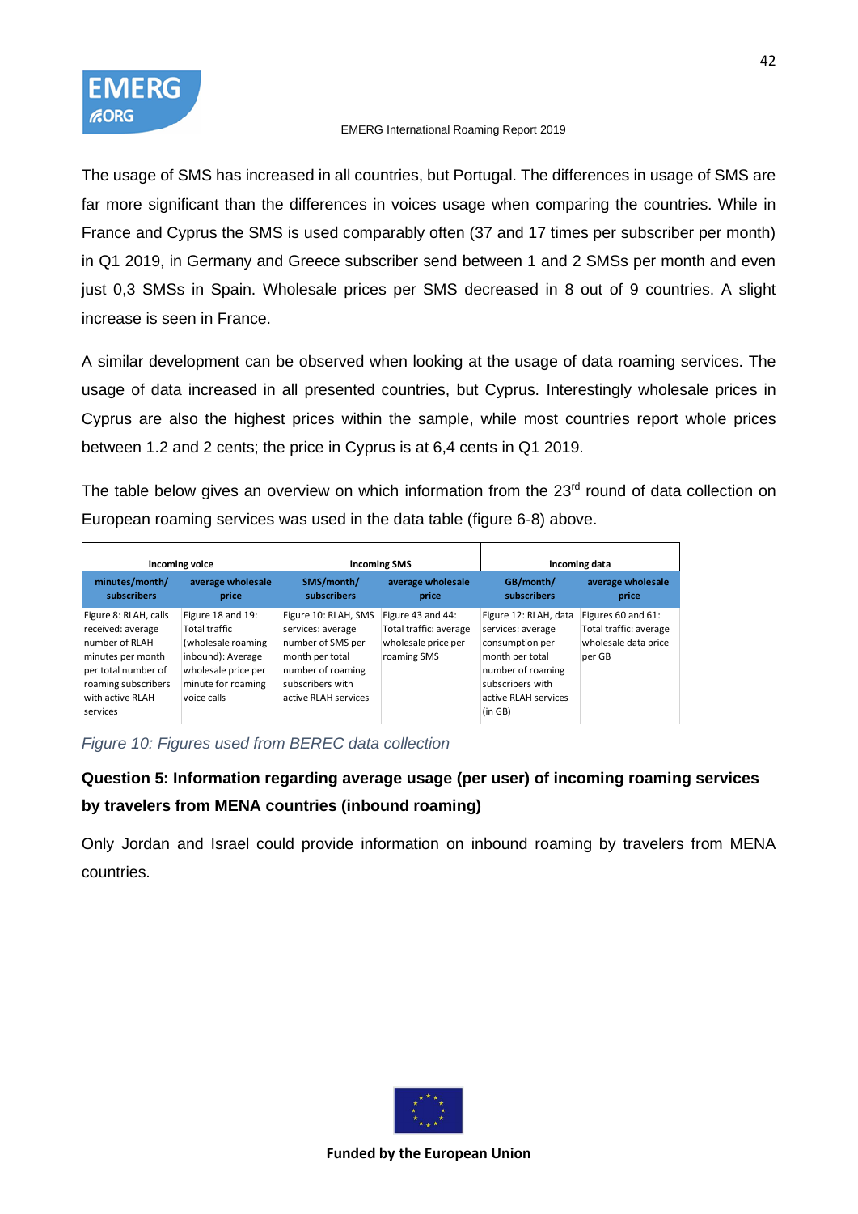The usage of SMS has increased in all countries, but Portugal. The differences in usage of SMS are far more significant than the differences in voices usage when comparing the countries. While in France and Cyprus the SMS is used comparably often (37 and 17 times per subscriber per month) in Q1 2019, in Germany and Greece subscriber send between 1 and 2 SMSs per month and even just 0,3 SMSs in Spain. Wholesale prices per SMS decreased in 8 out of 9 countries. A slight increase is seen in France.

A similar development can be observed when looking at the usage of data roaming services. The usage of data increased in all presented countries, but Cyprus. Interestingly wholesale prices in Cyprus are also the highest prices within the sample, while most countries report whole prices between 1.2 and 2 cents; the price in Cyprus is at 6,4 cents in Q1 2019.

The table below gives an overview on which information from the 23rd round of data collection on European roaming services was used in the data table (figure 6-8) above.

| incoming voice | | incoming SMS | | incoming data | |
|---|---|---|---|---|---|
| minutes/month/ subscribers | average wholesale price | SMS/month/ subscribers | average wholesale price | GB/month/ subscribers | average wholesale price |
| Figure 8: RLAH, calls received: average number of RLAH minutes per month per total number of roaming subscribers with active RLAH services | Figure 18 and 19: Total traffic (wholesale roaming inbound): Average wholesale price per minute for roaming voice calls | Figure 10: RLAH, SMS services: average number of SMS per month per total number of roaming subscribers with active RLAH services | Figure 43 and 44: Total traffic: average wholesale price per roaming SMS | Figure 12: RLAH, data services: average consumption per month per total number of roaming subscribers with active RLAH services (in GB) | Figures 60 and 61: Total traffic: average wholesale data price per GB |

*Figure 10: Figures used from BEREC data collection*

**Question 5: Information regarding average usage (per user) of incoming roaming services by travelers from MENA countries (inbound roaming)**

Only Jordan and Israel could provide information on inbound roaming by travelers from MENA countries.

**Funded by the European Union**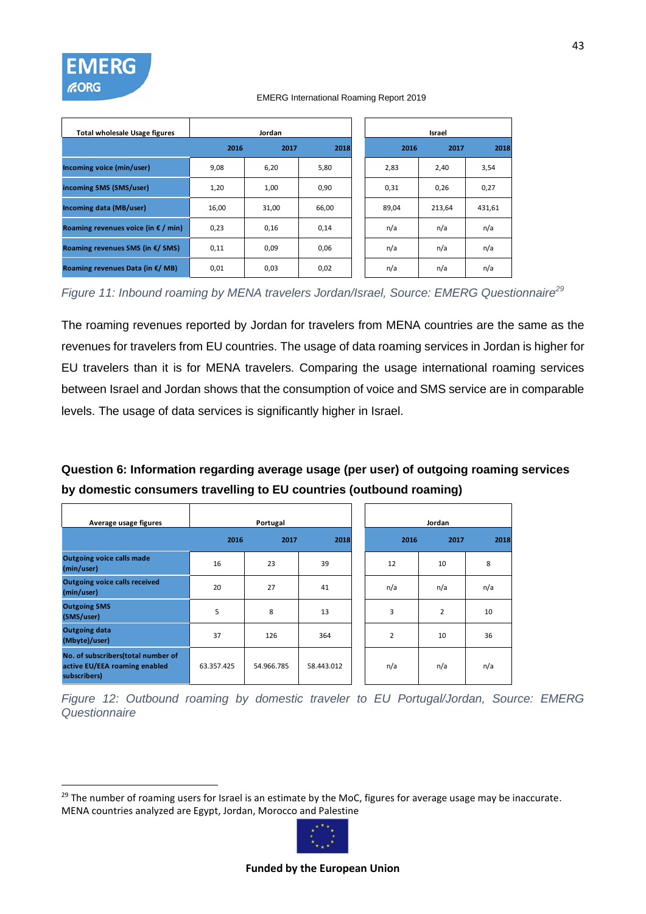| Total wholesale Usage figures | Jordan | | | Israel | | |
|---|---|---|---|---|---|---|
| | 2016 | 2017 | 2018 | 2016 | 2017 | 2018 |
| Incoming voice (min/user) | 9,08 | 6,20 | 5,80 | 2,83 | 2,40 | 3,54 |
| incoming SMS (SMS/user) | 1,20 | 1,00 | 0,90 | 0,31 | 0,26 | 0,27 |
| Incoming data (MB/user) | 16,00 | 31,00 | 66,00 | 89,04 | 213,64 | 431,61 |
| Roaming revenues voice (in € / min) | 0,23 | 0,16 | 0,14 | n/a | n/a | n/a |
| Roaming revenues SMS (in €/ SMS) | 0,11 | 0,09 | 0,06 | n/a | n/a | n/a |
| Roaming revenues Data (in €/ MB) | 0,01 | 0,03 | 0,02 | n/a | n/a | n/a |

*Figure 11: Inbound roaming by MENA travelers Jordan/Israel, Source: EMERG Questionnaire[29]*

The roaming revenues reported by Jordan for travelers from MENA countries are the same as the revenues for travelers from EU countries. The usage of data roaming services in Jordan is higher for EU travelers than it is for MENA travelers. Comparing the usage international roaming services between Israel and Jordan shows that the consumption of voice and SMS service are in comparable levels. The usage of data services is significantly higher in Israel.

## Question 6: Information regarding average usage (per user) of outgoing roaming services by domestic consumers travelling to EU countries (outbound roaming)

| Average usage figures | Portugal | | | Jordan | | |
|---|---|---|---|---|---|---|
| | 2016 | 2017 | 2018 | 2016 | 2017 | 2018 |
| Outgoing voice calls made (min/user) | 16 | 23 | 39 | 12 | 10 | 8 |
| Outgoing voice calls received (min/user) | 20 | 27 | 41 | n/a | n/a | n/a |
| Outgoing SMS (SMS/user) | 5 | 8 | 13 | 3 | 2 | 10 |
| Outgoing data (Mbyte)/user) | 37 | 126 | 364 | 2 | 10 | 36 |
| No. of subscribers(total number of active EU/EEA roaming enabled subscribers) | 63.357.425 | 54.966.785 | 58.443.012 | n/a | n/a | n/a |

*Figure 12: Outbound roaming by domestic traveler to EU Portugal/Jordan, Source: EMERG Questionnaire*

---

[29] The number of roaming users for Israel is an estimate by the MoC, figures for average usage may be inaccurate. MENA countries analyzed are Egypt, Jordan, Morocco and Palestine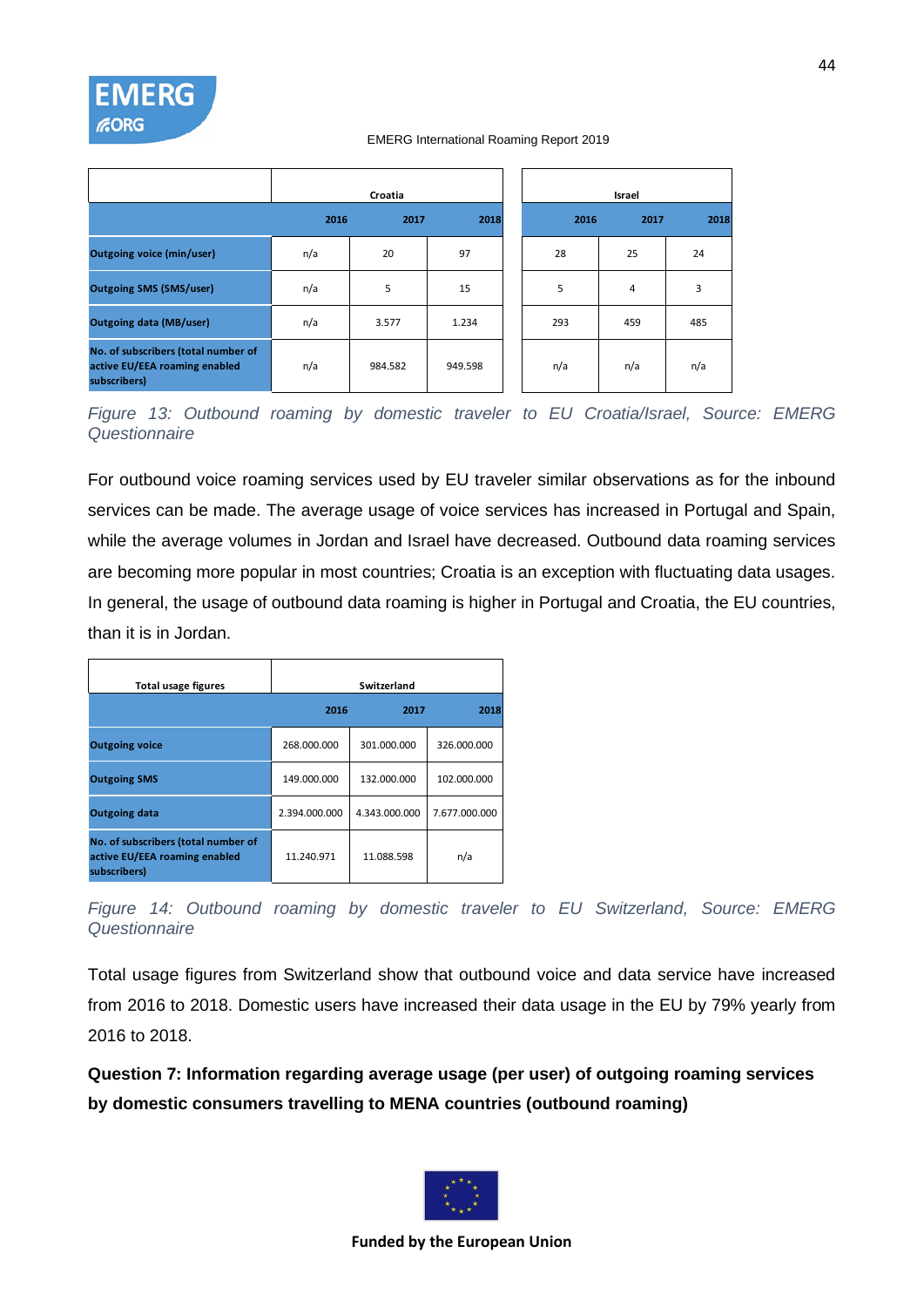| | Croatia | | | Israel | | |
|---|---|---|---|---|---|---|
| | 2016 | 2017 | 2018 | 2016 | 2017 | 2018 |
| **Outgoing voice (min/user)** | n/a | 20 | 97 | 28 | 25 | 24 |
| **Outgoing SMS (SMS/user)** | n/a | 5 | 15 | 5 | 4 | 3 |
| **Outgoing data (MB/user)** | n/a | 3.577 | 1.234 | 293 | 459 | 485 |
| **No. of subscribers (total number of active EU/EEA roaming enabled subscribers)** | n/a | 984.582 | 949.598 | n/a | n/a | n/a |

*Figure 13: Outbound roaming by domestic traveler to EU Croatia/Israel, Source: EMERG Questionnaire*

For outbound voice roaming services used by EU traveler similar observations as for the inbound services can be made. The average usage of voice services has increased in Portugal and Spain, while the average volumes in Jordan and Israel have decreased. Outbound data roaming services are becoming more popular in most countries; Croatia is an exception with fluctuating data usages. In general, the usage of outbound data roaming is higher in Portugal and Croatia, the EU countries, than it is in Jordan.

| Total usage figures | Switzerland | | |
|---|---|---|---|
| | 2016 | 2017 | 2018 |
| **Outgoing voice** | 268.000.000 | 301.000.000 | 326.000.000 |
| **Outgoing SMS** | 149.000.000 | 132.000.000 | 102.000.000 |
| **Outgoing data** | 2.394.000.000 | 4.343.000.000 | 7.677.000.000 |
| **No. of subscribers (total number of active EU/EEA roaming enabled subscribers)** | 11.240.971 | 11.088.598 | n/a |

*Figure 14: Outbound roaming by domestic traveler to EU Switzerland, Source: EMERG Questionnaire*

Total usage figures from Switzerland show that outbound voice and data service have increased from 2016 to 2018. Domestic users have increased their data usage in the EU by 79% yearly from 2016 to 2018.

**Question 7: Information regarding average usage (per user) of outgoing roaming services by domestic consumers travelling to MENA countries (outbound roaming)**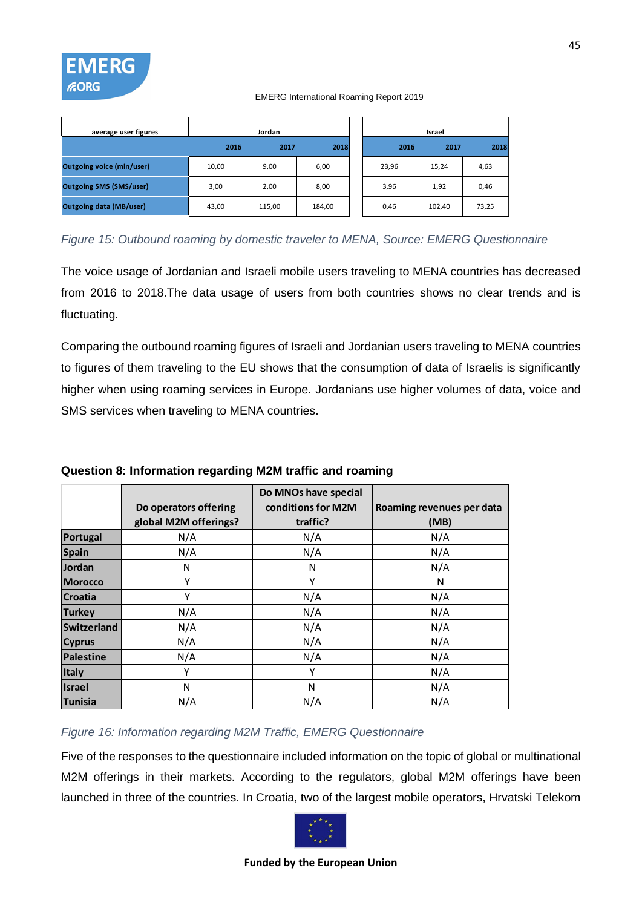| average user figures | Jordan | | | Israel | | |
|---|---|---|---|---|---|---|
| | 2016 | 2017 | 2018 | 2016 | 2017 | 2018 |
| Outgoing voice (min/user) | 10,00 | 9,00 | 6,00 | 23,96 | 15,24 | 4,63 |
| Outgoing SMS (SMS/user) | 3,00 | 2,00 | 8,00 | 3,96 | 1,92 | 0,46 |
| Outgoing data (MB/user) | 43,00 | 115,00 | 184,00 | 0,46 | 102,40 | 73,25 |

*Figure 15: Outbound roaming by domestic traveler to MENA, Source: EMERG Questionnaire*

The voice usage of Jordanian and Israeli mobile users traveling to MENA countries has decreased from 2016 to 2018.The data usage of users from both countries shows no clear trends and is fluctuating.

Comparing the outbound roaming figures of Israeli and Jordanian users traveling to MENA countries to figures of them traveling to the EU shows that the consumption of data of Israelis is significantly higher when using roaming services in Europe. Jordanians use higher volumes of data, voice and SMS services when traveling to MENA countries.

**Question 8: Information regarding M2M traffic and roaming**

| | Do operators offering global M2M offerings? | Do MNOs have special conditions for M2M traffic? | Roaming revenues per data (MB) |
|---|---|---|---|
| Portugal | N/A | N/A | N/A |
| Spain | N/A | N/A | N/A |
| Jordan | N | N | N/A |
| Morocco | Y | Y | N |
| Croatia | Y | N/A | N/A |
| Turkey | N/A | N/A | N/A |
| Switzerland | N/A | N/A | N/A |
| Cyprus | N/A | N/A | N/A |
| Palestine | N/A | N/A | N/A |
| Italy | Y | Y | N/A |
| Israel | N | N | N/A |
| Tunisia | N/A | N/A | N/A |

*Figure 16: Information regarding M2M Traffic, EMERG Questionnaire*

Five of the responses to the questionnaire included information on the topic of global or multinational M2M offerings in their markets. According to the regulators, global M2M offerings have been launched in three of the countries. In Croatia, two of the largest mobile operators, Hrvatski Telekom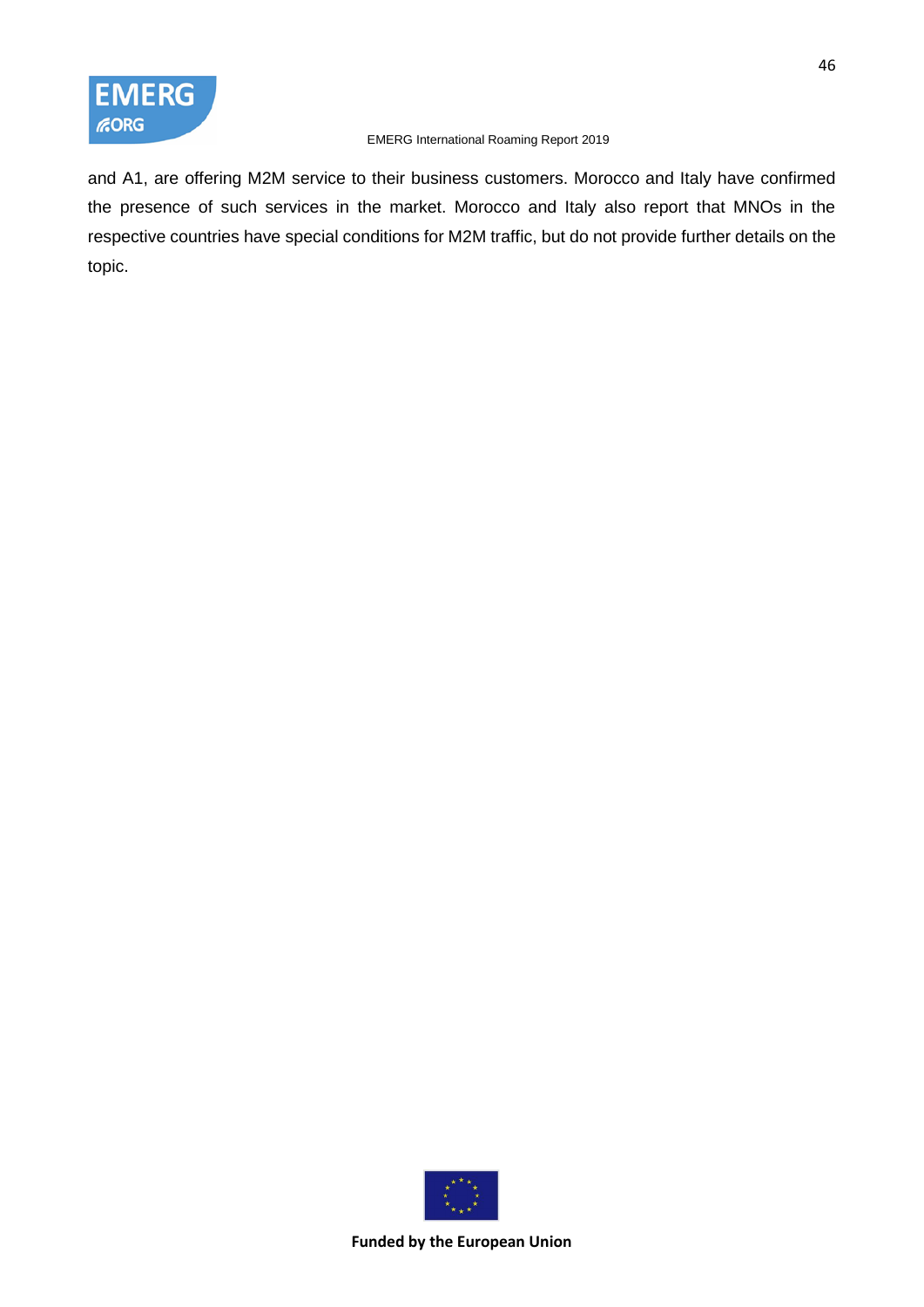and A1, are offering M2M service to their business customers. Morocco and Italy have confirmed the presence of such services in the market. Morocco and Italy also report that MNOs in the respective countries have special conditions for M2M traffic, but do not provide further details on the topic.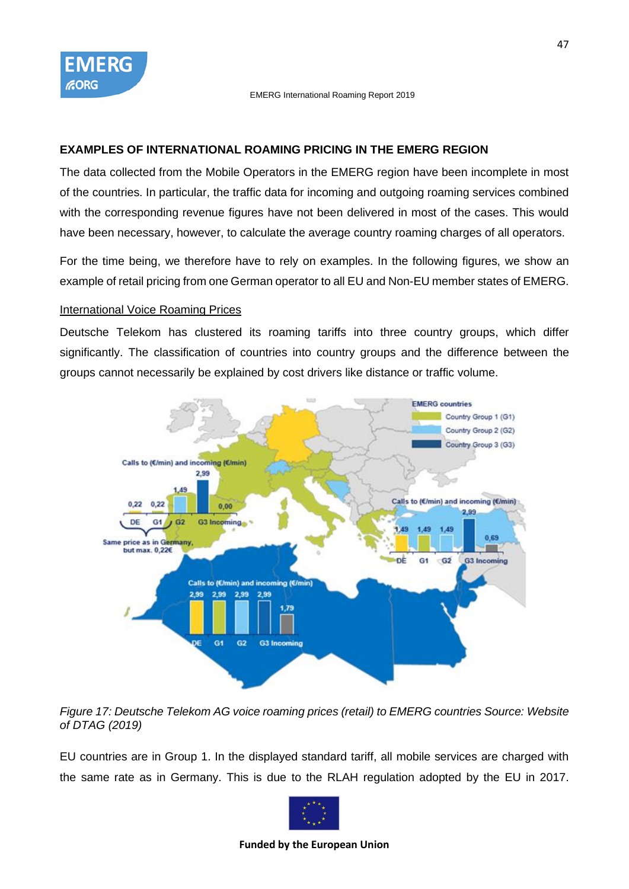**EXAMPLES OF INTERNATIONAL ROAMING PRICING IN THE EMERG REGION**

The data collected from the Mobile Operators in the EMERG region have been incomplete in most of the countries. In particular, the traffic data for incoming and outgoing roaming services combined with the corresponding revenue figures have not been delivered in most of the cases. This would have been necessary, however, to calculate the average country roaming charges of all operators.

For the time being, we therefore have to rely on examples. In the following figures, we show an example of retail pricing from one German operator to all EU and Non-EU member states of EMERG.

International Voice Roaming Prices

Deutsche Telekom has clustered its roaming tariffs into three country groups, which differ significantly. The classification of countries into country groups and the difference between the groups cannot necessarily be explained by cost drivers like distance or traffic volume.

*Figure 17: Deutsche Telekom AG voice roaming prices (retail) to EMERG countries Source: Website of DTAG (2019)*

EU countries are in Group 1. In the displayed standard tariff, all mobile services are charged with the same rate as in Germany. This is due to the RLAH regulation adopted by the EU in 2017.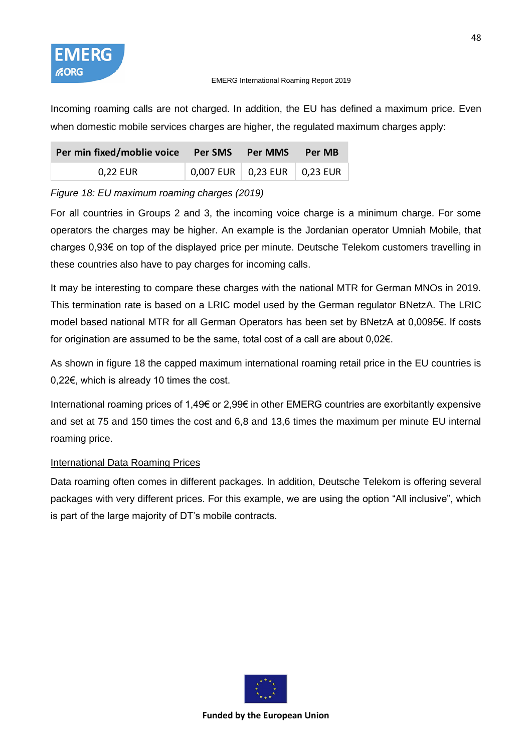Incoming roaming calls are not charged. In addition, the EU has defined a maximum price. Even when domestic mobile services charges are higher, the regulated maximum charges apply:

| Per min fixed/moblie voice | Per SMS | Per MMS | Per MB |
|---|---|---|---|
| 0,22 EUR | 0,007 EUR | 0,23 EUR | 0,23 EUR |

*Figure 18: EU maximum roaming charges (2019)*

For all countries in Groups 2 and 3, the incoming voice charge is a minimum charge. For some operators the charges may be higher. An example is the Jordanian operator Umniah Mobile, that charges 0,93€ on top of the displayed price per minute. Deutsche Telekom customers travelling in these countries also have to pay charges for incoming calls.

It may be interesting to compare these charges with the national MTR for German MNOs in 2019. This termination rate is based on a LRIC model used by the German regulator BNetzA. The LRIC model based national MTR for all German Operators has been set by BNetzA at 0,0095€. If costs for origination are assumed to be the same, total cost of a call are about 0,02€.

As shown in figure 18 the capped maximum international roaming retail price in the EU countries is 0,22€, which is already 10 times the cost.

International roaming prices of 1,49€ or 2,99€ in other EMERG countries are exorbitantly expensive and set at 75 and 150 times the cost and 6,8 and 13,6 times the maximum per minute EU internal roaming price.

<u>International Data Roaming Prices</u>

Data roaming often comes in different packages. In addition, Deutsche Telekom is offering several packages with very different prices. For this example, we are using the option "All inclusive", which is part of the large majority of DT's mobile contracts.

Funded by the European Union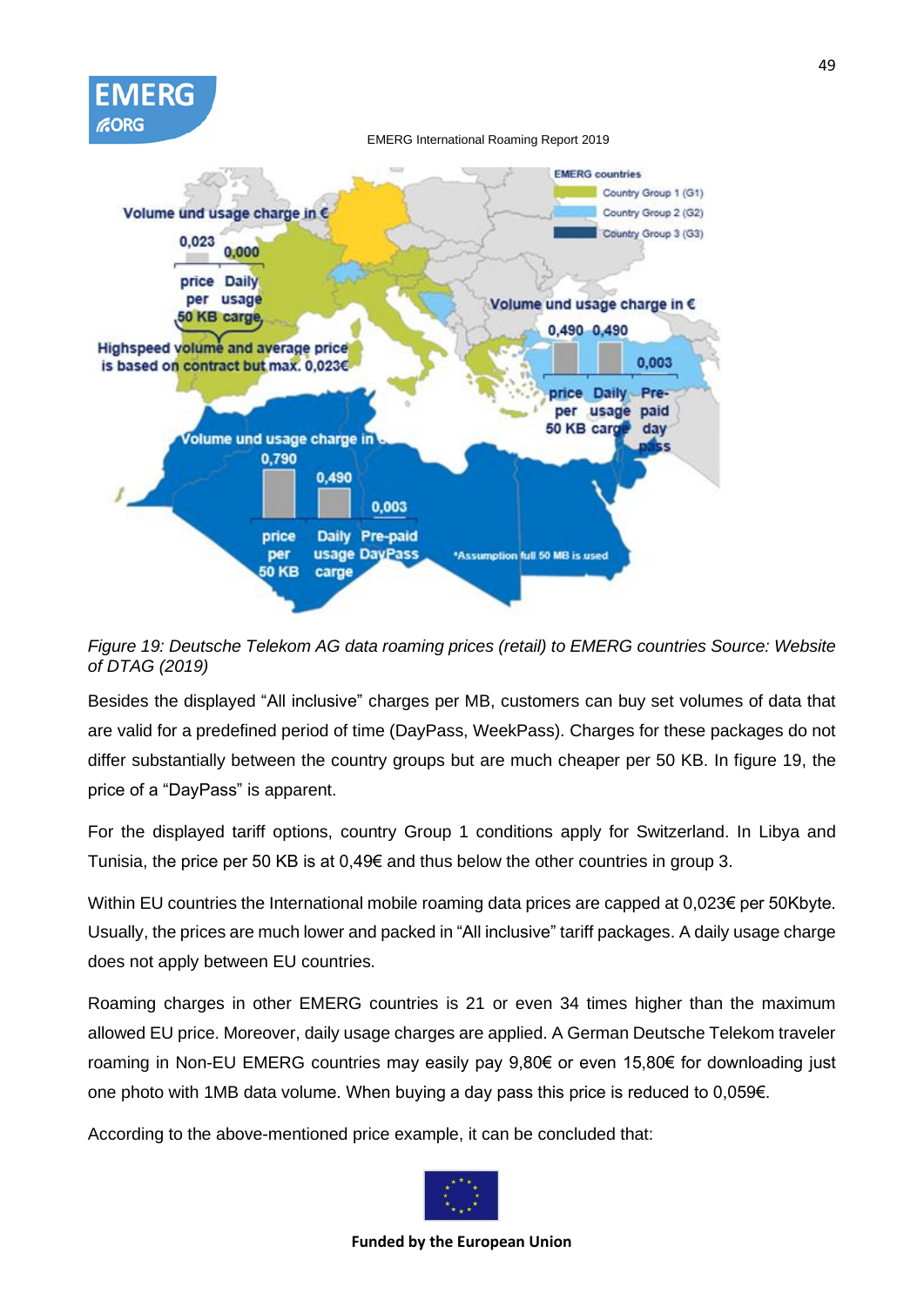*Figure 19: Deutsche Telekom AG data roaming prices (retail) to EMERG countries Source: Website of DTAG (2019)*

Besides the displayed "All inclusive" charges per MB, customers can buy set volumes of data that are valid for a predefined period of time (DayPass, WeekPass). Charges for these packages do not differ substantially between the country groups but are much cheaper per 50 KB. In figure 19, the price of a "DayPass" is apparent.

For the displayed tariff options, country Group 1 conditions apply for Switzerland. In Libya and Tunisia, the price per 50 KB is at 0,49€ and thus below the other countries in group 3.

Within EU countries the International mobile roaming data prices are capped at 0,023€ per 50Kbyte. Usually, the prices are much lower and packed in "All inclusive" tariff packages. A daily usage charge does not apply between EU countries.

Roaming charges in other EMERG countries is 21 or even 34 times higher than the maximum allowed EU price. Moreover, daily usage charges are applied. A German Deutsche Telekom traveler roaming in Non-EU EMERG countries may easily pay 9,80€ or even 15,80€ for downloading just one photo with 1MB data volume. When buying a day pass this price is reduced to 0,059€.

According to the above-mentioned price example, it can be concluded that: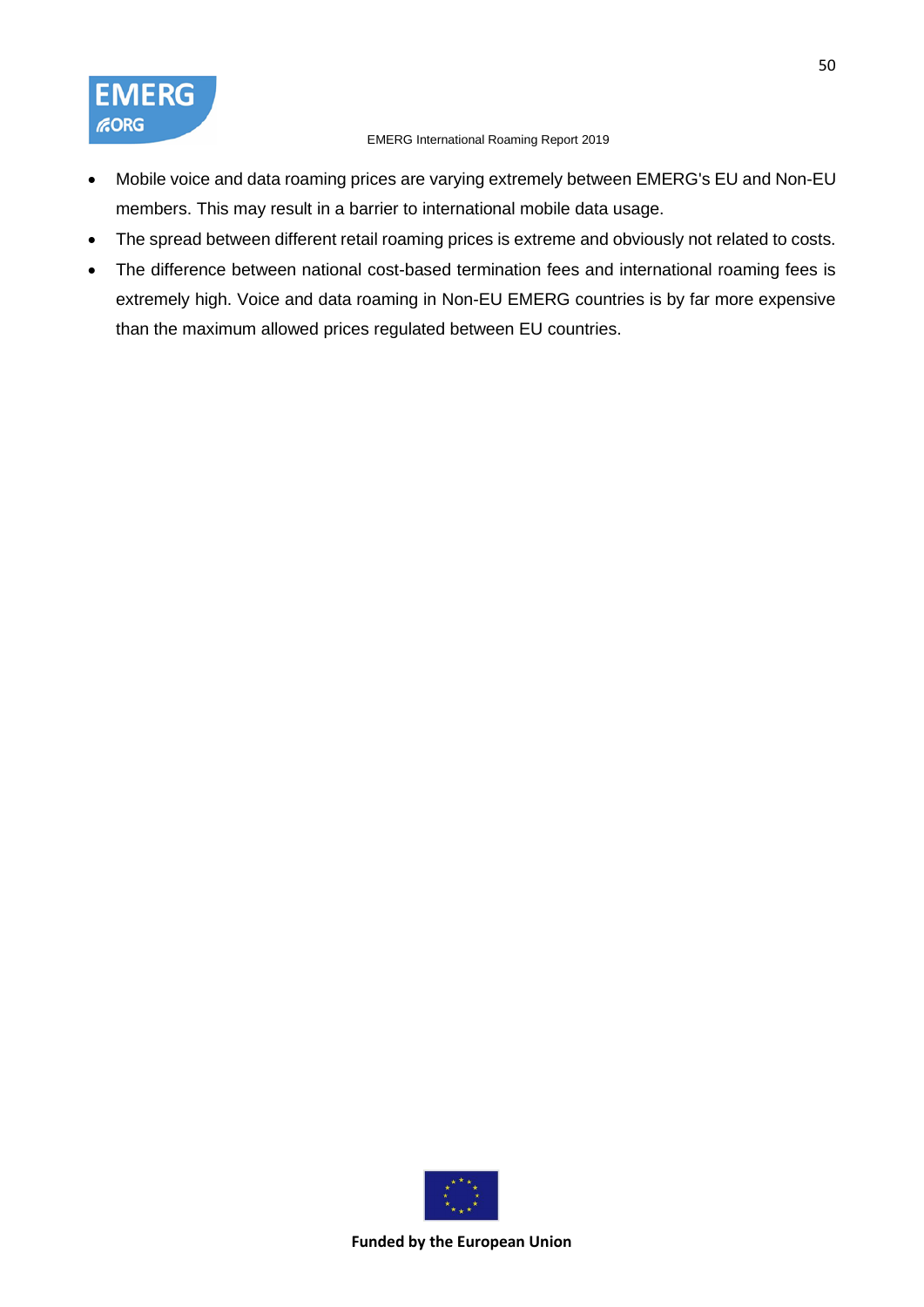- Mobile voice and data roaming prices are varying extremely between EMERG's EU and Non-EU members. This may result in a barrier to international mobile data usage.
- The spread between different retail roaming prices is extreme and obviously not related to costs.
- The difference between national cost-based termination fees and international roaming fees is extremely high. Voice and data roaming in Non-EU EMERG countries is by far more expensive than the maximum allowed prices regulated between EU countries.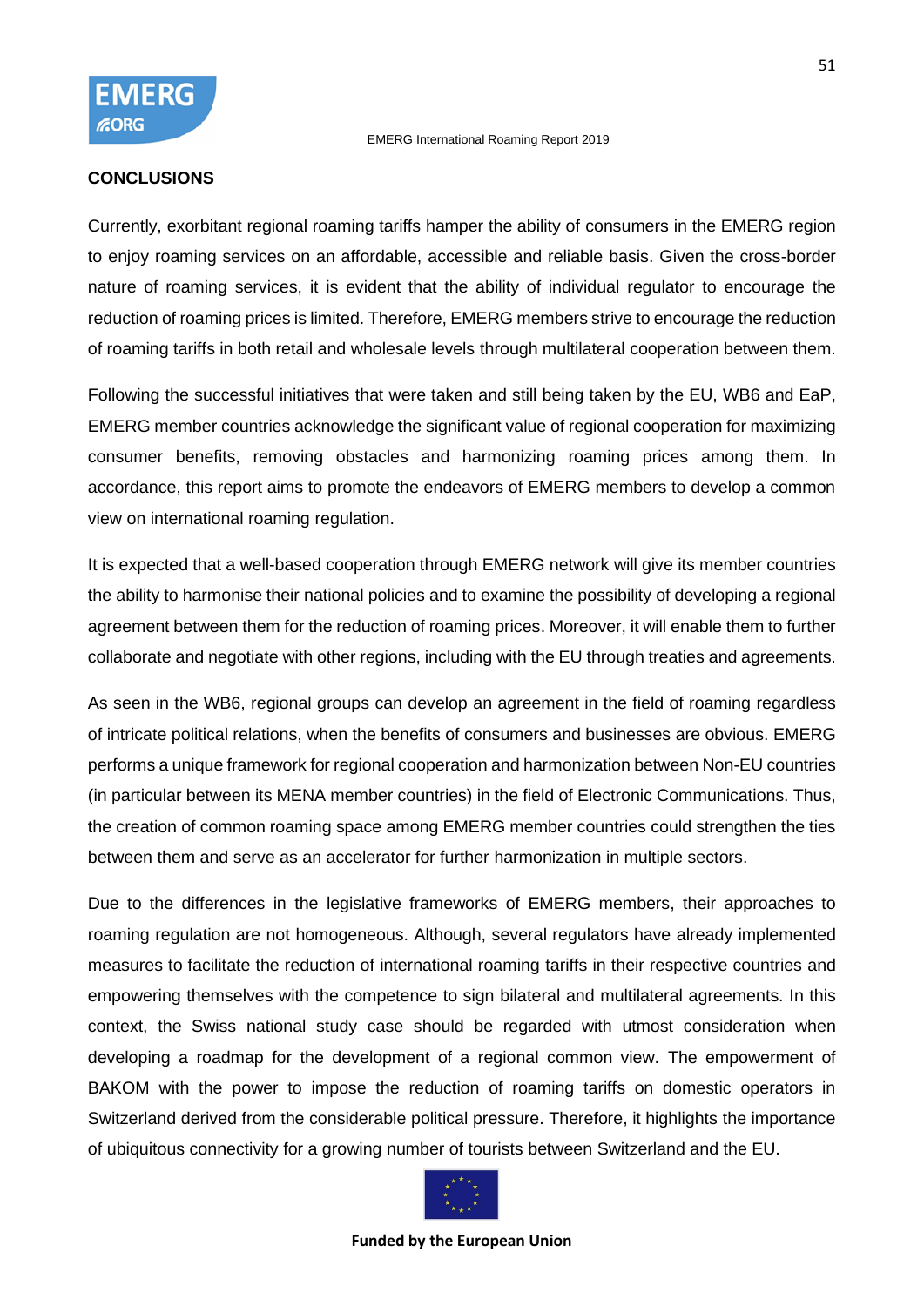## CONCLUSIONS

Currently, exorbitant regional roaming tariffs hamper the ability of consumers in the EMERG region to enjoy roaming services on an affordable, accessible and reliable basis. Given the cross-border nature of roaming services, it is evident that the ability of individual regulator to encourage the reduction of roaming prices is limited. Therefore, EMERG members strive to encourage the reduction of roaming tariffs in both retail and wholesale levels through multilateral cooperation between them.

Following the successful initiatives that were taken and still being taken by the EU, WB6 and EaP, EMERG member countries acknowledge the significant value of regional cooperation for maximizing consumer benefits, removing obstacles and harmonizing roaming prices among them. In accordance, this report aims to promote the endeavors of EMERG members to develop a common view on international roaming regulation.

It is expected that a well-based cooperation through EMERG network will give its member countries the ability to harmonise their national policies and to examine the possibility of developing a regional agreement between them for the reduction of roaming prices. Moreover, it will enable them to further collaborate and negotiate with other regions, including with the EU through treaties and agreements.

As seen in the WB6, regional groups can develop an agreement in the field of roaming regardless of intricate political relations, when the benefits of consumers and businesses are obvious. EMERG performs a unique framework for regional cooperation and harmonization between Non-EU countries (in particular between its MENA member countries) in the field of Electronic Communications. Thus, the creation of common roaming space among EMERG member countries could strengthen the ties between them and serve as an accelerator for further harmonization in multiple sectors.

Due to the differences in the legislative frameworks of EMERG members, their approaches to roaming regulation are not homogeneous. Although, several regulators have already implemented measures to facilitate the reduction of international roaming tariffs in their respective countries and empowering themselves with the competence to sign bilateral and multilateral agreements. In this context, the Swiss national study case should be regarded with utmost consideration when developing a roadmap for the development of a regional common view. The empowerment of BAKOM with the power to impose the reduction of roaming tariffs on domestic operators in Switzerland derived from the considerable political pressure. Therefore, it highlights the importance of ubiquitous connectivity for a growing number of tourists between Switzerland and the EU.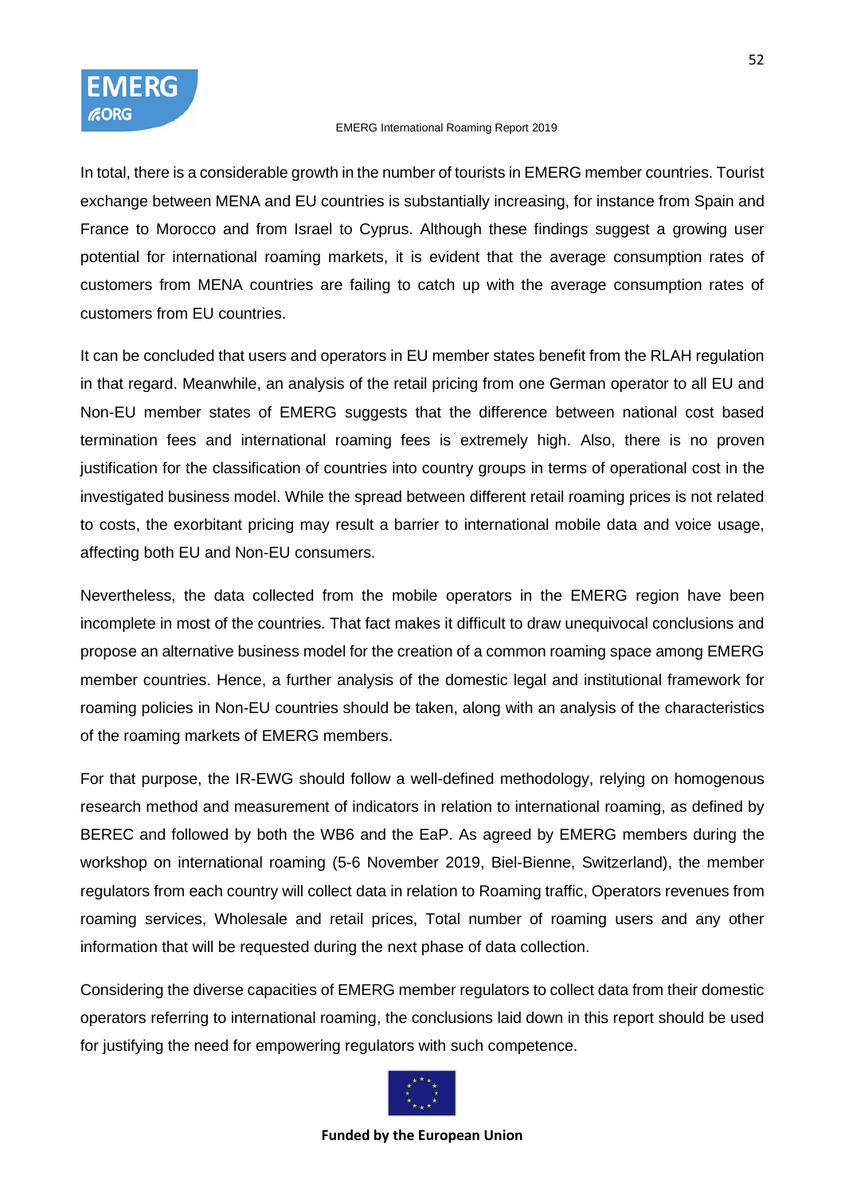In total, there is a considerable growth in the number of tourists in EMERG member countries. Tourist exchange between MENA and EU countries is substantially increasing, for instance from Spain and France to Morocco and from Israel to Cyprus. Although these findings suggest a growing user potential for international roaming markets, it is evident that the average consumption rates of customers from MENA countries are failing to catch up with the average consumption rates of customers from EU countries.

It can be concluded that users and operators in EU member states benefit from the RLAH regulation in that regard. Meanwhile, an analysis of the retail pricing from one German operator to all EU and Non-EU member states of EMERG suggests that the difference between national cost based termination fees and international roaming fees is extremely high. Also, there is no proven justification for the classification of countries into country groups in terms of operational cost in the investigated business model. While the spread between different retail roaming prices is not related to costs, the exorbitant pricing may result a barrier to international mobile data and voice usage, affecting both EU and Non-EU consumers.

Nevertheless, the data collected from the mobile operators in the EMERG region have been incomplete in most of the countries. That fact makes it difficult to draw unequivocal conclusions and propose an alternative business model for the creation of a common roaming space among EMERG member countries. Hence, a further analysis of the domestic legal and institutional framework for roaming policies in Non-EU countries should be taken, along with an analysis of the characteristics of the roaming markets of EMERG members.

For that purpose, the IR-EWG should follow a well-defined methodology, relying on homogenous research method and measurement of indicators in relation to international roaming, as defined by BEREC and followed by both the WB6 and the EaP. As agreed by EMERG members during the workshop on international roaming (5-6 November 2019, Biel-Bienne, Switzerland), the member regulators from each country will collect data in relation to Roaming traffic, Operators revenues from roaming services, Wholesale and retail prices, Total number of roaming users and any other information that will be requested during the next phase of data collection.

Considering the diverse capacities of EMERG member regulators to collect data from their domestic operators referring to international roaming, the conclusions laid down in this report should be used for justifying the need for empowering regulators with such competence.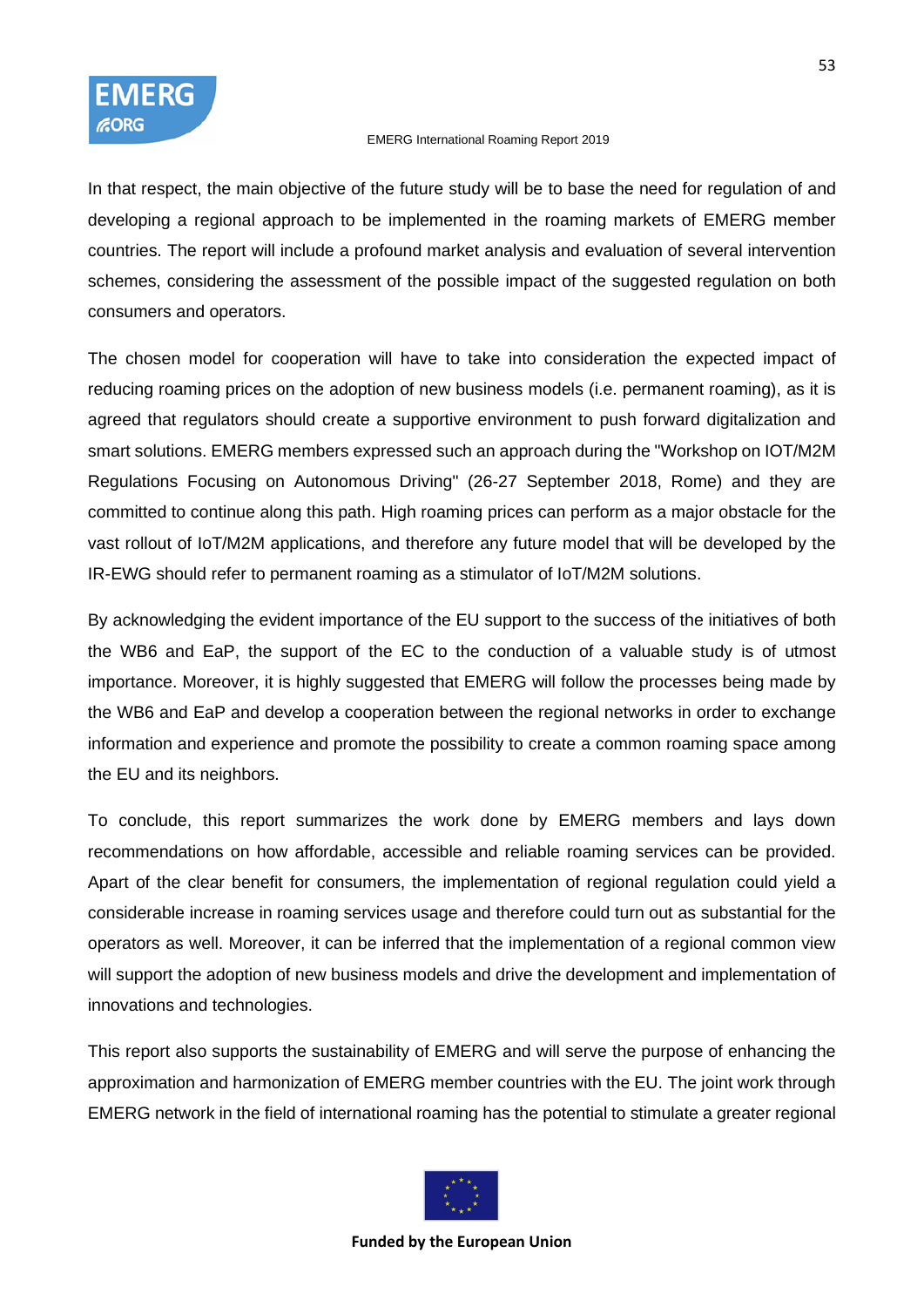In that respect, the main objective of the future study will be to base the need for regulation of and developing a regional approach to be implemented in the roaming markets of EMERG member countries. The report will include a profound market analysis and evaluation of several intervention schemes, considering the assessment of the possible impact of the suggested regulation on both consumers and operators.

The chosen model for cooperation will have to take into consideration the expected impact of reducing roaming prices on the adoption of new business models (i.e. permanent roaming), as it is agreed that regulators should create a supportive environment to push forward digitalization and smart solutions. EMERG members expressed such an approach during the "Workshop on IOT/M2M Regulations Focusing on Autonomous Driving" (26-27 September 2018, Rome) and they are committed to continue along this path. High roaming prices can perform as a major obstacle for the vast rollout of IoT/M2M applications, and therefore any future model that will be developed by the IR-EWG should refer to permanent roaming as a stimulator of IoT/M2M solutions.

By acknowledging the evident importance of the EU support to the success of the initiatives of both the WB6 and EaP, the support of the EC to the conduction of a valuable study is of utmost importance. Moreover, it is highly suggested that EMERG will follow the processes being made by the WB6 and EaP and develop a cooperation between the regional networks in order to exchange information and experience and promote the possibility to create a common roaming space among the EU and its neighbors.

To conclude, this report summarizes the work done by EMERG members and lays down recommendations on how affordable, accessible and reliable roaming services can be provided. Apart of the clear benefit for consumers, the implementation of regional regulation could yield a considerable increase in roaming services usage and therefore could turn out as substantial for the operators as well. Moreover, it can be inferred that the implementation of a regional common view will support the adoption of new business models and drive the development and implementation of innovations and technologies.

This report also supports the sustainability of EMERG and will serve the purpose of enhancing the approximation and harmonization of EMERG member countries with the EU. The joint work through EMERG network in the field of international roaming has the potential to stimulate a greater regional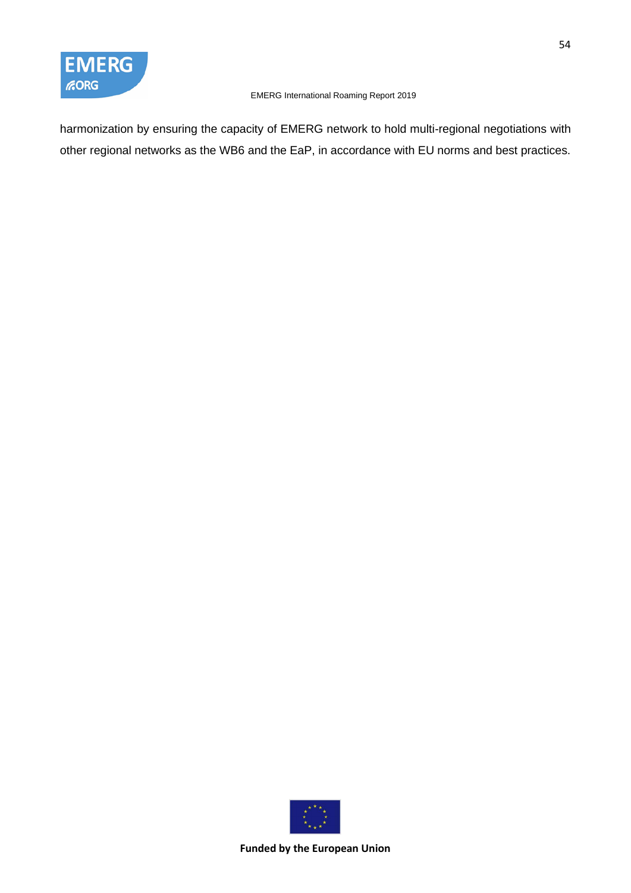harmonization by ensuring the capacity of EMERG network to hold multi-regional negotiations with other regional networks as the WB6 and the EaP, in accordance with EU norms and best practices.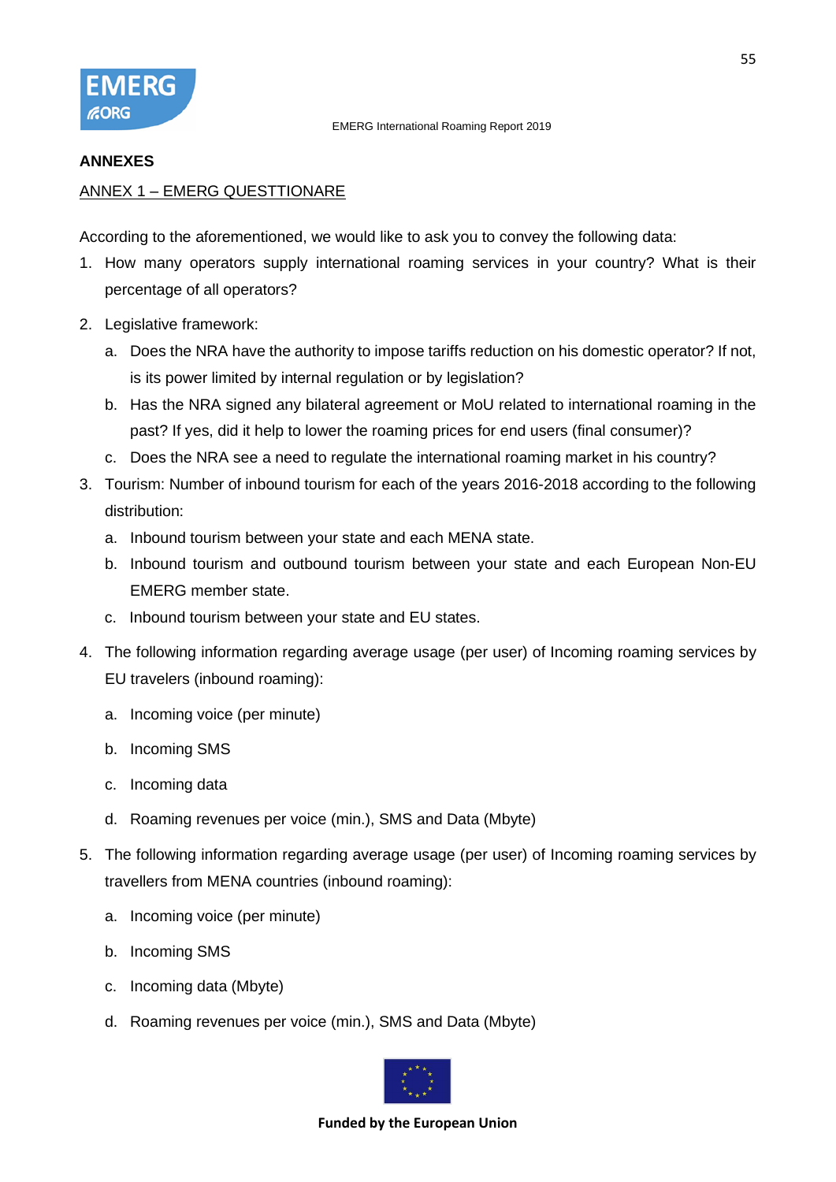## ANNEXES

### ANNEX 1 – EMERG QUESTTIONARE

According to the aforementioned, we would like to ask you to convey the following data:

1. How many operators supply international roaming services in your country? What is their percentage of all operators?
2. Legislative framework:
   a. Does the NRA have the authority to impose tariffs reduction on his domestic operator? If not, is its power limited by internal regulation or by legislation?
   b. Has the NRA signed any bilateral agreement or MoU related to international roaming in the past? If yes, did it help to lower the roaming prices for end users (final consumer)?
   c. Does the NRA see a need to regulate the international roaming market in his country?
3. Tourism: Number of inbound tourism for each of the years 2016-2018 according to the following distribution:
   a. Inbound tourism between your state and each MENA state.
   b. Inbound tourism and outbound tourism between your state and each European Non-EU EMERG member state.
   c. Inbound tourism between your state and EU states.
4. The following information regarding average usage (per user) of Incoming roaming services by EU travelers (inbound roaming):
   a. Incoming voice (per minute)
   b. Incoming SMS
   c. Incoming data
   d. Roaming revenues per voice (min.), SMS and Data (Mbyte)
5. The following information regarding average usage (per user) of Incoming roaming services by travellers from MENA countries (inbound roaming):
   a. Incoming voice (per minute)
   b. Incoming SMS
   c. Incoming data (Mbyte)
   d. Roaming revenues per voice (min.), SMS and Data (Mbyte)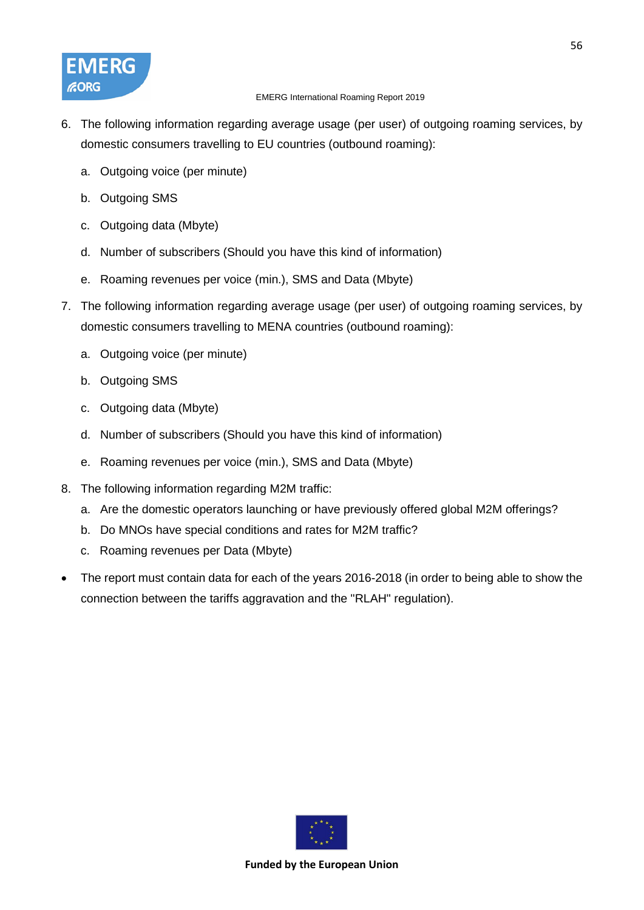6. The following information regarding average usage (per user) of outgoing roaming services, by domestic consumers travelling to EU countries (outbound roaming):

   a. Outgoing voice (per minute)

   b. Outgoing SMS

   c. Outgoing data (Mbyte)

   d. Number of subscribers (Should you have this kind of information)

   e. Roaming revenues per voice (min.), SMS and Data (Mbyte)

7. The following information regarding average usage (per user) of outgoing roaming services, by domestic consumers travelling to MENA countries (outbound roaming):

   a. Outgoing voice (per minute)

   b. Outgoing SMS

   c. Outgoing data (Mbyte)

   d. Number of subscribers (Should you have this kind of information)

   e. Roaming revenues per voice (min.), SMS and Data (Mbyte)

8. The following information regarding M2M traffic:
   a. Are the domestic operators launching or have previously offered global M2M offerings?
   b. Do MNOs have special conditions and rates for M2M traffic?
   c. Roaming revenues per Data (Mbyte)

- The report must contain data for each of the years 2016-2018 (in order to being able to show the connection between the tariffs aggravation and the "RLAH" regulation).

Funded by the European Union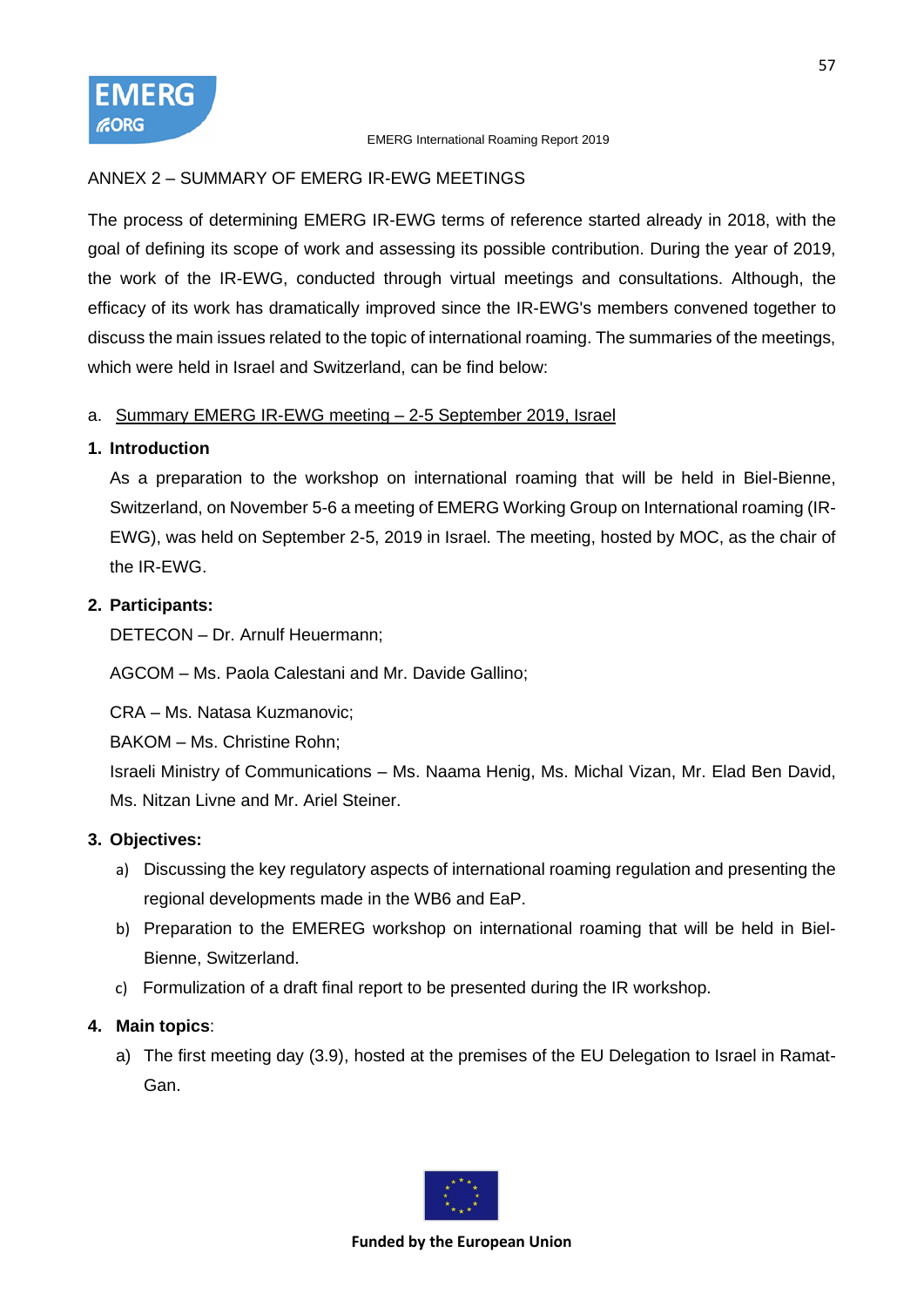ANNEX 2 – SUMMARY OF EMERG IR-EWG MEETINGS

The process of determining EMERG IR-EWG terms of reference started already in 2018, with the goal of defining its scope of work and assessing its possible contribution. During the year of 2019, the work of the IR-EWG, conducted through virtual meetings and consultations. Although, the efficacy of its work has dramatically improved since the IR-EWG's members convened together to discuss the main issues related to the topic of international roaming. The summaries of the meetings, which were held in Israel and Switzerland, can be find below:

a. <u>Summary EMERG IR-EWG meeting – 2-5 September 2019, Israel</u>

**1. Introduction**

As a preparation to the workshop on international roaming that will be held in Biel-Bienne, Switzerland, on November 5-6 a meeting of EMERG Working Group on International roaming (IR-EWG), was held on September 2-5, 2019 in Israel. The meeting, hosted by MOC, as the chair of the IR-EWG.

**2. Participants:**

DETECON – Dr. Arnulf Heuermann;

AGCOM – Ms. Paola Calestani and Mr. Davide Gallino;

CRA – Ms. Natasa Kuzmanovic;

BAKOM – Ms. Christine Rohn;

Israeli Ministry of Communications – Ms. Naama Henig, Ms. Michal Vizan, Mr. Elad Ben David, Ms. Nitzan Livne and Mr. Ariel Steiner.

**3. Objectives:**

a) Discussing the key regulatory aspects of international roaming regulation and presenting the regional developments made in the WB6 and EaP.

b) Preparation to the EMEREG workshop on international roaming that will be held in Biel-Bienne, Switzerland.

c) Formulization of a draft final report to be presented during the IR workshop.

**4. Main topics**:

a) The first meeting day (3.9), hosted at the premises of the EU Delegation to Israel in Ramat-Gan.

Funded by the European Union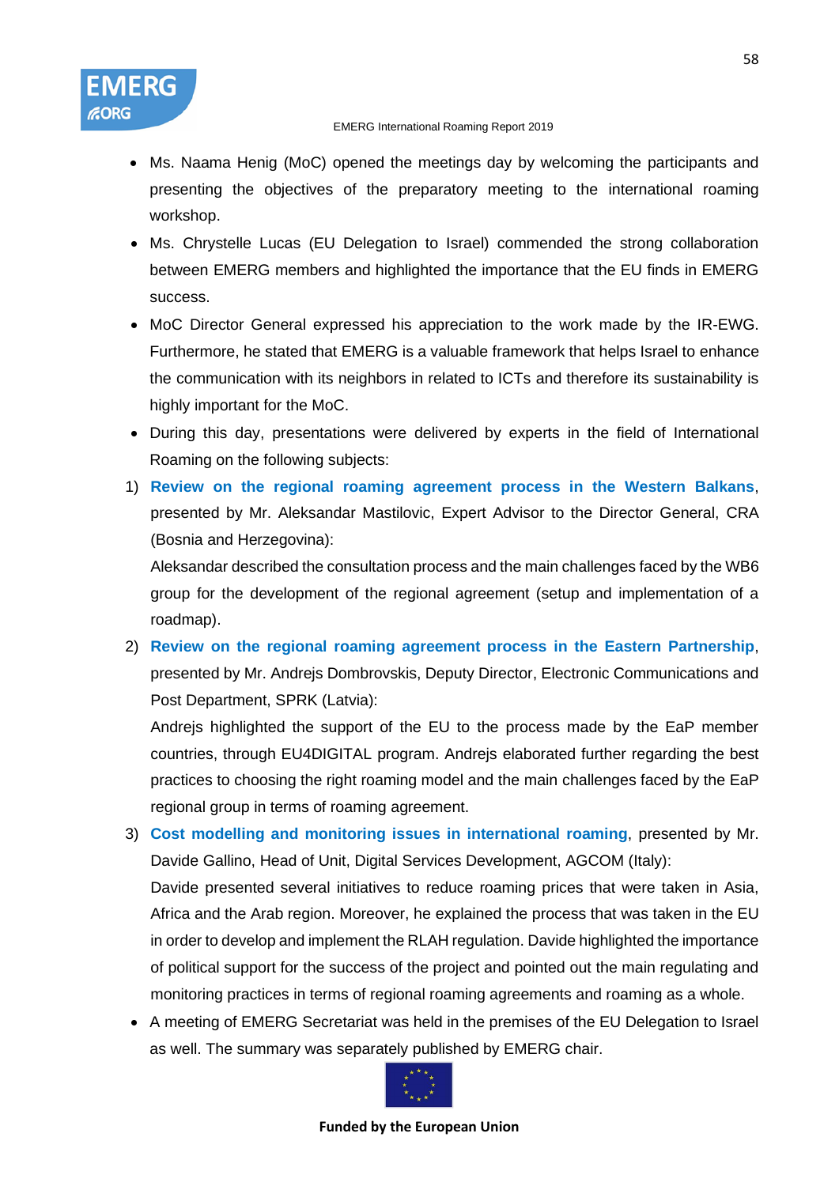- Ms. Naama Henig (MoC) opened the meetings day by welcoming the participants and presenting the objectives of the preparatory meeting to the international roaming workshop.
- Ms. Chrystelle Lucas (EU Delegation to Israel) commended the strong collaboration between EMERG members and highlighted the importance that the EU finds in EMERG success.
- MoC Director General expressed his appreciation to the work made by the IR-EWG. Furthermore, he stated that EMERG is a valuable framework that helps Israel to enhance the communication with its neighbors in related to ICTs and therefore its sustainability is highly important for the MoC.
- During this day, presentations were delivered by experts in the field of International Roaming on the following subjects:

1) **Review on the regional roaming agreement process in the Western Balkans**, presented by Mr. Aleksandar Mastilovic, Expert Advisor to the Director General, CRA (Bosnia and Herzegovina):

   Aleksandar described the consultation process and the main challenges faced by the WB6 group for the development of the regional agreement (setup and implementation of a roadmap).

2) **Review on the regional roaming agreement process in the Eastern Partnership**, presented by Mr. Andrejs Dombrovskis, Deputy Director, Electronic Communications and Post Department, SPRK (Latvia):

   Andrejs highlighted the support of the EU to the process made by the EaP member countries, through EU4DIGITAL program. Andrejs elaborated further regarding the best practices to choosing the right roaming model and the main challenges faced by the EaP regional group in terms of roaming agreement.

3) **Cost modelling and monitoring issues in international roaming**, presented by Mr. Davide Gallino, Head of Unit, Digital Services Development, AGCOM (Italy):

   Davide presented several initiatives to reduce roaming prices that were taken in Asia, Africa and the Arab region. Moreover, he explained the process that was taken in the EU in order to develop and implement the RLAH regulation. Davide highlighted the importance of political support for the success of the project and pointed out the main regulating and monitoring practices in terms of regional roaming agreements and roaming as a whole.

- A meeting of EMERG Secretariat was held in the premises of the EU Delegation to Israel as well. The summary was separately published by EMERG chair.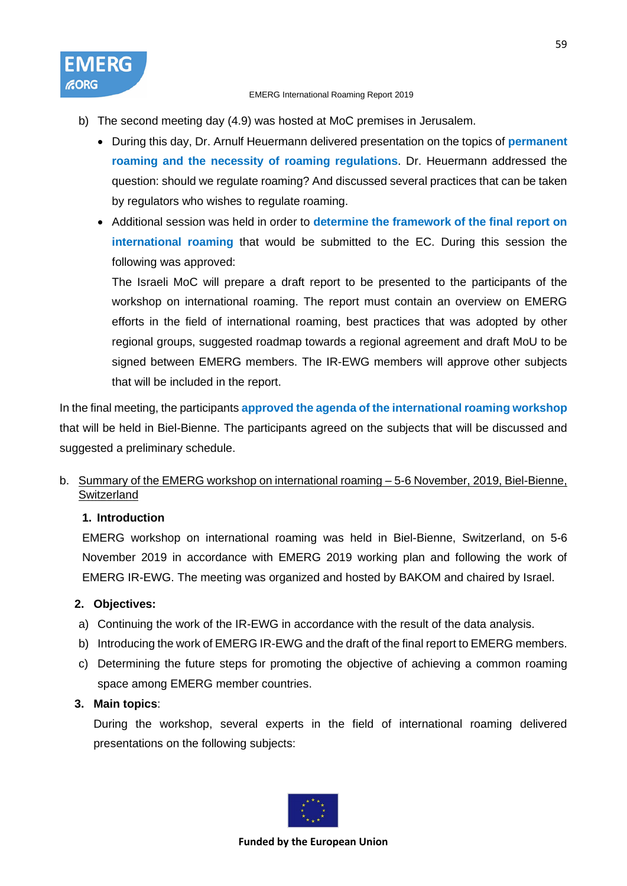b) The second meeting day (4.9) was hosted at MoC premises in Jerusalem.

- During this day, Dr. Arnulf Heuermann delivered presentation on the topics of **permanent roaming and the necessity of roaming regulations**. Dr. Heuermann addressed the question: should we regulate roaming? And discussed several practices that can be taken by regulators who wishes to regulate roaming.
- Additional session was held in order to **determine the framework of the final report on international roaming** that would be submitted to the EC. During this session the following was approved:

  The Israeli MoC will prepare a draft report to be presented to the participants of the workshop on international roaming. The report must contain an overview on EMERG efforts in the field of international roaming, best practices that was adopted by other regional groups, suggested roadmap towards a regional agreement and draft MoU to be signed between EMERG members. The IR-EWG members will approve other subjects that will be included in the report.

In the final meeting, the participants **approved the agenda of the international roaming workshop** that will be held in Biel-Bienne. The participants agreed on the subjects that will be discussed and suggested a preliminary schedule.

b. Summary of the EMERG workshop on international roaming – 5-6 November, 2019, Biel-Bienne, Switzerland

**1. Introduction**

EMERG workshop on international roaming was held in Biel-Bienne, Switzerland, on 5-6 November 2019 in accordance with EMERG 2019 working plan and following the work of EMERG IR-EWG. The meeting was organized and hosted by BAKOM and chaired by Israel.

**2. Objectives:**

a) Continuing the work of the IR-EWG in accordance with the result of the data analysis.

b) Introducing the work of EMERG IR-EWG and the draft of the final report to EMERG members.

c) Determining the future steps for promoting the objective of achieving a common roaming space among EMERG member countries.

**3. Main topics**:

During the workshop, several experts in the field of international roaming delivered presentations on the following subjects: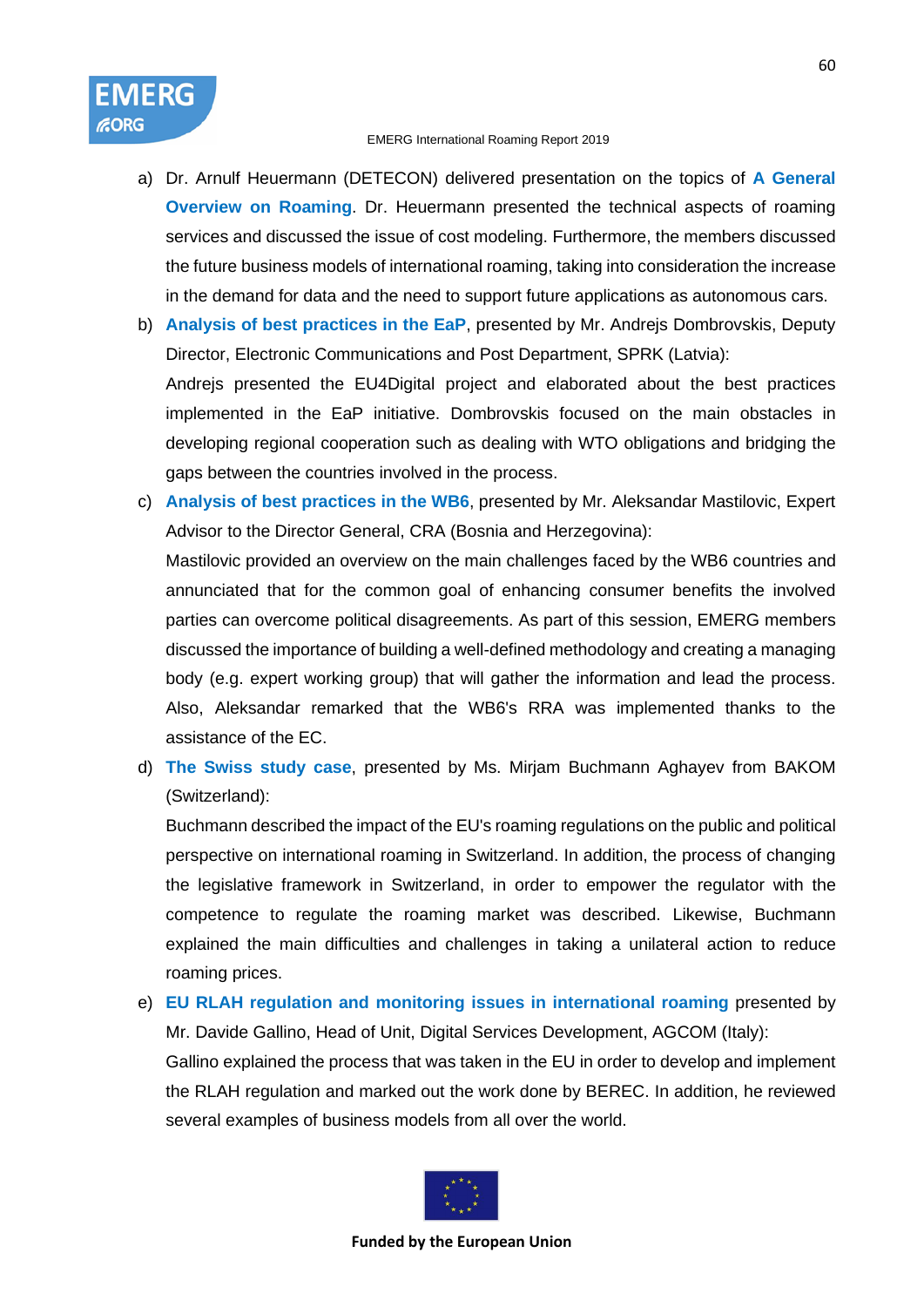a) Dr. Arnulf Heuermann (DETECON) delivered presentation on the topics of **A General Overview on Roaming**. Dr. Heuermann presented the technical aspects of roaming services and discussed the issue of cost modeling. Furthermore, the members discussed the future business models of international roaming, taking into consideration the increase in the demand for data and the need to support future applications as autonomous cars.

b) **Analysis of best practices in the EaP**, presented by Mr. Andrejs Dombrovskis, Deputy Director, Electronic Communications and Post Department, SPRK (Latvia):
Andrejs presented the EU4Digital project and elaborated about the best practices implemented in the EaP initiative. Dombrovskis focused on the main obstacles in developing regional cooperation such as dealing with WTO obligations and bridging the gaps between the countries involved in the process.

c) **Analysis of best practices in the WB6**, presented by Mr. Aleksandar Mastilovic, Expert Advisor to the Director General, CRA (Bosnia and Herzegovina):
Mastilovic provided an overview on the main challenges faced by the WB6 countries and annunciated that for the common goal of enhancing consumer benefits the involved parties can overcome political disagreements. As part of this session, EMERG members discussed the importance of building a well-defined methodology and creating a managing body (e.g. expert working group) that will gather the information and lead the process. Also, Aleksandar remarked that the WB6's RRA was implemented thanks to the assistance of the EC.

d) **The Swiss study case**, presented by Ms. Mirjam Buchmann Aghayev from BAKOM (Switzerland):
Buchmann described the impact of the EU's roaming regulations on the public and political perspective on international roaming in Switzerland. In addition, the process of changing the legislative framework in Switzerland, in order to empower the regulator with the competence to regulate the roaming market was described. Likewise, Buchmann explained the main difficulties and challenges in taking a unilateral action to reduce roaming prices.

e) **EU RLAH regulation and monitoring issues in international roaming** presented by Mr. Davide Gallino, Head of Unit, Digital Services Development, AGCOM (Italy):
Gallino explained the process that was taken in the EU in order to develop and implement the RLAH regulation and marked out the work done by BEREC. In addition, he reviewed several examples of business models from all over the world.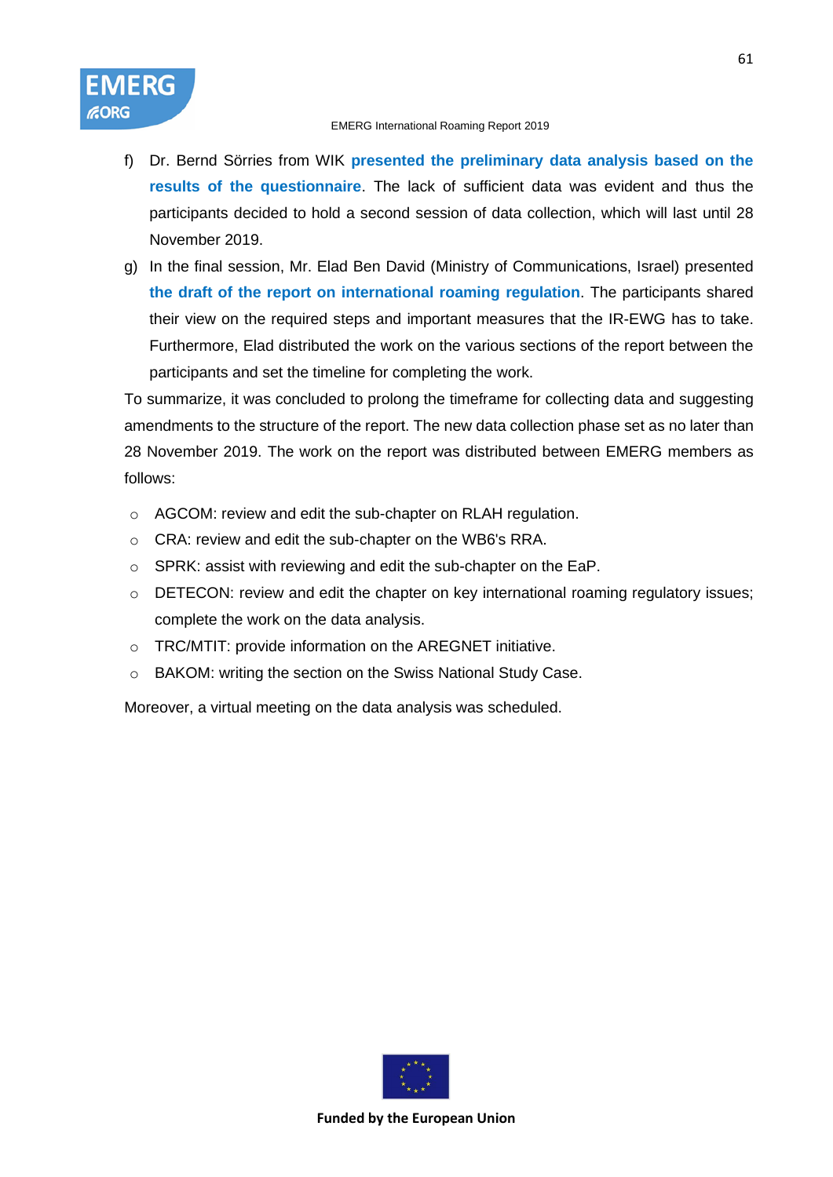f) Dr. Bernd Sörries from WIK **presented the preliminary data analysis based on the results of the questionnaire**. The lack of sufficient data was evident and thus the participants decided to hold a second session of data collection, which will last until 28 November 2019.

g) In the final session, Mr. Elad Ben David (Ministry of Communications, Israel) presented **the draft of the report on international roaming regulation**. The participants shared their view on the required steps and important measures that the IR-EWG has to take. Furthermore, Elad distributed the work on the various sections of the report between the participants and set the timeline for completing the work.

To summarize, it was concluded to prolong the timeframe for collecting data and suggesting amendments to the structure of the report. The new data collection phase set as no later than 28 November 2019. The work on the report was distributed between EMERG members as follows:

- AGCOM: review and edit the sub-chapter on RLAH regulation.
- CRA: review and edit the sub-chapter on the WB6's RRA.
- SPRK: assist with reviewing and edit the sub-chapter on the EaP.
- DETECON: review and edit the chapter on key international roaming regulatory issues; complete the work on the data analysis.
- TRC/MTIT: provide information on the AREGNET initiative.
- BAKOM: writing the section on the Swiss National Study Case.

Moreover, a virtual meeting on the data analysis was scheduled.